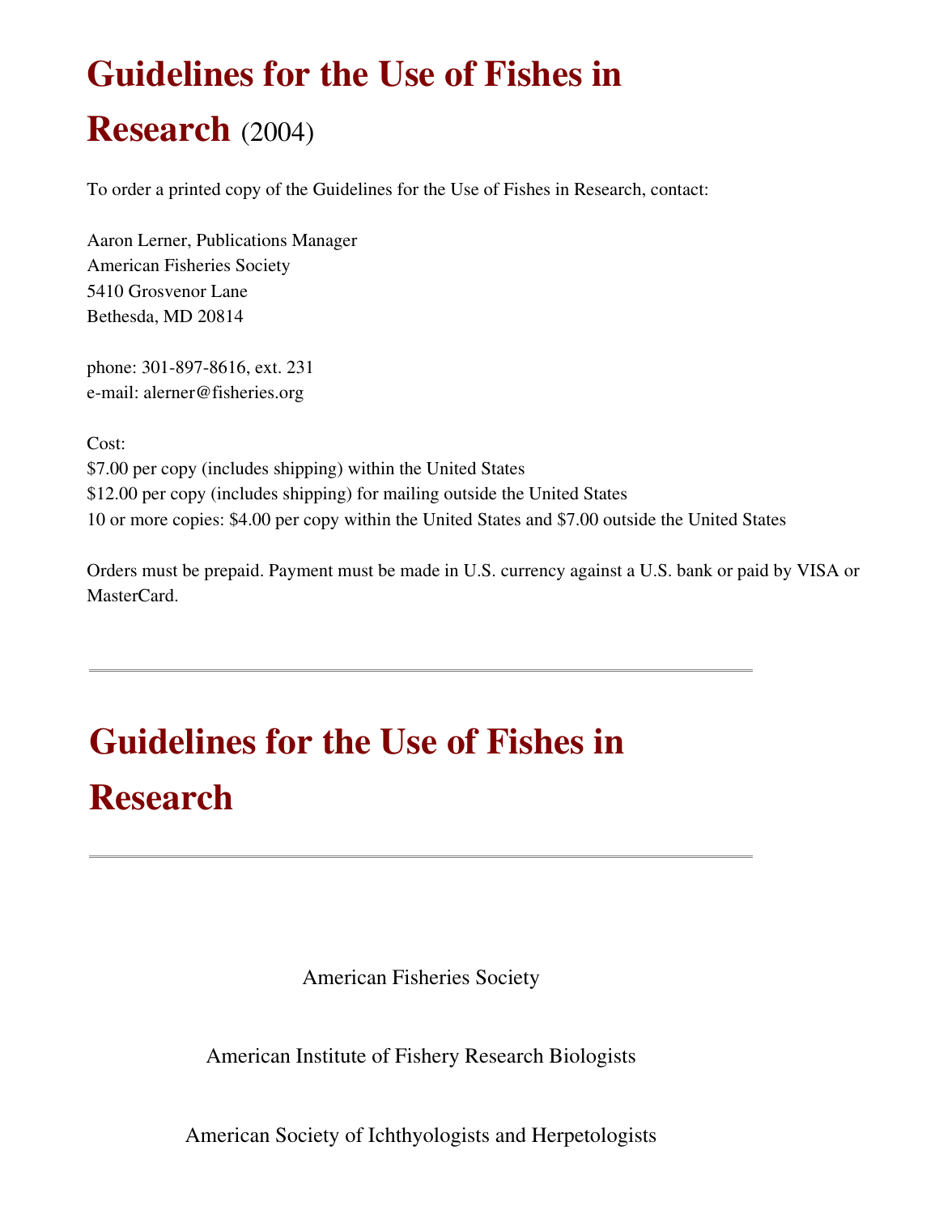# Guidelines for the Use of Fishes in Research (2004)

To order a printed copy of the Guidelines for the Use of Fishes in Research, contact:

Aaron Lerner, Publications Manager
American Fisheries Society
5410 Grosvenor Lane
Bethesda, MD 20814

phone: 301-897-8616, ext. 231
e-mail: alerner@fisheries.org

Cost:
$7.00 per copy (includes shipping) within the United States
$12.00 per copy (includes shipping) for mailing outside the United States
10 or more copies: $4.00 per copy within the United States and $7.00 outside the United States

Orders must be prepaid. Payment must be made in U.S. currency against a U.S. bank or paid by VISA or MasterCard.

---

# Guidelines for the Use of Fishes in Research

---

American Fisheries Society

American Institute of Fishery Research Biologists

American Society of Ichthyologists and Herpetologists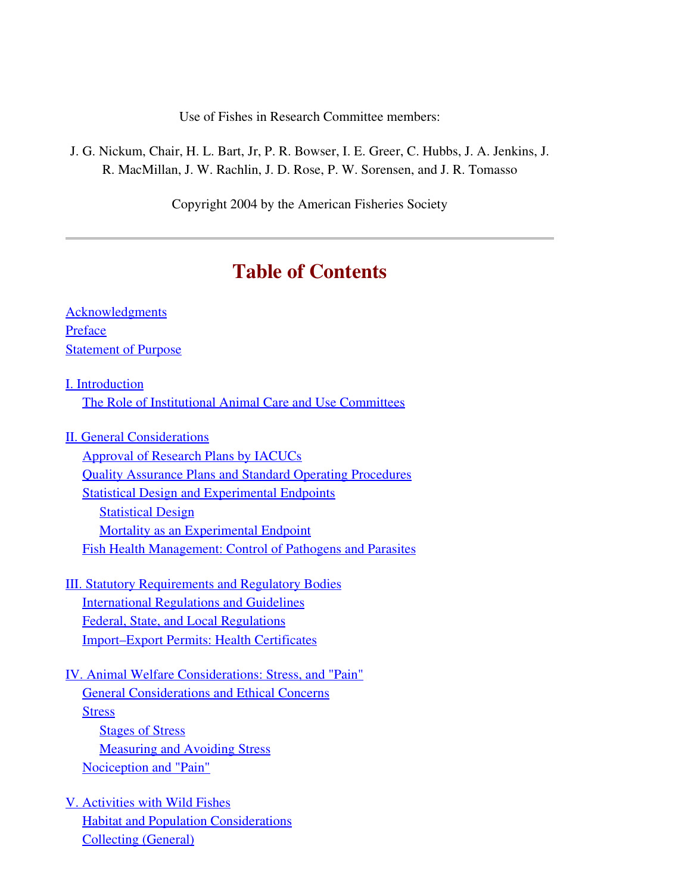Use of Fishes in Research Committee members:

J. G. Nickum, Chair, H. L. Bart, Jr, P. R. Bowser, I. E. Greer, C. Hubbs, J. A. Jenkins, J. R. MacMillan, J. W. Rachlin, J. D. Rose, P. W. Sorensen, and J. R. Tomasso

Copyright 2004 by the American Fisheries Society

---

# Table of Contents

Acknowledgments
Preface
Statement of Purpose

I. Introduction
- The Role of Institutional Animal Care and Use Committees

II. General Considerations
- Approval of Research Plans by IACUCs
- Quality Assurance Plans and Standard Operating Procedures
- Statistical Design and Experimental Endpoints
  - Statistical Design
  - Mortality as an Experimental Endpoint
- Fish Health Management: Control of Pathogens and Parasites

III. Statutory Requirements and Regulatory Bodies
- International Regulations and Guidelines
- Federal, State, and Local Regulations
- Import–Export Permits: Health Certificates

IV. Animal Welfare Considerations: Stress, and "Pain"
- General Considerations and Ethical Concerns
- Stress
  - Stages of Stress
  - Measuring and Avoiding Stress
- Nociception and "Pain"

V. Activities with Wild Fishes
- Habitat and Population Considerations
- Collecting (General)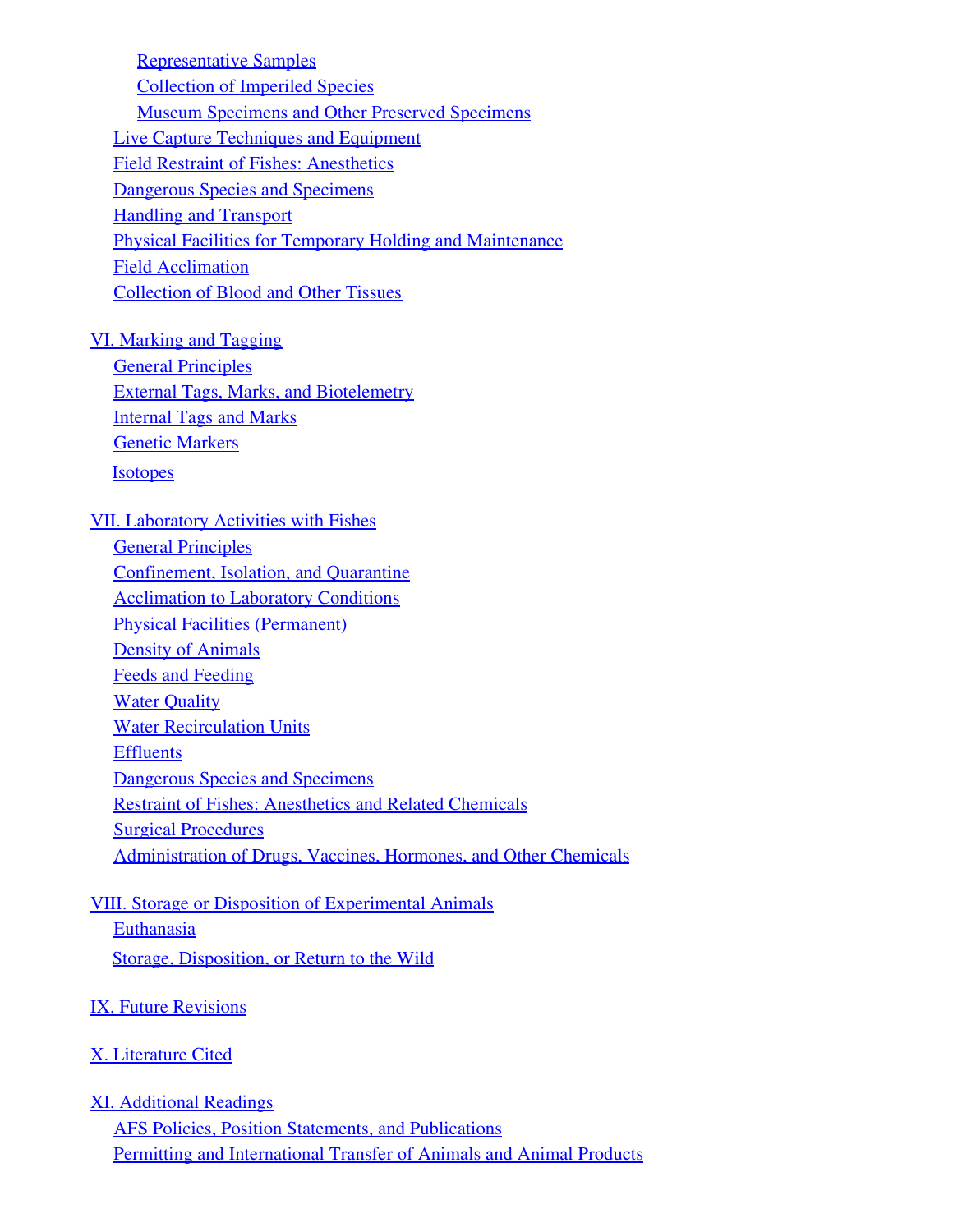- Representative Samples
- Collection of Imperiled Species
- Museum Specimens and Other Preserved Specimens

- Live Capture Techniques and Equipment
- Field Restraint of Fishes: Anesthetics
- Dangerous Species and Specimens
- Handling and Transport
- Physical Facilities for Temporary Holding and Maintenance
- Field Acclimation
- Collection of Blood and Other Tissues

VI. Marking and Tagging

- General Principles
- External Tags, Marks, and Biotelemetry
- Internal Tags and Marks
- Genetic Markers
- Isotopes

VII. Laboratory Activities with Fishes

- General Principles
- Confinement, Isolation, and Quarantine
- Acclimation to Laboratory Conditions
- Physical Facilities (Permanent)
- Density of Animals
- Feeds and Feeding
- Water Quality
- Water Recirculation Units
- Effluents
- Dangerous Species and Specimens
- Restraint of Fishes: Anesthetics and Related Chemicals
- Surgical Procedures
- Administration of Drugs, Vaccines, Hormones, and Other Chemicals

VIII. Storage or Disposition of Experimental Animals

- Euthanasia
- Storage, Disposition, or Return to the Wild

IX. Future Revisions

X. Literature Cited

XI. Additional Readings

- AFS Policies, Position Statements, and Publications
- Permitting and International Transfer of Animals and Animal Products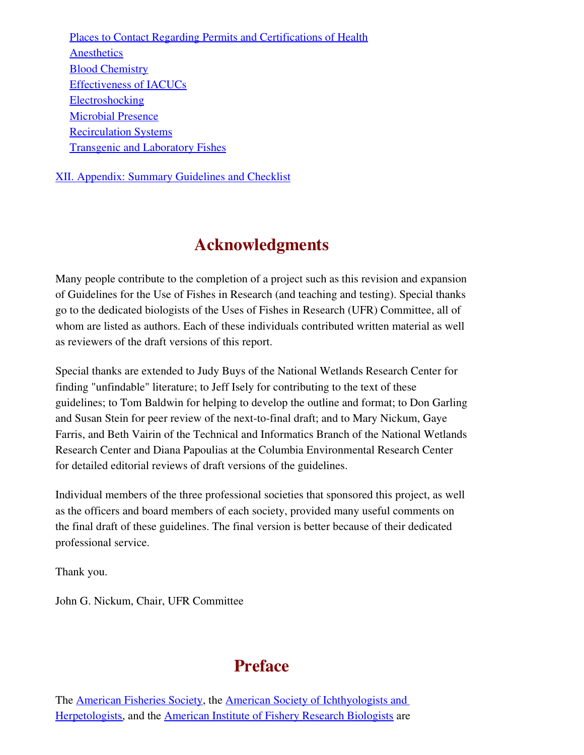- Places to Contact Regarding Permits and Certifications of Health
- Anesthetics
- Blood Chemistry
- Effectiveness of IACUCs
- Electroshocking
- Microbial Presence
- Recirculation Systems
- Transgenic and Laboratory Fishes

XII. Appendix: Summary Guidelines and Checklist

## Acknowledgments

Many people contribute to the completion of a project such as this revision and expansion of Guidelines for the Use of Fishes in Research (and teaching and testing). Special thanks go to the dedicated biologists of the Uses of Fishes in Research (UFR) Committee, all of whom are listed as authors. Each of these individuals contributed written material as well as reviewers of the draft versions of this report.

Special thanks are extended to Judy Buys of the National Wetlands Research Center for finding "unfindable" literature; to Jeff Isely for contributing to the text of these guidelines; to Tom Baldwin for helping to develop the outline and format; to Don Garling and Susan Stein for peer review of the next-to-final draft; and to Mary Nickum, Gaye Farris, and Beth Vairin of the Technical and Informatics Branch of the National Wetlands Research Center and Diana Papoulias at the Columbia Environmental Research Center for detailed editorial reviews of draft versions of the guidelines.

Individual members of the three professional societies that sponsored this project, as well as the officers and board members of each society, provided many useful comments on the final draft of these guidelines. The final version is better because of their dedicated professional service.

Thank you.

John G. Nickum, Chair, UFR Committee

## Preface

The American Fisheries Society, the American Society of Ichthyologists and Herpetologists, and the American Institute of Fishery Research Biologists are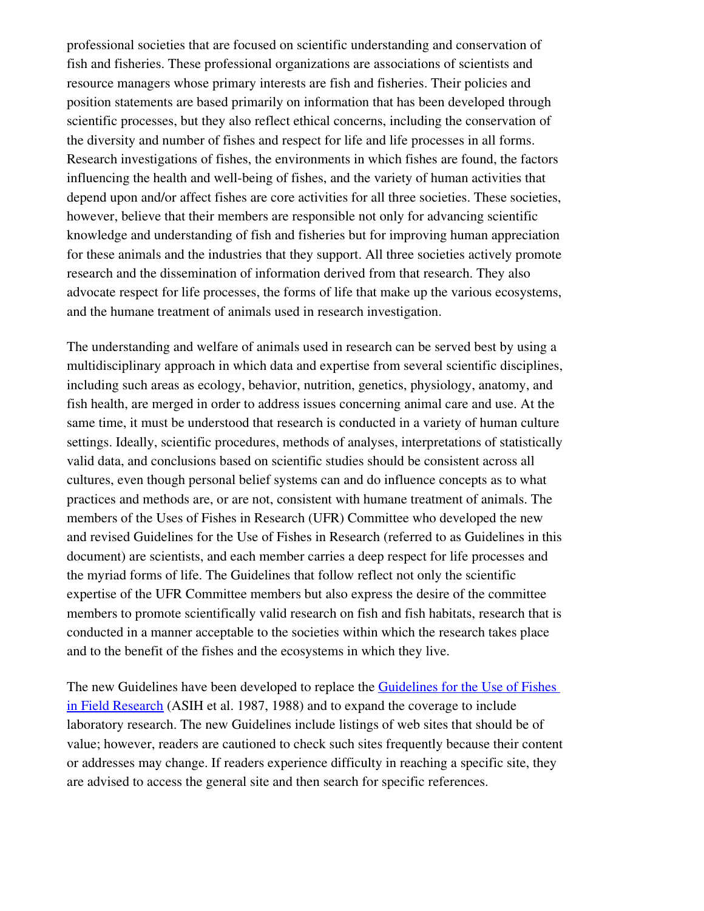professional societies that are focused on scientific understanding and conservation of fish and fisheries. These professional organizations are associations of scientists and resource managers whose primary interests are fish and fisheries. Their policies and position statements are based primarily on information that has been developed through scientific processes, but they also reflect ethical concerns, including the conservation of the diversity and number of fishes and respect for life and life processes in all forms. Research investigations of fishes, the environments in which fishes are found, the factors influencing the health and well-being of fishes, and the variety of human activities that depend upon and/or affect fishes are core activities for all three societies. These societies, however, believe that their members are responsible not only for advancing scientific knowledge and understanding of fish and fisheries but for improving human appreciation for these animals and the industries that they support. All three societies actively promote research and the dissemination of information derived from that research. They also advocate respect for life processes, the forms of life that make up the various ecosystems, and the humane treatment of animals used in research investigation.

The understanding and welfare of animals used in research can be served best by using a multidisciplinary approach in which data and expertise from several scientific disciplines, including such areas as ecology, behavior, nutrition, genetics, physiology, anatomy, and fish health, are merged in order to address issues concerning animal care and use. At the same time, it must be understood that research is conducted in a variety of human culture settings. Ideally, scientific procedures, methods of analyses, interpretations of statistically valid data, and conclusions based on scientific studies should be consistent across all cultures, even though personal belief systems can and do influence concepts as to what practices and methods are, or are not, consistent with humane treatment of animals. The members of the Uses of Fishes in Research (UFR) Committee who developed the new and revised Guidelines for the Use of Fishes in Research (referred to as Guidelines in this document) are scientists, and each member carries a deep respect for life processes and the myriad forms of life. The Guidelines that follow reflect not only the scientific expertise of the UFR Committee members but also express the desire of the committee members to promote scientifically valid research on fish and fish habitats, research that is conducted in a manner acceptable to the societies within which the research takes place and to the benefit of the fishes and the ecosystems in which they live.

The new Guidelines have been developed to replace the Guidelines for the Use of Fishes in Field Research (ASIH et al. 1987, 1988) and to expand the coverage to include laboratory research. The new Guidelines include listings of web sites that should be of value; however, readers are cautioned to check such sites frequently because their content or addresses may change. If readers experience difficulty in reaching a specific site, they are advised to access the general site and then search for specific references.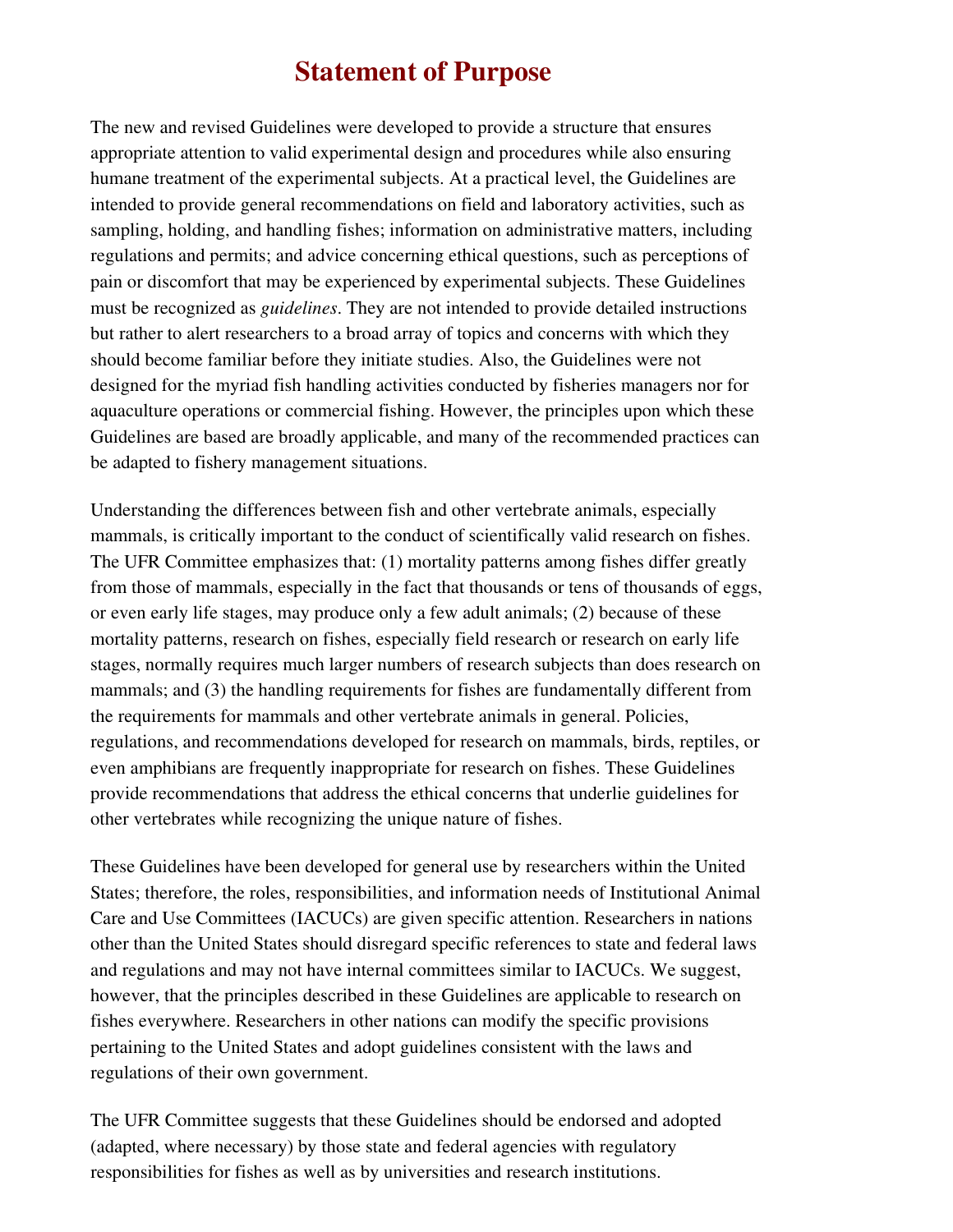# Statement of Purpose

The new and revised Guidelines were developed to provide a structure that ensures appropriate attention to valid experimental design and procedures while also ensuring humane treatment of the experimental subjects. At a practical level, the Guidelines are intended to provide general recommendations on field and laboratory activities, such as sampling, holding, and handling fishes; information on administrative matters, including regulations and permits; and advice concerning ethical questions, such as perceptions of pain or discomfort that may be experienced by experimental subjects. These Guidelines must be recognized as *guidelines*. They are not intended to provide detailed instructions but rather to alert researchers to a broad array of topics and concerns with which they should become familiar before they initiate studies. Also, the Guidelines were not designed for the myriad fish handling activities conducted by fisheries managers nor for aquaculture operations or commercial fishing. However, the principles upon which these Guidelines are based are broadly applicable, and many of the recommended practices can be adapted to fishery management situations.

Understanding the differences between fish and other vertebrate animals, especially mammals, is critically important to the conduct of scientifically valid research on fishes. The UFR Committee emphasizes that: (1) mortality patterns among fishes differ greatly from those of mammals, especially in the fact that thousands or tens of thousands of eggs, or even early life stages, may produce only a few adult animals; (2) because of these mortality patterns, research on fishes, especially field research or research on early life stages, normally requires much larger numbers of research subjects than does research on mammals; and (3) the handling requirements for fishes are fundamentally different from the requirements for mammals and other vertebrate animals in general. Policies, regulations, and recommendations developed for research on mammals, birds, reptiles, or even amphibians are frequently inappropriate for research on fishes. These Guidelines provide recommendations that address the ethical concerns that underlie guidelines for other vertebrates while recognizing the unique nature of fishes.

These Guidelines have been developed for general use by researchers within the United States; therefore, the roles, responsibilities, and information needs of Institutional Animal Care and Use Committees (IACUCs) are given specific attention. Researchers in nations other than the United States should disregard specific references to state and federal laws and regulations and may not have internal committees similar to IACUCs. We suggest, however, that the principles described in these Guidelines are applicable to research on fishes everywhere. Researchers in other nations can modify the specific provisions pertaining to the United States and adopt guidelines consistent with the laws and regulations of their own government.

The UFR Committee suggests that these Guidelines should be endorsed and adopted (adapted, where necessary) by those state and federal agencies with regulatory responsibilities for fishes as well as by universities and research institutions.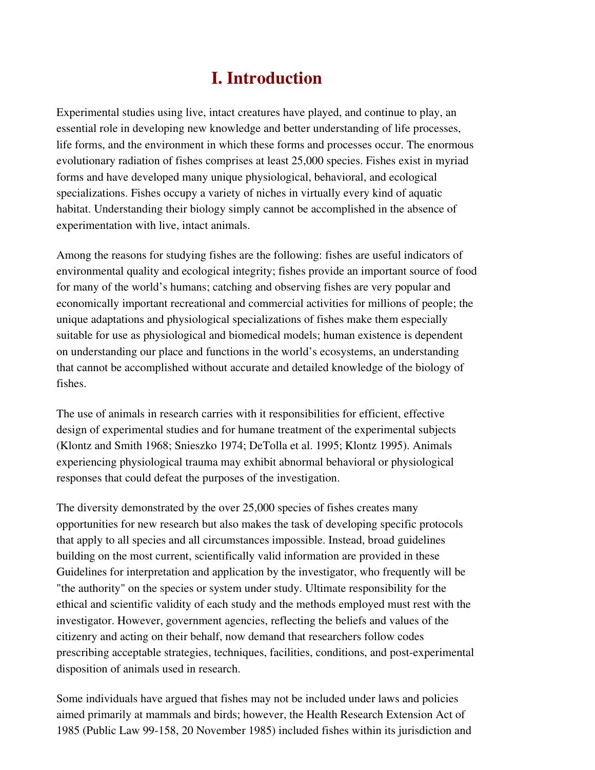# I. Introduction

Experimental studies using live, intact creatures have played, and continue to play, an essential role in developing new knowledge and better understanding of life processes, life forms, and the environment in which these forms and processes occur. The enormous evolutionary radiation of fishes comprises at least 25,000 species. Fishes exist in myriad forms and have developed many unique physiological, behavioral, and ecological specializations. Fishes occupy a variety of niches in virtually every kind of aquatic habitat. Understanding their biology simply cannot be accomplished in the absence of experimentation with live, intact animals.

Among the reasons for studying fishes are the following: fishes are useful indicators of environmental quality and ecological integrity; fishes provide an important source of food for many of the world's humans; catching and observing fishes are very popular and economically important recreational and commercial activities for millions of people; the unique adaptations and physiological specializations of fishes make them especially suitable for use as physiological and biomedical models; human existence is dependent on understanding our place and functions in the world's ecosystems, an understanding that cannot be accomplished without accurate and detailed knowledge of the biology of fishes.

The use of animals in research carries with it responsibilities for efficient, effective design of experimental studies and for humane treatment of the experimental subjects (Klontz and Smith 1968; Snieszko 1974; DeTolla et al. 1995; Klontz 1995). Animals experiencing physiological trauma may exhibit abnormal behavioral or physiological responses that could defeat the purposes of the investigation.

The diversity demonstrated by the over 25,000 species of fishes creates many opportunities for new research but also makes the task of developing specific protocols that apply to all species and all circumstances impossible. Instead, broad guidelines building on the most current, scientifically valid information are provided in these Guidelines for interpretation and application by the investigator, who frequently will be "the authority" on the species or system under study. Ultimate responsibility for the ethical and scientific validity of each study and the methods employed must rest with the investigator. However, government agencies, reflecting the beliefs and values of the citizenry and acting on their behalf, now demand that researchers follow codes prescribing acceptable strategies, techniques, facilities, conditions, and post-experimental disposition of animals used in research.

Some individuals have argued that fishes may not be included under laws and policies aimed primarily at mammals and birds; however, the Health Research Extension Act of 1985 (Public Law 99-158, 20 November 1985) included fishes within its jurisdiction and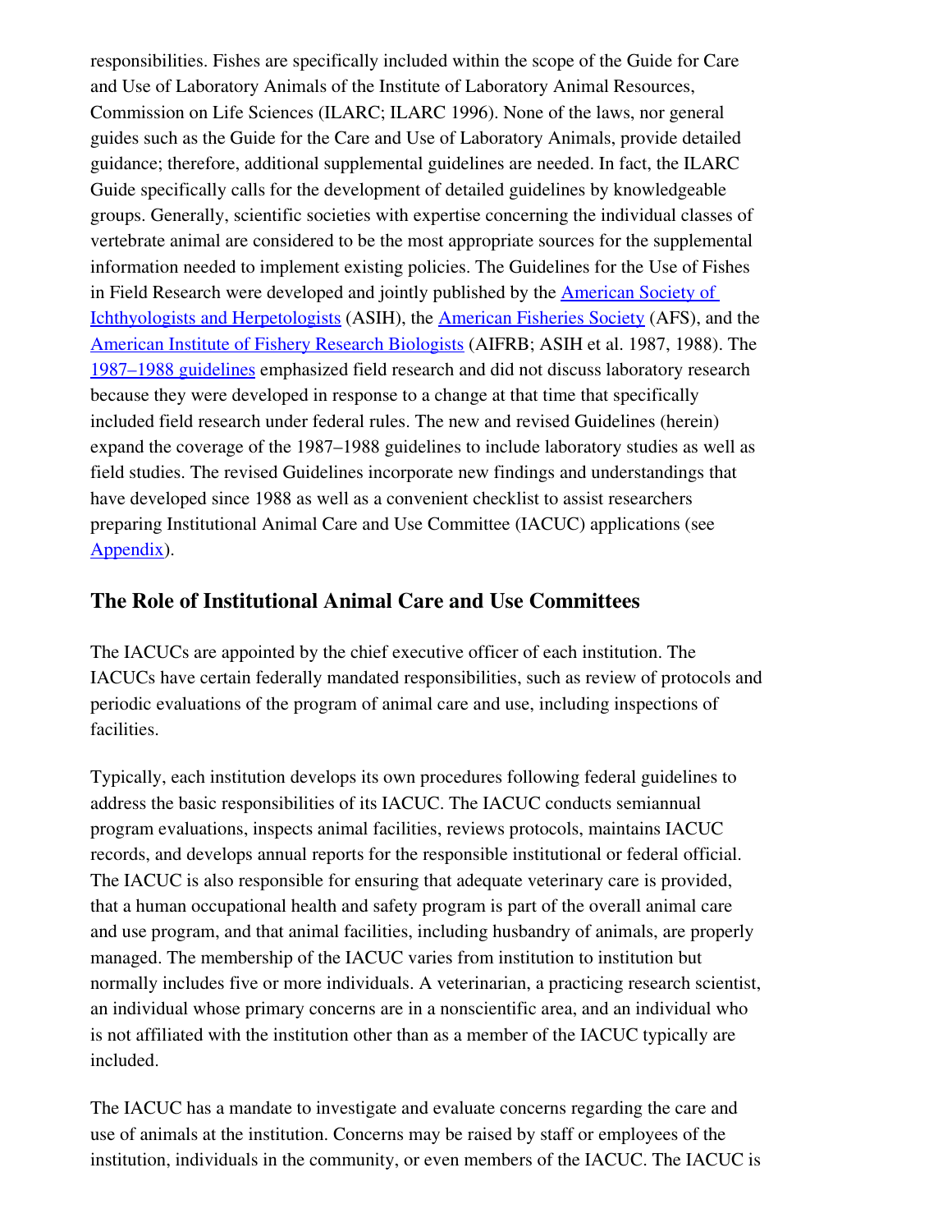responsibilities. Fishes are specifically included within the scope of the Guide for Care and Use of Laboratory Animals of the Institute of Laboratory Animal Resources, Commission on Life Sciences (ILARC; ILARC 1996). None of the laws, nor general guides such as the Guide for the Care and Use of Laboratory Animals, provide detailed guidance; therefore, additional supplemental guidelines are needed. In fact, the ILARC Guide specifically calls for the development of detailed guidelines by knowledgeable groups. Generally, scientific societies with expertise concerning the individual classes of vertebrate animal are considered to be the most appropriate sources for the supplemental information needed to implement existing policies. The Guidelines for the Use of Fishes in Field Research were developed and jointly published by the American Society of Ichthyologists and Herpetologists (ASIH), the American Fisheries Society (AFS), and the American Institute of Fishery Research Biologists (AIFRB; ASIH et al. 1987, 1988). The 1987–1988 guidelines emphasized field research and did not discuss laboratory research because they were developed in response to a change at that time that specifically included field research under federal rules. The new and revised Guidelines (herein) expand the coverage of the 1987–1988 guidelines to include laboratory studies as well as field studies. The revised Guidelines incorporate new findings and understandings that have developed since 1988 as well as a convenient checklist to assist researchers preparing Institutional Animal Care and Use Committee (IACUC) applications (see Appendix).

## The Role of Institutional Animal Care and Use Committees

The IACUCs are appointed by the chief executive officer of each institution. The IACUCs have certain federally mandated responsibilities, such as review of protocols and periodic evaluations of the program of animal care and use, including inspections of facilities.

Typically, each institution develops its own procedures following federal guidelines to address the basic responsibilities of its IACUC. The IACUC conducts semiannual program evaluations, inspects animal facilities, reviews protocols, maintains IACUC records, and develops annual reports for the responsible institutional or federal official. The IACUC is also responsible for ensuring that adequate veterinary care is provided, that a human occupational health and safety program is part of the overall animal care and use program, and that animal facilities, including husbandry of animals, are properly managed. The membership of the IACUC varies from institution to institution but normally includes five or more individuals. A veterinarian, a practicing research scientist, an individual whose primary concerns are in a nonscientific area, and an individual who is not affiliated with the institution other than as a member of the IACUC typically are included.

The IACUC has a mandate to investigate and evaluate concerns regarding the care and use of animals at the institution. Concerns may be raised by staff or employees of the institution, individuals in the community, or even members of the IACUC. The IACUC is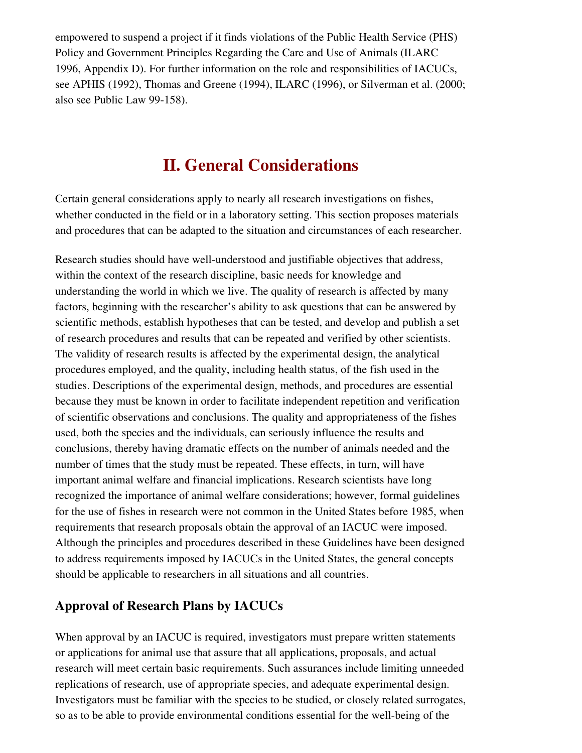empowered to suspend a project if it finds violations of the Public Health Service (PHS) Policy and Government Principles Regarding the Care and Use of Animals (ILARC 1996, Appendix D). For further information on the role and responsibilities of IACUCs, see APHIS (1992), Thomas and Greene (1994), ILARC (1996), or Silverman et al. (2000; also see Public Law 99-158).

## II. General Considerations

Certain general considerations apply to nearly all research investigations on fishes, whether conducted in the field or in a laboratory setting. This section proposes materials and procedures that can be adapted to the situation and circumstances of each researcher.

Research studies should have well-understood and justifiable objectives that address, within the context of the research discipline, basic needs for knowledge and understanding the world in which we live. The quality of research is affected by many factors, beginning with the researcher's ability to ask questions that can be answered by scientific methods, establish hypotheses that can be tested, and develop and publish a set of research procedures and results that can be repeated and verified by other scientists. The validity of research results is affected by the experimental design, the analytical procedures employed, and the quality, including health status, of the fish used in the studies. Descriptions of the experimental design, methods, and procedures are essential because they must be known in order to facilitate independent repetition and verification of scientific observations and conclusions. The quality and appropriateness of the fishes used, both the species and the individuals, can seriously influence the results and conclusions, thereby having dramatic effects on the number of animals needed and the number of times that the study must be repeated. These effects, in turn, will have important animal welfare and financial implications. Research scientists have long recognized the importance of animal welfare considerations; however, formal guidelines for the use of fishes in research were not common in the United States before 1985, when requirements that research proposals obtain the approval of an IACUC were imposed. Although the principles and procedures described in these Guidelines have been designed to address requirements imposed by IACUCs in the United States, the general concepts should be applicable to researchers in all situations and all countries.

### Approval of Research Plans by IACUCs

When approval by an IACUC is required, investigators must prepare written statements or applications for animal use that assure that all applications, proposals, and actual research will meet certain basic requirements. Such assurances include limiting unneeded replications of research, use of appropriate species, and adequate experimental design. Investigators must be familiar with the species to be studied, or closely related surrogates, so as to be able to provide environmental conditions essential for the well-being of the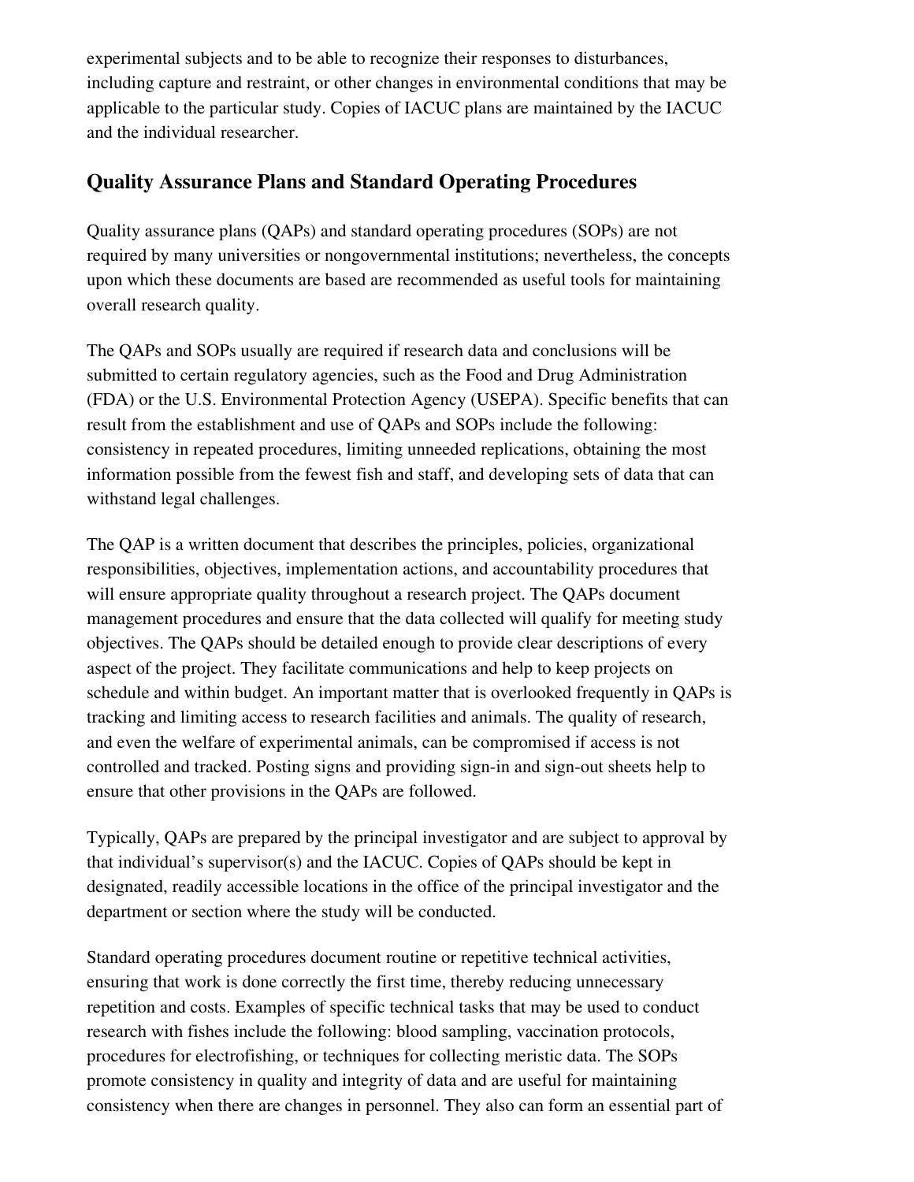experimental subjects and to be able to recognize their responses to disturbances, including capture and restraint, or other changes in environmental conditions that may be applicable to the particular study. Copies of IACUC plans are maintained by the IACUC and the individual researcher.

## Quality Assurance Plans and Standard Operating Procedures

Quality assurance plans (QAPs) and standard operating procedures (SOPs) are not required by many universities or nongovernmental institutions; nevertheless, the concepts upon which these documents are based are recommended as useful tools for maintaining overall research quality.

The QAPs and SOPs usually are required if research data and conclusions will be submitted to certain regulatory agencies, such as the Food and Drug Administration (FDA) or the U.S. Environmental Protection Agency (USEPA). Specific benefits that can result from the establishment and use of QAPs and SOPs include the following: consistency in repeated procedures, limiting unneeded replications, obtaining the most information possible from the fewest fish and staff, and developing sets of data that can withstand legal challenges.

The QAP is a written document that describes the principles, policies, organizational responsibilities, objectives, implementation actions, and accountability procedures that will ensure appropriate quality throughout a research project. The QAPs document management procedures and ensure that the data collected will qualify for meeting study objectives. The QAPs should be detailed enough to provide clear descriptions of every aspect of the project. They facilitate communications and help to keep projects on schedule and within budget. An important matter that is overlooked frequently in QAPs is tracking and limiting access to research facilities and animals. The quality of research, and even the welfare of experimental animals, can be compromised if access is not controlled and tracked. Posting signs and providing sign-in and sign-out sheets help to ensure that other provisions in the QAPs are followed.

Typically, QAPs are prepared by the principal investigator and are subject to approval by that individual's supervisor(s) and the IACUC. Copies of QAPs should be kept in designated, readily accessible locations in the office of the principal investigator and the department or section where the study will be conducted.

Standard operating procedures document routine or repetitive technical activities, ensuring that work is done correctly the first time, thereby reducing unnecessary repetition and costs. Examples of specific technical tasks that may be used to conduct research with fishes include the following: blood sampling, vaccination protocols, procedures for electrofishing, or techniques for collecting meristic data. The SOPs promote consistency in quality and integrity of data and are useful for maintaining consistency when there are changes in personnel. They also can form an essential part of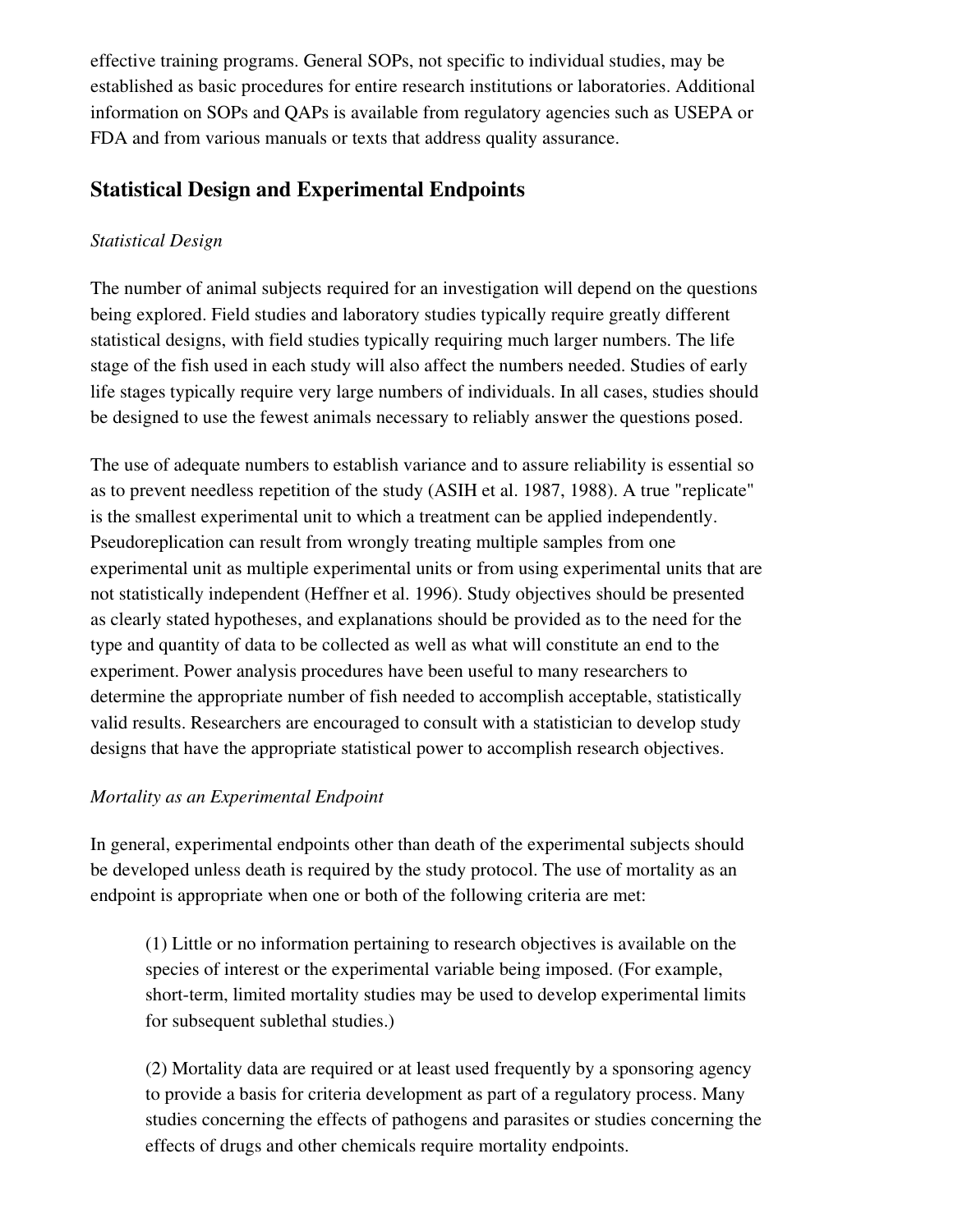effective training programs. General SOPs, not specific to individual studies, may be established as basic procedures for entire research institutions or laboratories. Additional information on SOPs and QAPs is available from regulatory agencies such as USEPA or FDA and from various manuals or texts that address quality assurance.

## Statistical Design and Experimental Endpoints

*Statistical Design*

The number of animal subjects required for an investigation will depend on the questions being explored. Field studies and laboratory studies typically require greatly different statistical designs, with field studies typically requiring much larger numbers. The life stage of the fish used in each study will also affect the numbers needed. Studies of early life stages typically require very large numbers of individuals. In all cases, studies should be designed to use the fewest animals necessary to reliably answer the questions posed.

The use of adequate numbers to establish variance and to assure reliability is essential so as to prevent needless repetition of the study (ASIH et al. 1987, 1988). A true "replicate" is the smallest experimental unit to which a treatment can be applied independently. Pseudoreplication can result from wrongly treating multiple samples from one experimental unit as multiple experimental units or from using experimental units that are not statistically independent (Heffner et al. 1996). Study objectives should be presented as clearly stated hypotheses, and explanations should be provided as to the need for the type and quantity of data to be collected as well as what will constitute an end to the experiment. Power analysis procedures have been useful to many researchers to determine the appropriate number of fish needed to accomplish acceptable, statistically valid results. Researchers are encouraged to consult with a statistician to develop study designs that have the appropriate statistical power to accomplish research objectives.

*Mortality as an Experimental Endpoint*

In general, experimental endpoints other than death of the experimental subjects should be developed unless death is required by the study protocol. The use of mortality as an endpoint is appropriate when one or both of the following criteria are met:

> (1) Little or no information pertaining to research objectives is available on the species of interest or the experimental variable being imposed. (For example, short-term, limited mortality studies may be used to develop experimental limits for subsequent sublethal studies.)
>
> (2) Mortality data are required or at least used frequently by a sponsoring agency to provide a basis for criteria development as part of a regulatory process. Many studies concerning the effects of pathogens and parasites or studies concerning the effects of drugs and other chemicals require mortality endpoints.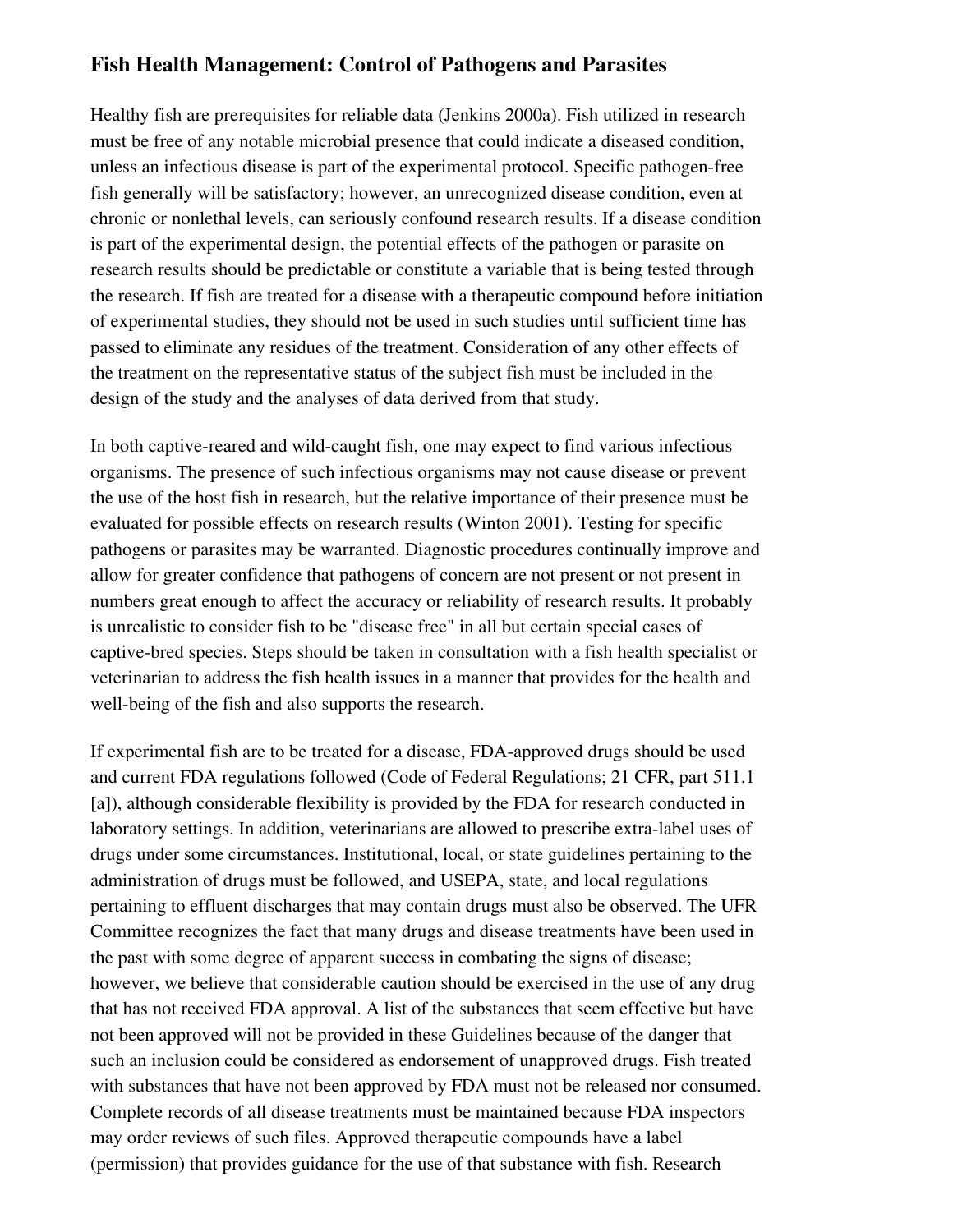## Fish Health Management: Control of Pathogens and Parasites

Healthy fish are prerequisites for reliable data (Jenkins 2000a). Fish utilized in research must be free of any notable microbial presence that could indicate a diseased condition, unless an infectious disease is part of the experimental protocol. Specific pathogen-free fish generally will be satisfactory; however, an unrecognized disease condition, even at chronic or nonlethal levels, can seriously confound research results. If a disease condition is part of the experimental design, the potential effects of the pathogen or parasite on research results should be predictable or constitute a variable that is being tested through the research. If fish are treated for a disease with a therapeutic compound before initiation of experimental studies, they should not be used in such studies until sufficient time has passed to eliminate any residues of the treatment. Consideration of any other effects of the treatment on the representative status of the subject fish must be included in the design of the study and the analyses of data derived from that study.

In both captive-reared and wild-caught fish, one may expect to find various infectious organisms. The presence of such infectious organisms may not cause disease or prevent the use of the host fish in research, but the relative importance of their presence must be evaluated for possible effects on research results (Winton 2001). Testing for specific pathogens or parasites may be warranted. Diagnostic procedures continually improve and allow for greater confidence that pathogens of concern are not present or not present in numbers great enough to affect the accuracy or reliability of research results. It probably is unrealistic to consider fish to be "disease free" in all but certain special cases of captive-bred species. Steps should be taken in consultation with a fish health specialist or veterinarian to address the fish health issues in a manner that provides for the health and well-being of the fish and also supports the research.

If experimental fish are to be treated for a disease, FDA-approved drugs should be used and current FDA regulations followed (Code of Federal Regulations; 21 CFR, part 511.1 [a]), although considerable flexibility is provided by the FDA for research conducted in laboratory settings. In addition, veterinarians are allowed to prescribe extra-label uses of drugs under some circumstances. Institutional, local, or state guidelines pertaining to the administration of drugs must be followed, and USEPA, state, and local regulations pertaining to effluent discharges that may contain drugs must also be observed. The UFR Committee recognizes the fact that many drugs and disease treatments have been used in the past with some degree of apparent success in combating the signs of disease; however, we believe that considerable caution should be exercised in the use of any drug that has not received FDA approval. A list of the substances that seem effective but have not been approved will not be provided in these Guidelines because of the danger that such an inclusion could be considered as endorsement of unapproved drugs. Fish treated with substances that have not been approved by FDA must not be released nor consumed. Complete records of all disease treatments must be maintained because FDA inspectors may order reviews of such files. Approved therapeutic compounds have a label (permission) that provides guidance for the use of that substance with fish. Research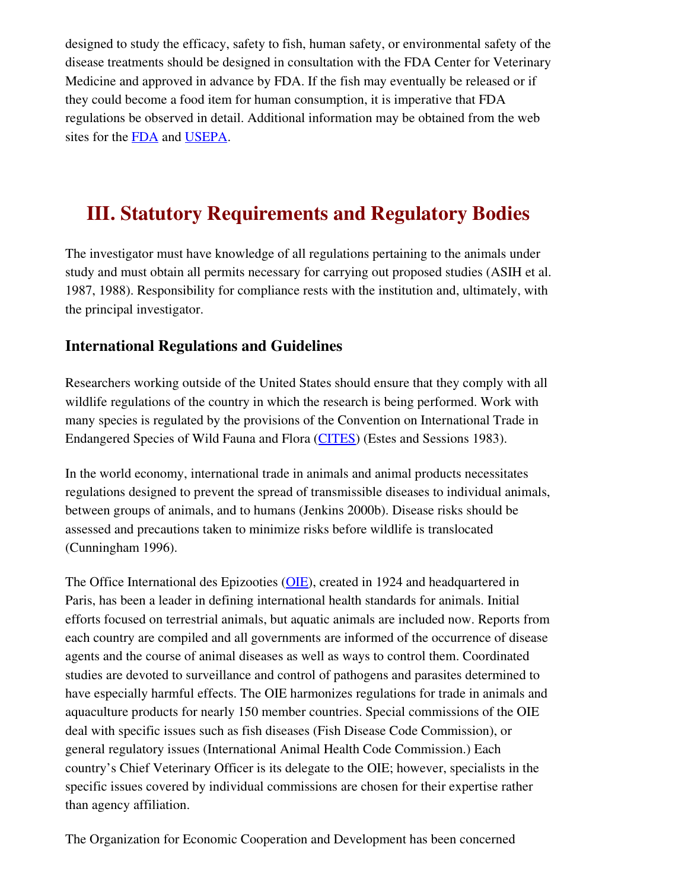designed to study the efficacy, safety to fish, human safety, or environmental safety of the disease treatments should be designed in consultation with the FDA Center for Veterinary Medicine and approved in advance by FDA. If the fish may eventually be released or if they could become a food item for human consumption, it is imperative that FDA regulations be observed in detail. Additional information may be obtained from the web sites for the FDA and USEPA.

# III. Statutory Requirements and Regulatory Bodies

The investigator must have knowledge of all regulations pertaining to the animals under study and must obtain all permits necessary for carrying out proposed studies (ASIH et al. 1987, 1988). Responsibility for compliance rests with the institution and, ultimately, with the principal investigator.

### International Regulations and Guidelines

Researchers working outside of the United States should ensure that they comply with all wildlife regulations of the country in which the research is being performed. Work with many species is regulated by the provisions of the Convention on International Trade in Endangered Species of Wild Fauna and Flora (CITES) (Estes and Sessions 1983).

In the world economy, international trade in animals and animal products necessitates regulations designed to prevent the spread of transmissible diseases to individual animals, between groups of animals, and to humans (Jenkins 2000b). Disease risks should be assessed and precautions taken to minimize risks before wildlife is translocated (Cunningham 1996).

The Office International des Epizooties (OIE), created in 1924 and headquartered in Paris, has been a leader in defining international health standards for animals. Initial efforts focused on terrestrial animals, but aquatic animals are included now. Reports from each country are compiled and all governments are informed of the occurrence of disease agents and the course of animal diseases as well as ways to control them. Coordinated studies are devoted to surveillance and control of pathogens and parasites determined to have especially harmful effects. The OIE harmonizes regulations for trade in animals and aquaculture products for nearly 150 member countries. Special commissions of the OIE deal with specific issues such as fish diseases (Fish Disease Code Commission), or general regulatory issues (International Animal Health Code Commission.) Each country's Chief Veterinary Officer is its delegate to the OIE; however, specialists in the specific issues covered by individual commissions are chosen for their expertise rather than agency affiliation.

The Organization for Economic Cooperation and Development has been concerned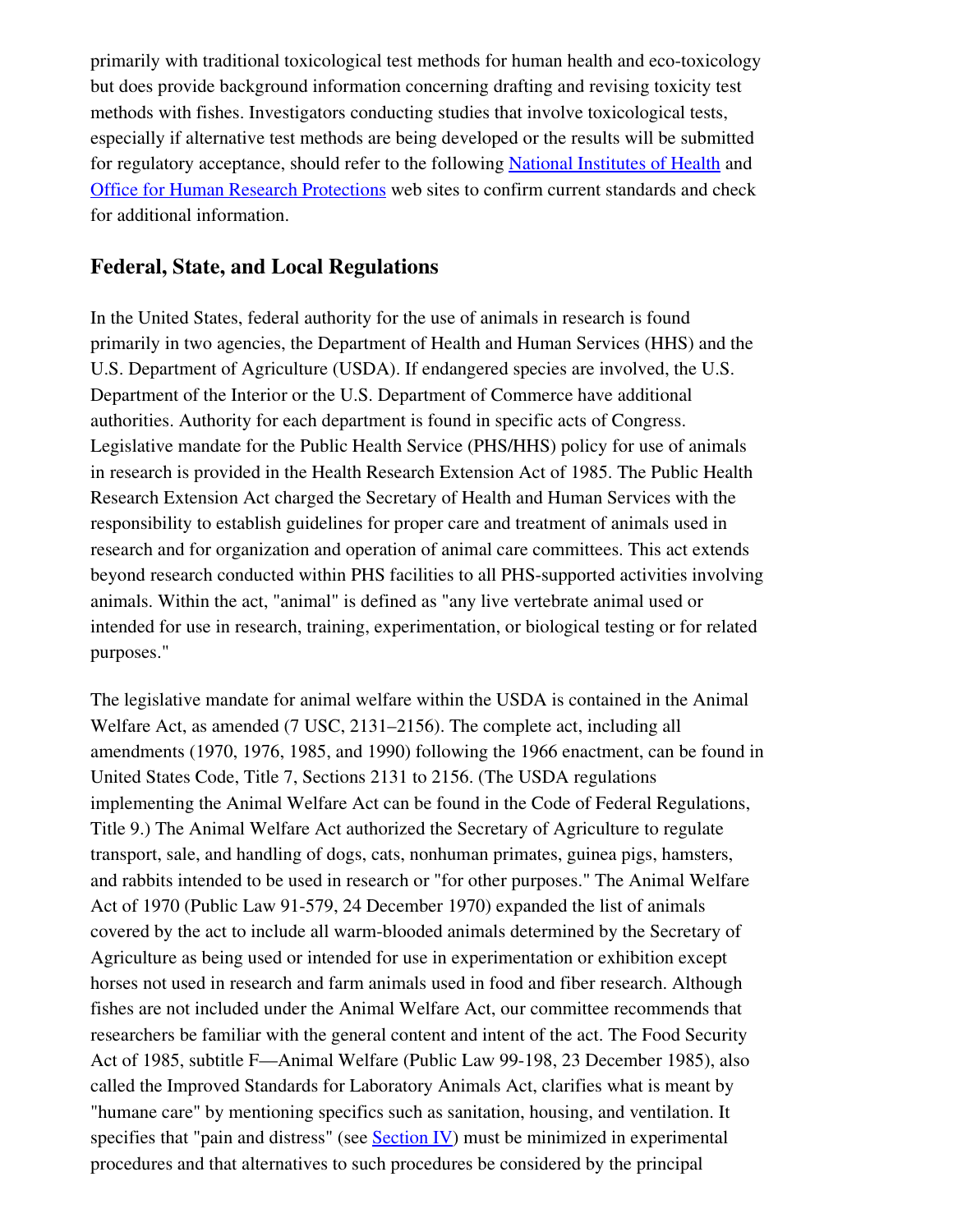primarily with traditional toxicological test methods for human health and eco-toxicology but does provide background information concerning drafting and revising toxicity test methods with fishes. Investigators conducting studies that involve toxicological tests, especially if alternative test methods are being developed or the results will be submitted for regulatory acceptance, should refer to the following National Institutes of Health and Office for Human Research Protections web sites to confirm current standards and check for additional information.

## Federal, State, and Local Regulations

In the United States, federal authority for the use of animals in research is found primarily in two agencies, the Department of Health and Human Services (HHS) and the U.S. Department of Agriculture (USDA). If endangered species are involved, the U.S. Department of the Interior or the U.S. Department of Commerce have additional authorities. Authority for each department is found in specific acts of Congress. Legislative mandate for the Public Health Service (PHS/HHS) policy for use of animals in research is provided in the Health Research Extension Act of 1985. The Public Health Research Extension Act charged the Secretary of Health and Human Services with the responsibility to establish guidelines for proper care and treatment of animals used in research and for organization and operation of animal care committees. This act extends beyond research conducted within PHS facilities to all PHS-supported activities involving animals. Within the act, "animal" is defined as "any live vertebrate animal used or intended for use in research, training, experimentation, or biological testing or for related purposes."

The legislative mandate for animal welfare within the USDA is contained in the Animal Welfare Act, as amended (7 USC, 2131–2156). The complete act, including all amendments (1970, 1976, 1985, and 1990) following the 1966 enactment, can be found in United States Code, Title 7, Sections 2131 to 2156. (The USDA regulations implementing the Animal Welfare Act can be found in the Code of Federal Regulations, Title 9.) The Animal Welfare Act authorized the Secretary of Agriculture to regulate transport, sale, and handling of dogs, cats, nonhuman primates, guinea pigs, hamsters, and rabbits intended to be used in research or "for other purposes." The Animal Welfare Act of 1970 (Public Law 91-579, 24 December 1970) expanded the list of animals covered by the act to include all warm-blooded animals determined by the Secretary of Agriculture as being used or intended for use in experimentation or exhibition except horses not used in research and farm animals used in food and fiber research. Although fishes are not included under the Animal Welfare Act, our committee recommends that researchers be familiar with the general content and intent of the act. The Food Security Act of 1985, subtitle F—Animal Welfare (Public Law 99-198, 23 December 1985), also called the Improved Standards for Laboratory Animals Act, clarifies what is meant by "humane care" by mentioning specifics such as sanitation, housing, and ventilation. It specifies that "pain and distress" (see Section IV) must be minimized in experimental procedures and that alternatives to such procedures be considered by the principal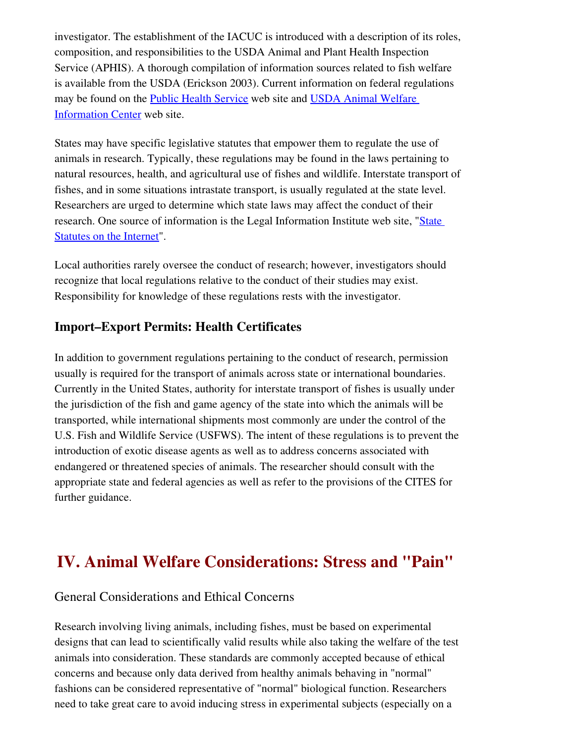investigator. The establishment of the IACUC is introduced with a description of its roles, composition, and responsibilities to the USDA Animal and Plant Health Inspection Service (APHIS). A thorough compilation of information sources related to fish welfare is available from the USDA (Erickson 2003). Current information on federal regulations may be found on the Public Health Service web site and USDA Animal Welfare Information Center web site.

States may have specific legislative statutes that empower them to regulate the use of animals in research. Typically, these regulations may be found in the laws pertaining to natural resources, health, and agricultural use of fishes and wildlife. Interstate transport of fishes, and in some situations intrastate transport, is usually regulated at the state level. Researchers are urged to determine which state laws may affect the conduct of their research. One source of information is the Legal Information Institute web site, "State Statutes on the Internet".

Local authorities rarely oversee the conduct of research; however, investigators should recognize that local regulations relative to the conduct of their studies may exist. Responsibility for knowledge of these regulations rests with the investigator.

### Import–Export Permits: Health Certificates

In addition to government regulations pertaining to the conduct of research, permission usually is required for the transport of animals across state or international boundaries. Currently in the United States, authority for interstate transport of fishes is usually under the jurisdiction of the fish and game agency of the state into which the animals will be transported, while international shipments most commonly are under the control of the U.S. Fish and Wildlife Service (USFWS). The intent of these regulations is to prevent the introduction of exotic disease agents as well as to address concerns associated with endangered or threatened species of animals. The researcher should consult with the appropriate state and federal agencies as well as refer to the provisions of the CITES for further guidance.

## IV. Animal Welfare Considerations: Stress and "Pain"

General Considerations and Ethical Concerns

Research involving living animals, including fishes, must be based on experimental designs that can lead to scientifically valid results while also taking the welfare of the test animals into consideration. These standards are commonly accepted because of ethical concerns and because only data derived from healthy animals behaving in "normal" fashions can be considered representative of "normal" biological function. Researchers need to take great care to avoid inducing stress in experimental subjects (especially on a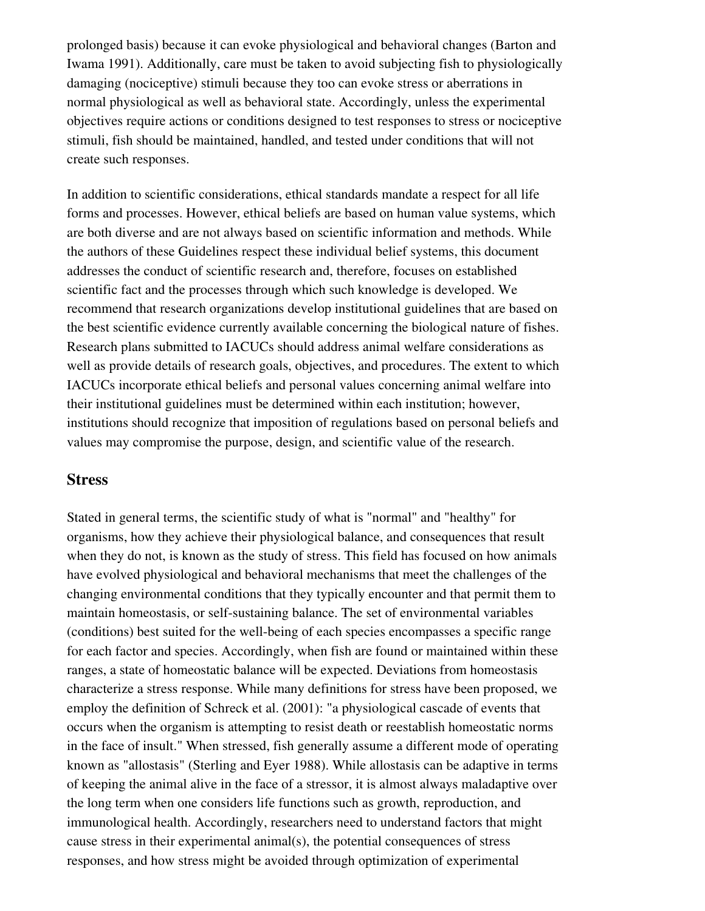prolonged basis) because it can evoke physiological and behavioral changes (Barton and Iwama 1991). Additionally, care must be taken to avoid subjecting fish to physiologically damaging (nociceptive) stimuli because they too can evoke stress or aberrations in normal physiological as well as behavioral state. Accordingly, unless the experimental objectives require actions or conditions designed to test responses to stress or nociceptive stimuli, fish should be maintained, handled, and tested under conditions that will not create such responses.

In addition to scientific considerations, ethical standards mandate a respect for all life forms and processes. However, ethical beliefs are based on human value systems, which are both diverse and are not always based on scientific information and methods. While the authors of these Guidelines respect these individual belief systems, this document addresses the conduct of scientific research and, therefore, focuses on established scientific fact and the processes through which such knowledge is developed. We recommend that research organizations develop institutional guidelines that are based on the best scientific evidence currently available concerning the biological nature of fishes. Research plans submitted to IACUCs should address animal welfare considerations as well as provide details of research goals, objectives, and procedures. The extent to which IACUCs incorporate ethical beliefs and personal values concerning animal welfare into their institutional guidelines must be determined within each institution; however, institutions should recognize that imposition of regulations based on personal beliefs and values may compromise the purpose, design, and scientific value of the research.

## Stress

Stated in general terms, the scientific study of what is "normal" and "healthy" for organisms, how they achieve their physiological balance, and consequences that result when they do not, is known as the study of stress. This field has focused on how animals have evolved physiological and behavioral mechanisms that meet the challenges of the changing environmental conditions that they typically encounter and that permit them to maintain homeostasis, or self-sustaining balance. The set of environmental variables (conditions) best suited for the well-being of each species encompasses a specific range for each factor and species. Accordingly, when fish are found or maintained within these ranges, a state of homeostatic balance will be expected. Deviations from homeostasis characterize a stress response. While many definitions for stress have been proposed, we employ the definition of Schreck et al. (2001): "a physiological cascade of events that occurs when the organism is attempting to resist death or reestablish homeostatic norms in the face of insult." When stressed, fish generally assume a different mode of operating known as "allostasis" (Sterling and Eyer 1988). While allostasis can be adaptive in terms of keeping the animal alive in the face of a stressor, it is almost always maladaptive over the long term when one considers life functions such as growth, reproduction, and immunological health. Accordingly, researchers need to understand factors that might cause stress in their experimental animal(s), the potential consequences of stress responses, and how stress might be avoided through optimization of experimental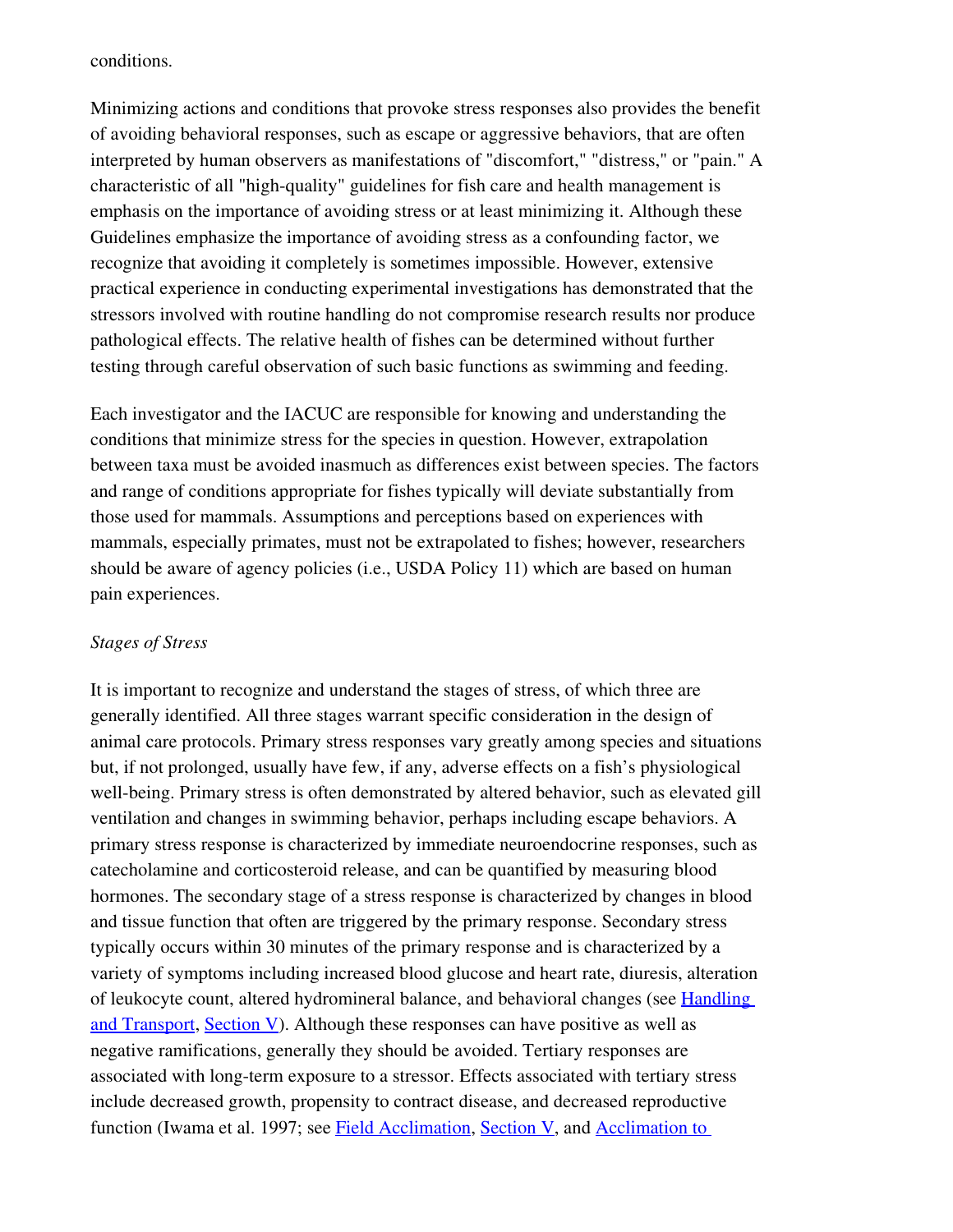conditions.

Minimizing actions and conditions that provoke stress responses also provides the benefit of avoiding behavioral responses, such as escape or aggressive behaviors, that are often interpreted by human observers as manifestations of "discomfort," "distress," or "pain." A characteristic of all "high-quality" guidelines for fish care and health management is emphasis on the importance of avoiding stress or at least minimizing it. Although these Guidelines emphasize the importance of avoiding stress as a confounding factor, we recognize that avoiding it completely is sometimes impossible. However, extensive practical experience in conducting experimental investigations has demonstrated that the stressors involved with routine handling do not compromise research results nor produce pathological effects. The relative health of fishes can be determined without further testing through careful observation of such basic functions as swimming and feeding.

Each investigator and the IACUC are responsible for knowing and understanding the conditions that minimize stress for the species in question. However, extrapolation between taxa must be avoided inasmuch as differences exist between species. The factors and range of conditions appropriate for fishes typically will deviate substantially from those used for mammals. Assumptions and perceptions based on experiences with mammals, especially primates, must not be extrapolated to fishes; however, researchers should be aware of agency policies (i.e., USDA Policy 11) which are based on human pain experiences.

*Stages of Stress*

It is important to recognize and understand the stages of stress, of which three are generally identified. All three stages warrant specific consideration in the design of animal care protocols. Primary stress responses vary greatly among species and situations but, if not prolonged, usually have few, if any, adverse effects on a fish's physiological well-being. Primary stress is often demonstrated by altered behavior, such as elevated gill ventilation and changes in swimming behavior, perhaps including escape behaviors. A primary stress response is characterized by immediate neuroendocrine responses, such as catecholamine and corticosteroid release, and can be quantified by measuring blood hormones. The secondary stage of a stress response is characterized by changes in blood and tissue function that often are triggered by the primary response. Secondary stress typically occurs within 30 minutes of the primary response and is characterized by a variety of symptoms including increased blood glucose and heart rate, diuresis, alteration of leukocyte count, altered hydromineral balance, and behavioral changes (see Handling and Transport, Section V). Although these responses can have positive as well as negative ramifications, generally they should be avoided. Tertiary responses are associated with long-term exposure to a stressor. Effects associated with tertiary stress include decreased growth, propensity to contract disease, and decreased reproductive function (Iwama et al. 1997; see Field Acclimation, Section V, and Acclimation to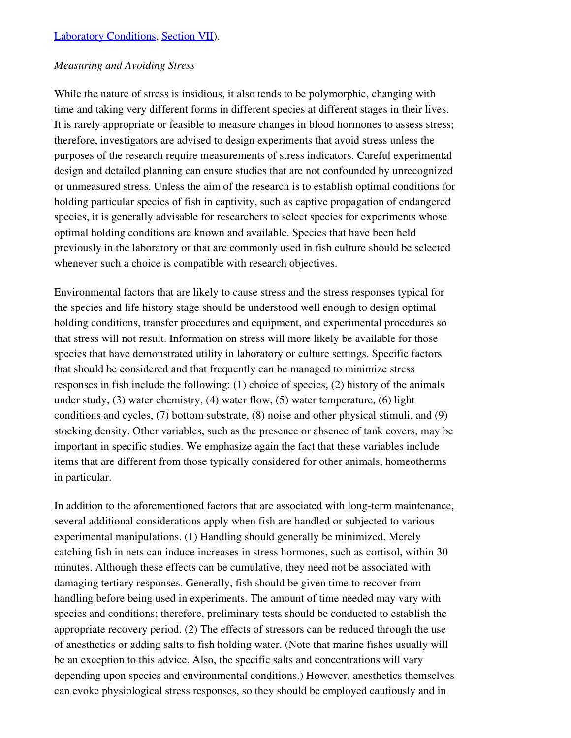[Laboratory Conditions](#), [Section VII](#)).

*Measuring and Avoiding Stress*

While the nature of stress is insidious, it also tends to be polymorphic, changing with time and taking very different forms in different species at different stages in their lives. It is rarely appropriate or feasible to measure changes in blood hormones to assess stress; therefore, investigators are advised to design experiments that avoid stress unless the purposes of the research require measurements of stress indicators. Careful experimental design and detailed planning can ensure studies that are not confounded by unrecognized or unmeasured stress. Unless the aim of the research is to establish optimal conditions for holding particular species of fish in captivity, such as captive propagation of endangered species, it is generally advisable for researchers to select species for experiments whose optimal holding conditions are known and available. Species that have been held previously in the laboratory or that are commonly used in fish culture should be selected whenever such a choice is compatible with research objectives.

Environmental factors that are likely to cause stress and the stress responses typical for the species and life history stage should be understood well enough to design optimal holding conditions, transfer procedures and equipment, and experimental procedures so that stress will not result. Information on stress will more likely be available for those species that have demonstrated utility in laboratory or culture settings. Specific factors that should be considered and that frequently can be managed to minimize stress responses in fish include the following: (1) choice of species, (2) history of the animals under study, (3) water chemistry, (4) water flow, (5) water temperature, (6) light conditions and cycles, (7) bottom substrate, (8) noise and other physical stimuli, and (9) stocking density. Other variables, such as the presence or absence of tank covers, may be important in specific studies. We emphasize again the fact that these variables include items that are different from those typically considered for other animals, homeotherms in particular.

In addition to the aforementioned factors that are associated with long-term maintenance, several additional considerations apply when fish are handled or subjected to various experimental manipulations. (1) Handling should generally be minimized. Merely catching fish in nets can induce increases in stress hormones, such as cortisol, within 30 minutes. Although these effects can be cumulative, they need not be associated with damaging tertiary responses. Generally, fish should be given time to recover from handling before being used in experiments. The amount of time needed may vary with species and conditions; therefore, preliminary tests should be conducted to establish the appropriate recovery period. (2) The effects of stressors can be reduced through the use of anesthetics or adding salts to fish holding water. (Note that marine fishes usually will be an exception to this advice. Also, the specific salts and concentrations will vary depending upon species and environmental conditions.) However, anesthetics themselves can evoke physiological stress responses, so they should be employed cautiously and in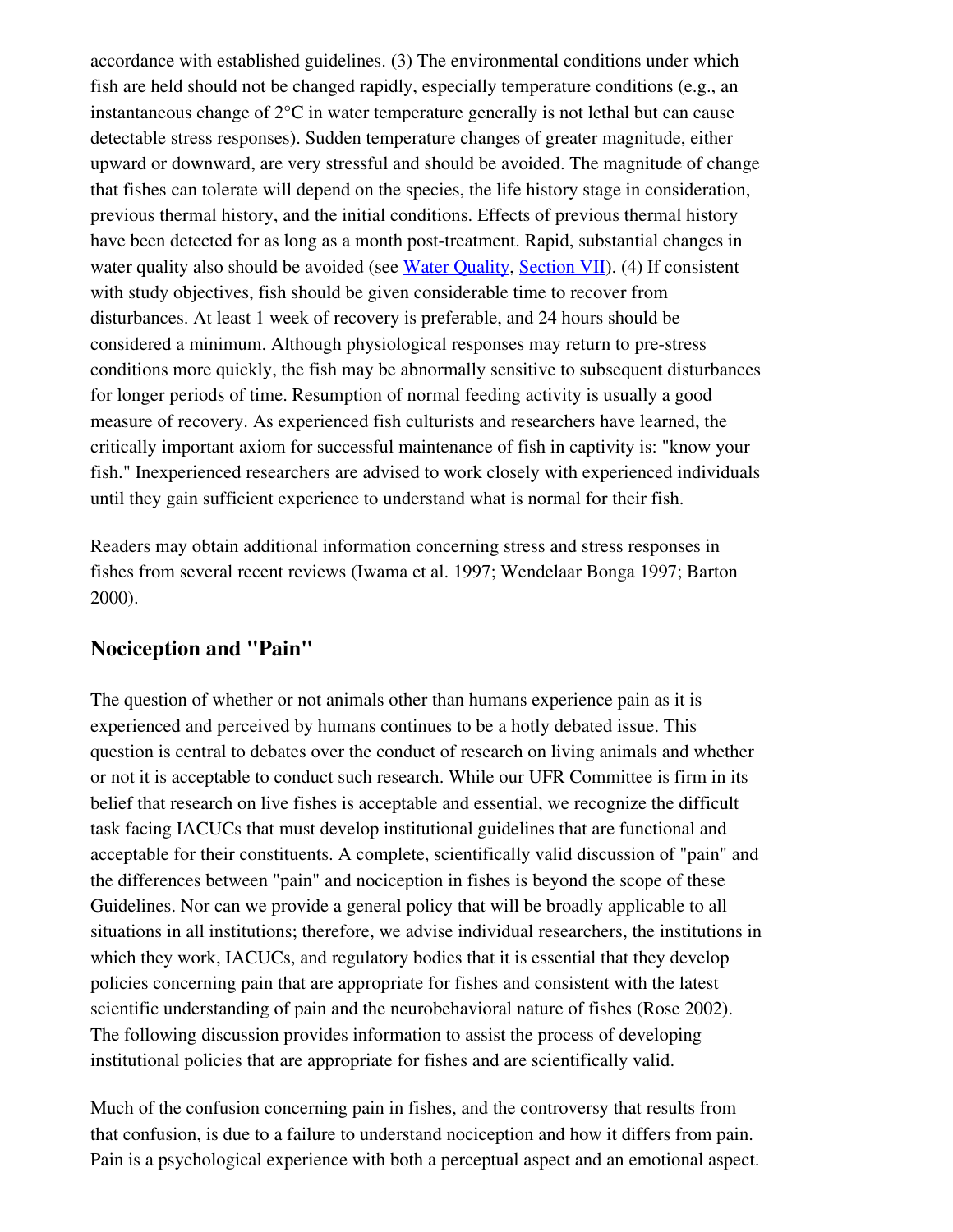accordance with established guidelines. (3) The environmental conditions under which fish are held should not be changed rapidly, especially temperature conditions (e.g., an instantaneous change of 2°C in water temperature generally is not lethal but can cause detectable stress responses). Sudden temperature changes of greater magnitude, either upward or downward, are very stressful and should be avoided. The magnitude of change that fishes can tolerate will depend on the species, the life history stage in consideration, previous thermal history, and the initial conditions. Effects of previous thermal history have been detected for as long as a month post-treatment. Rapid, substantial changes in water quality also should be avoided (see Water Quality, Section VII). (4) If consistent with study objectives, fish should be given considerable time to recover from disturbances. At least 1 week of recovery is preferable, and 24 hours should be considered a minimum. Although physiological responses may return to pre-stress conditions more quickly, the fish may be abnormally sensitive to subsequent disturbances for longer periods of time. Resumption of normal feeding activity is usually a good measure of recovery. As experienced fish culturists and researchers have learned, the critically important axiom for successful maintenance of fish in captivity is: "know your fish." Inexperienced researchers are advised to work closely with experienced individuals until they gain sufficient experience to understand what is normal for their fish.

Readers may obtain additional information concerning stress and stress responses in fishes from several recent reviews (Iwama et al. 1997; Wendelaar Bonga 1997; Barton 2000).

## Nociception and "Pain"

The question of whether or not animals other than humans experience pain as it is experienced and perceived by humans continues to be a hotly debated issue. This question is central to debates over the conduct of research on living animals and whether or not it is acceptable to conduct such research. While our UFR Committee is firm in its belief that research on live fishes is acceptable and essential, we recognize the difficult task facing IACUCs that must develop institutional guidelines that are functional and acceptable for their constituents. A complete, scientifically valid discussion of "pain" and the differences between "pain" and nociception in fishes is beyond the scope of these Guidelines. Nor can we provide a general policy that will be broadly applicable to all situations in all institutions; therefore, we advise individual researchers, the institutions in which they work, IACUCs, and regulatory bodies that it is essential that they develop policies concerning pain that are appropriate for fishes and consistent with the latest scientific understanding of pain and the neurobehavioral nature of fishes (Rose 2002). The following discussion provides information to assist the process of developing institutional policies that are appropriate for fishes and are scientifically valid.

Much of the confusion concerning pain in fishes, and the controversy that results from that confusion, is due to a failure to understand nociception and how it differs from pain. Pain is a psychological experience with both a perceptual aspect and an emotional aspect.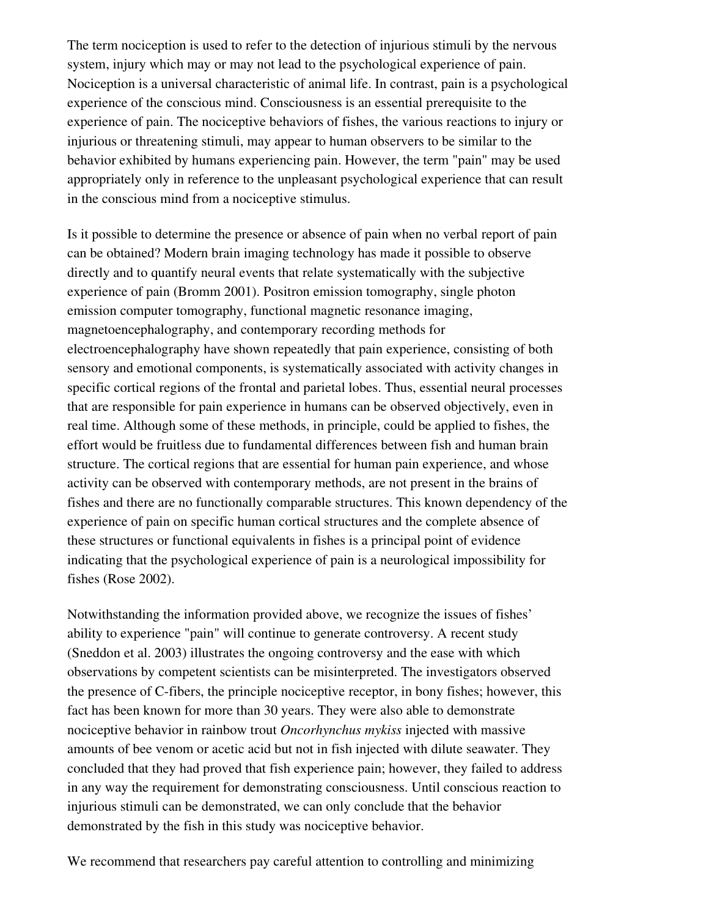The term nociception is used to refer to the detection of injurious stimuli by the nervous system, injury which may or may not lead to the psychological experience of pain. Nociception is a universal characteristic of animal life. In contrast, pain is a psychological experience of the conscious mind. Consciousness is an essential prerequisite to the experience of pain. The nociceptive behaviors of fishes, the various reactions to injury or injurious or threatening stimuli, may appear to human observers to be similar to the behavior exhibited by humans experiencing pain. However, the term "pain" may be used appropriately only in reference to the unpleasant psychological experience that can result in the conscious mind from a nociceptive stimulus.

Is it possible to determine the presence or absence of pain when no verbal report of pain can be obtained? Modern brain imaging technology has made it possible to observe directly and to quantify neural events that relate systematically with the subjective experience of pain (Bromm 2001). Positron emission tomography, single photon emission computer tomography, functional magnetic resonance imaging, magnetoencephalography, and contemporary recording methods for electroencephalography have shown repeatedly that pain experience, consisting of both sensory and emotional components, is systematically associated with activity changes in specific cortical regions of the frontal and parietal lobes. Thus, essential neural processes that are responsible for pain experience in humans can be observed objectively, even in real time. Although some of these methods, in principle, could be applied to fishes, the effort would be fruitless due to fundamental differences between fish and human brain structure. The cortical regions that are essential for human pain experience, and whose activity can be observed with contemporary methods, are not present in the brains of fishes and there are no functionally comparable structures. This known dependency of the experience of pain on specific human cortical structures and the complete absence of these structures or functional equivalents in fishes is a principal point of evidence indicating that the psychological experience of pain is a neurological impossibility for fishes (Rose 2002).

Notwithstanding the information provided above, we recognize the issues of fishes' ability to experience "pain" will continue to generate controversy. A recent study (Sneddon et al. 2003) illustrates the ongoing controversy and the ease with which observations by competent scientists can be misinterpreted. The investigators observed the presence of C-fibers, the principle nociceptive receptor, in bony fishes; however, this fact has been known for more than 30 years. They were also able to demonstrate nociceptive behavior in rainbow trout *Oncorhynchus mykiss* injected with massive amounts of bee venom or acetic acid but not in fish injected with dilute seawater. They concluded that they had proved that fish experience pain; however, they failed to address in any way the requirement for demonstrating consciousness. Until conscious reaction to injurious stimuli can be demonstrated, we can only conclude that the behavior demonstrated by the fish in this study was nociceptive behavior.

We recommend that researchers pay careful attention to controlling and minimizing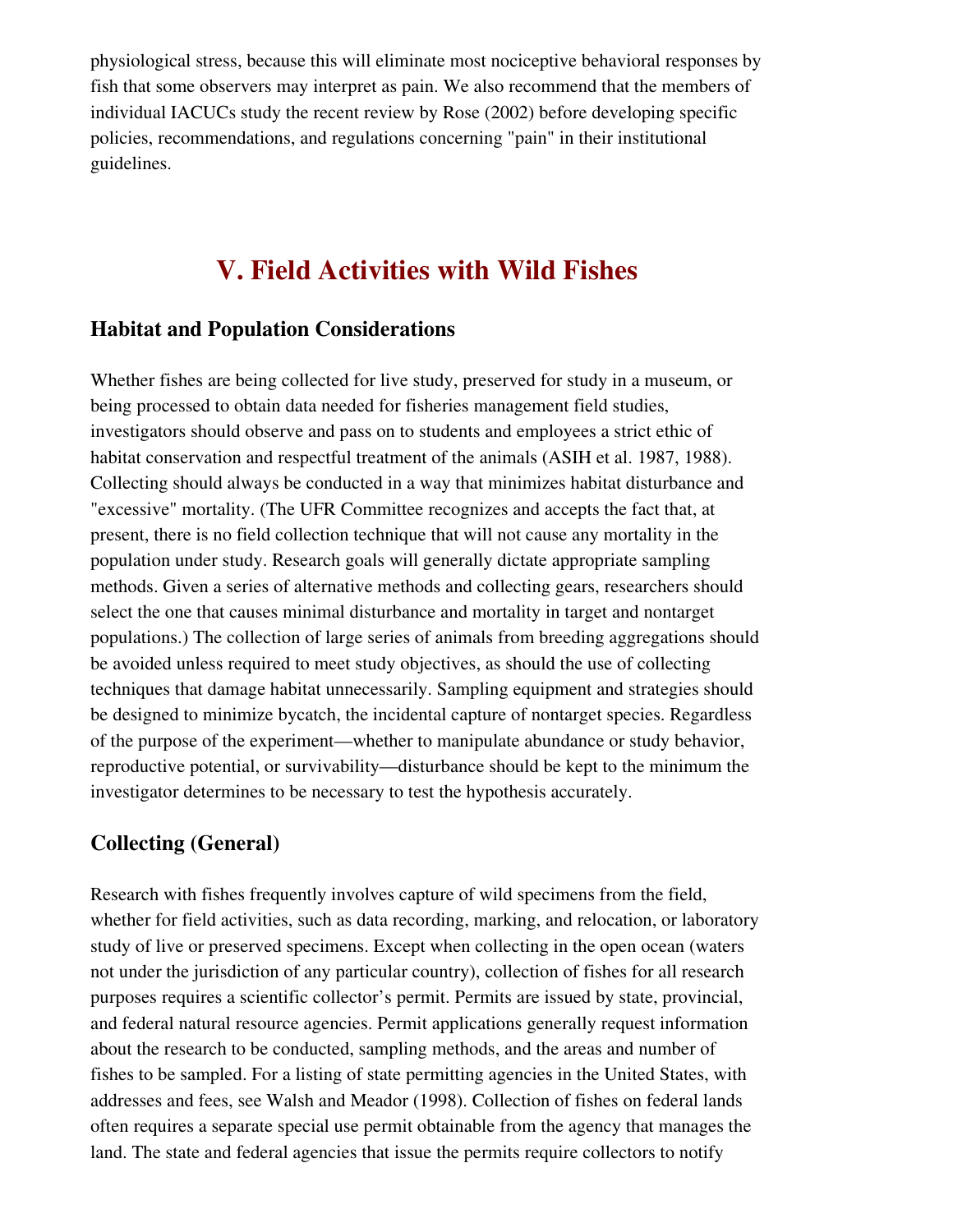physiological stress, because this will eliminate most nociceptive behavioral responses by fish that some observers may interpret as pain. We also recommend that the members of individual IACUCs study the recent review by Rose (2002) before developing specific policies, recommendations, and regulations concerning "pain" in their institutional guidelines.

# V. Field Activities with Wild Fishes

## Habitat and Population Considerations

Whether fishes are being collected for live study, preserved for study in a museum, or being processed to obtain data needed for fisheries management field studies, investigators should observe and pass on to students and employees a strict ethic of habitat conservation and respectful treatment of the animals (ASIH et al. 1987, 1988). Collecting should always be conducted in a way that minimizes habitat disturbance and "excessive" mortality. (The UFR Committee recognizes and accepts the fact that, at present, there is no field collection technique that will not cause any mortality in the population under study. Research goals will generally dictate appropriate sampling methods. Given a series of alternative methods and collecting gears, researchers should select the one that causes minimal disturbance and mortality in target and nontarget populations.) The collection of large series of animals from breeding aggregations should be avoided unless required to meet study objectives, as should the use of collecting techniques that damage habitat unnecessarily. Sampling equipment and strategies should be designed to minimize bycatch, the incidental capture of nontarget species. Regardless of the purpose of the experiment—whether to manipulate abundance or study behavior, reproductive potential, or survivability—disturbance should be kept to the minimum the investigator determines to be necessary to test the hypothesis accurately.

## Collecting (General)

Research with fishes frequently involves capture of wild specimens from the field, whether for field activities, such as data recording, marking, and relocation, or laboratory study of live or preserved specimens. Except when collecting in the open ocean (waters not under the jurisdiction of any particular country), collection of fishes for all research purposes requires a scientific collector's permit. Permits are issued by state, provincial, and federal natural resource agencies. Permit applications generally request information about the research to be conducted, sampling methods, and the areas and number of fishes to be sampled. For a listing of state permitting agencies in the United States, with addresses and fees, see Walsh and Meador (1998). Collection of fishes on federal lands often requires a separate special use permit obtainable from the agency that manages the land. The state and federal agencies that issue the permits require collectors to notify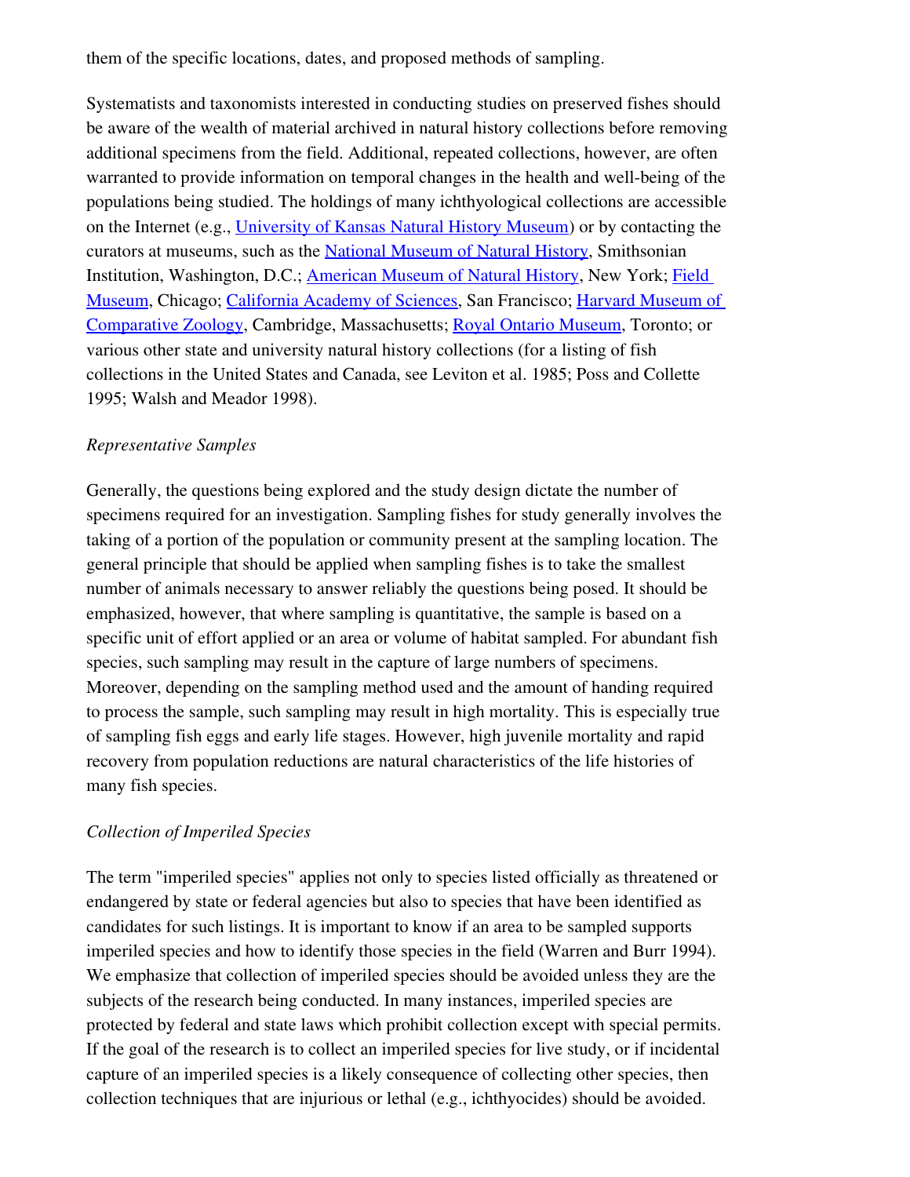them of the specific locations, dates, and proposed methods of sampling.

Systematists and taxonomists interested in conducting studies on preserved fishes should be aware of the wealth of material archived in natural history collections before removing additional specimens from the field. Additional, repeated collections, however, are often warranted to provide information on temporal changes in the health and well-being of the populations being studied. The holdings of many ichthyological collections are accessible on the Internet (e.g., University of Kansas Natural History Museum) or by contacting the curators at museums, such as the National Museum of Natural History, Smithsonian Institution, Washington, D.C.; American Museum of Natural History, New York; Field Museum, Chicago; California Academy of Sciences, San Francisco; Harvard Museum of Comparative Zoology, Cambridge, Massachusetts; Royal Ontario Museum, Toronto; or various other state and university natural history collections (for a listing of fish collections in the United States and Canada, see Leviton et al. 1985; Poss and Collette 1995; Walsh and Meador 1998).

*Representative Samples*

Generally, the questions being explored and the study design dictate the number of specimens required for an investigation. Sampling fishes for study generally involves the taking of a portion of the population or community present at the sampling location. The general principle that should be applied when sampling fishes is to take the smallest number of animals necessary to answer reliably the questions being posed. It should be emphasized, however, that where sampling is quantitative, the sample is based on a specific unit of effort applied or an area or volume of habitat sampled. For abundant fish species, such sampling may result in the capture of large numbers of specimens. Moreover, depending on the sampling method used and the amount of handing required to process the sample, such sampling may result in high mortality. This is especially true of sampling fish eggs and early life stages. However, high juvenile mortality and rapid recovery from population reductions are natural characteristics of the life histories of many fish species.

*Collection of Imperiled Species*

The term "imperiled species" applies not only to species listed officially as threatened or endangered by state or federal agencies but also to species that have been identified as candidates for such listings. It is important to know if an area to be sampled supports imperiled species and how to identify those species in the field (Warren and Burr 1994). We emphasize that collection of imperiled species should be avoided unless they are the subjects of the research being conducted. In many instances, imperiled species are protected by federal and state laws which prohibit collection except with special permits. If the goal of the research is to collect an imperiled species for live study, or if incidental capture of an imperiled species is a likely consequence of collecting other species, then collection techniques that are injurious or lethal (e.g., ichthyocides) should be avoided.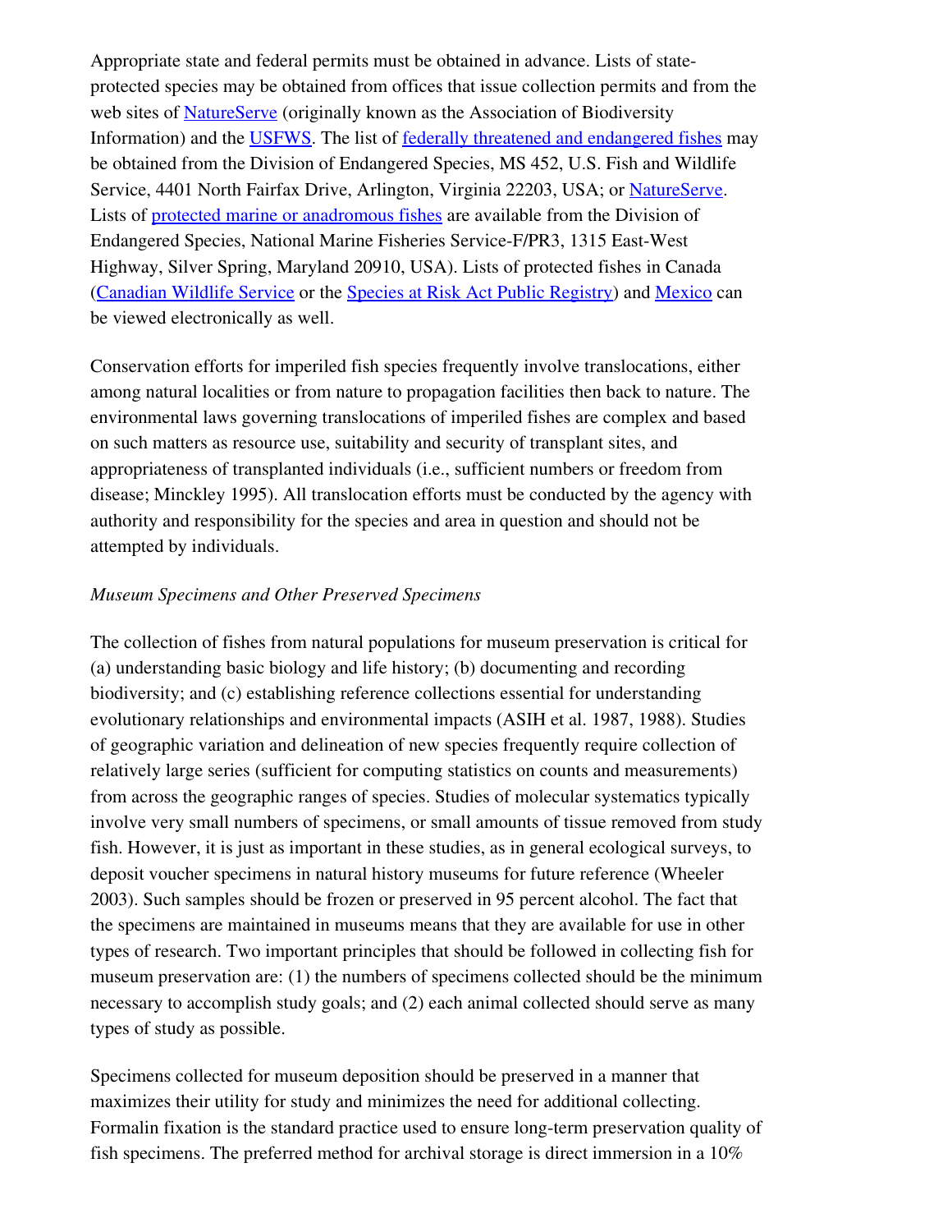Appropriate state and federal permits must be obtained in advance. Lists of state-protected species may be obtained from offices that issue collection permits and from the web sites of NatureServe (originally known as the Association of Biodiversity Information) and the USFWS. The list of federally threatened and endangered fishes may be obtained from the Division of Endangered Species, MS 452, U.S. Fish and Wildlife Service, 4401 North Fairfax Drive, Arlington, Virginia 22203, USA; or NatureServe. Lists of protected marine or anadromous fishes are available from the Division of Endangered Species, National Marine Fisheries Service-F/PR3, 1315 East-West Highway, Silver Spring, Maryland 20910, USA). Lists of protected fishes in Canada (Canadian Wildlife Service or the Species at Risk Act Public Registry) and Mexico can be viewed electronically as well.

Conservation efforts for imperiled fish species frequently involve translocations, either among natural localities or from nature to propagation facilities then back to nature. The environmental laws governing translocations of imperiled fishes are complex and based on such matters as resource use, suitability and security of transplant sites, and appropriateness of transplanted individuals (i.e., sufficient numbers or freedom from disease; Minckley 1995). All translocation efforts must be conducted by the agency with authority and responsibility for the species and area in question and should not be attempted by individuals.

*Museum Specimens and Other Preserved Specimens*

The collection of fishes from natural populations for museum preservation is critical for (a) understanding basic biology and life history; (b) documenting and recording biodiversity; and (c) establishing reference collections essential for understanding evolutionary relationships and environmental impacts (ASIH et al. 1987, 1988). Studies of geographic variation and delineation of new species frequently require collection of relatively large series (sufficient for computing statistics on counts and measurements) from across the geographic ranges of species. Studies of molecular systematics typically involve very small numbers of specimens, or small amounts of tissue removed from study fish. However, it is just as important in these studies, as in general ecological surveys, to deposit voucher specimens in natural history museums for future reference (Wheeler 2003). Such samples should be frozen or preserved in 95 percent alcohol. The fact that the specimens are maintained in museums means that they are available for use in other types of research. Two important principles that should be followed in collecting fish for museum preservation are: (1) the numbers of specimens collected should be the minimum necessary to accomplish study goals; and (2) each animal collected should serve as many types of study as possible.

Specimens collected for museum deposition should be preserved in a manner that maximizes their utility for study and minimizes the need for additional collecting. Formalin fixation is the standard practice used to ensure long-term preservation quality of fish specimens. The preferred method for archival storage is direct immersion in a 10%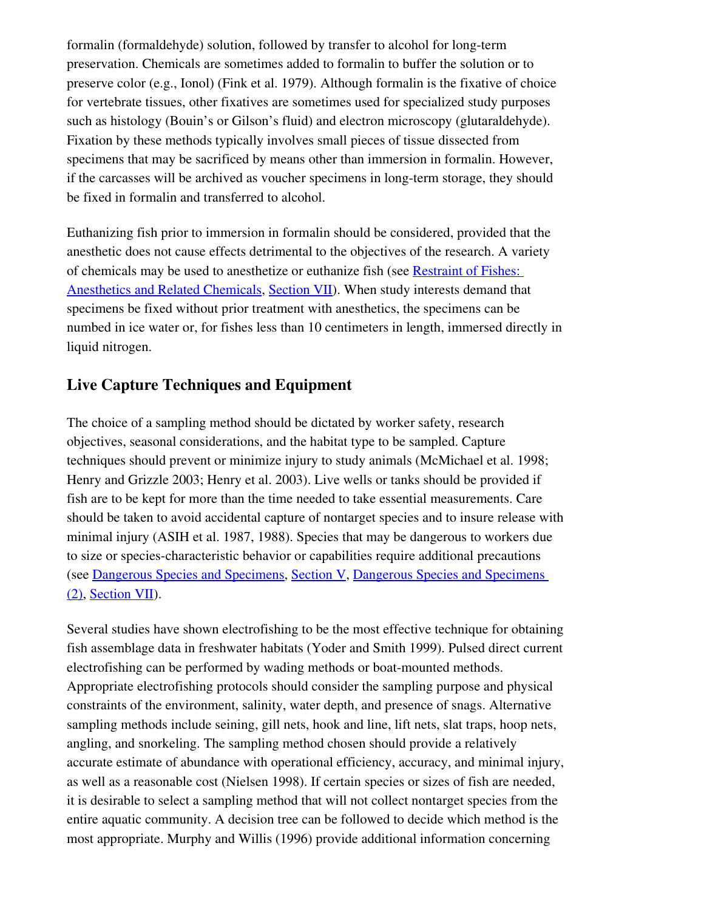formalin (formaldehyde) solution, followed by transfer to alcohol for long-term preservation. Chemicals are sometimes added to formalin to buffer the solution or to preserve color (e.g., Ionol) (Fink et al. 1979). Although formalin is the fixative of choice for vertebrate tissues, other fixatives are sometimes used for specialized study purposes such as histology (Bouin's or Gilson's fluid) and electron microscopy (glutaraldehyde). Fixation by these methods typically involves small pieces of tissue dissected from specimens that may be sacrificed by means other than immersion in formalin. However, if the carcasses will be archived as voucher specimens in long-term storage, they should be fixed in formalin and transferred to alcohol.

Euthanizing fish prior to immersion in formalin should be considered, provided that the anesthetic does not cause effects detrimental to the objectives of the research. A variety of chemicals may be used to anesthetize or euthanize fish (see Restraint of Fishes: Anesthetics and Related Chemicals, Section VII). When study interests demand that specimens be fixed without prior treatment with anesthetics, the specimens can be numbed in ice water or, for fishes less than 10 centimeters in length, immersed directly in liquid nitrogen.

## Live Capture Techniques and Equipment

The choice of a sampling method should be dictated by worker safety, research objectives, seasonal considerations, and the habitat type to be sampled. Capture techniques should prevent or minimize injury to study animals (McMichael et al. 1998; Henry and Grizzle 2003; Henry et al. 2003). Live wells or tanks should be provided if fish are to be kept for more than the time needed to take essential measurements. Care should be taken to avoid accidental capture of nontarget species and to insure release with minimal injury (ASIH et al. 1987, 1988). Species that may be dangerous to workers due to size or species-characteristic behavior or capabilities require additional precautions (see Dangerous Species and Specimens, Section V, Dangerous Species and Specimens (2), Section VII).

Several studies have shown electrofishing to be the most effective technique for obtaining fish assemblage data in freshwater habitats (Yoder and Smith 1999). Pulsed direct current electrofishing can be performed by wading methods or boat-mounted methods. Appropriate electrofishing protocols should consider the sampling purpose and physical constraints of the environment, salinity, water depth, and presence of snags. Alternative sampling methods include seining, gill nets, hook and line, lift nets, slat traps, hoop nets, angling, and snorkeling. The sampling method chosen should provide a relatively accurate estimate of abundance with operational efficiency, accuracy, and minimal injury, as well as a reasonable cost (Nielsen 1998). If certain species or sizes of fish are needed, it is desirable to select a sampling method that will not collect nontarget species from the entire aquatic community. A decision tree can be followed to decide which method is the most appropriate. Murphy and Willis (1996) provide additional information concerning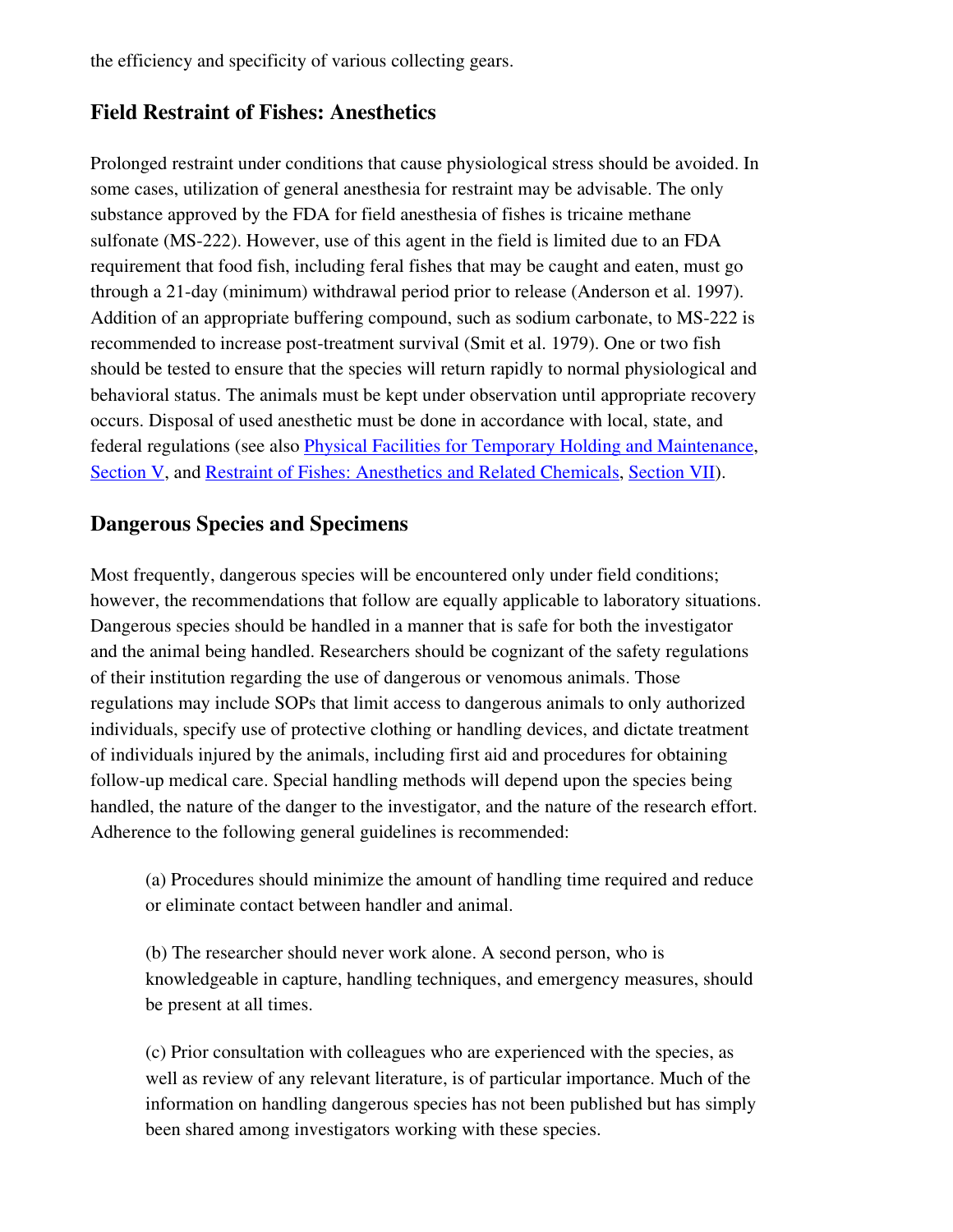the efficiency and specificity of various collecting gears.

## Field Restraint of Fishes: Anesthetics

Prolonged restraint under conditions that cause physiological stress should be avoided. In some cases, utilization of general anesthesia for restraint may be advisable. The only substance approved by the FDA for field anesthesia of fishes is tricaine methane sulfonate (MS-222). However, use of this agent in the field is limited due to an FDA requirement that food fish, including feral fishes that may be caught and eaten, must go through a 21-day (minimum) withdrawal period prior to release (Anderson et al. 1997). Addition of an appropriate buffering compound, such as sodium carbonate, to MS-222 is recommended to increase post-treatment survival (Smit et al. 1979). One or two fish should be tested to ensure that the species will return rapidly to normal physiological and behavioral status. The animals must be kept under observation until appropriate recovery occurs. Disposal of used anesthetic must be done in accordance with local, state, and federal regulations (see also Physical Facilities for Temporary Holding and Maintenance, Section V, and Restraint of Fishes: Anesthetics and Related Chemicals, Section VII).

## Dangerous Species and Specimens

Most frequently, dangerous species will be encountered only under field conditions; however, the recommendations that follow are equally applicable to laboratory situations. Dangerous species should be handled in a manner that is safe for both the investigator and the animal being handled. Researchers should be cognizant of the safety regulations of their institution regarding the use of dangerous or venomous animals. Those regulations may include SOPs that limit access to dangerous animals to only authorized individuals, specify use of protective clothing or handling devices, and dictate treatment of individuals injured by the animals, including first aid and procedures for obtaining follow-up medical care. Special handling methods will depend upon the species being handled, the nature of the danger to the investigator, and the nature of the research effort. Adherence to the following general guidelines is recommended:

(a) Procedures should minimize the amount of handling time required and reduce or eliminate contact between handler and animal.

(b) The researcher should never work alone. A second person, who is knowledgeable in capture, handling techniques, and emergency measures, should be present at all times.

(c) Prior consultation with colleagues who are experienced with the species, as well as review of any relevant literature, is of particular importance. Much of the information on handling dangerous species has not been published but has simply been shared among investigators working with these species.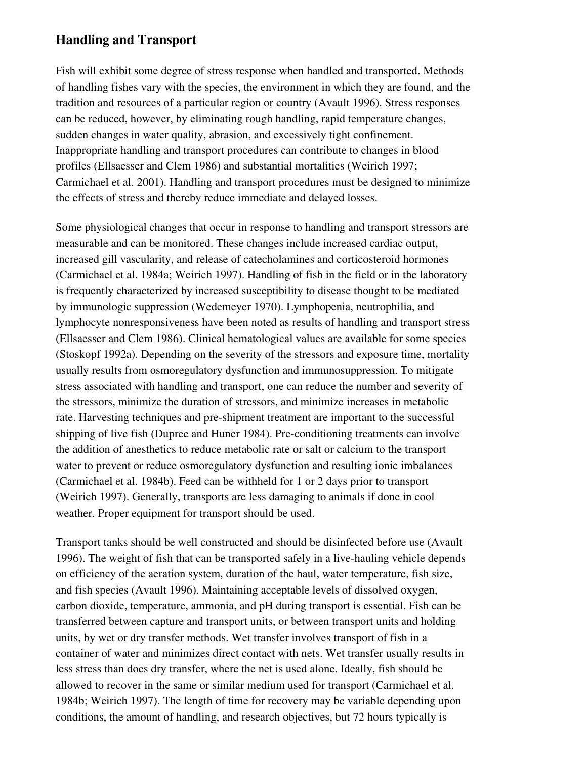## Handling and Transport

Fish will exhibit some degree of stress response when handled and transported. Methods of handling fishes vary with the species, the environment in which they are found, and the tradition and resources of a particular region or country (Avault 1996). Stress responses can be reduced, however, by eliminating rough handling, rapid temperature changes, sudden changes in water quality, abrasion, and excessively tight confinement. Inappropriate handling and transport procedures can contribute to changes in blood profiles (Ellsaesser and Clem 1986) and substantial mortalities (Weirich 1997; Carmichael et al. 2001). Handling and transport procedures must be designed to minimize the effects of stress and thereby reduce immediate and delayed losses.

Some physiological changes that occur in response to handling and transport stressors are measurable and can be monitored. These changes include increased cardiac output, increased gill vascularity, and release of catecholamines and corticosteroid hormones (Carmichael et al. 1984a; Weirich 1997). Handling of fish in the field or in the laboratory is frequently characterized by increased susceptibility to disease thought to be mediated by immunologic suppression (Wedemeyer 1970). Lymphopenia, neutrophilia, and lymphocyte nonresponsiveness have been noted as results of handling and transport stress (Ellsaesser and Clem 1986). Clinical hematological values are available for some species (Stoskopf 1992a). Depending on the severity of the stressors and exposure time, mortality usually results from osmoregulatory dysfunction and immunosuppression. To mitigate stress associated with handling and transport, one can reduce the number and severity of the stressors, minimize the duration of stressors, and minimize increases in metabolic rate. Harvesting techniques and pre-shipment treatment are important to the successful shipping of live fish (Dupree and Huner 1984). Pre-conditioning treatments can involve the addition of anesthetics to reduce metabolic rate or salt or calcium to the transport water to prevent or reduce osmoregulatory dysfunction and resulting ionic imbalances (Carmichael et al. 1984b). Feed can be withheld for 1 or 2 days prior to transport (Weirich 1997). Generally, transports are less damaging to animals if done in cool weather. Proper equipment for transport should be used.

Transport tanks should be well constructed and should be disinfected before use (Avault 1996). The weight of fish that can be transported safely in a live-hauling vehicle depends on efficiency of the aeration system, duration of the haul, water temperature, fish size, and fish species (Avault 1996). Maintaining acceptable levels of dissolved oxygen, carbon dioxide, temperature, ammonia, and pH during transport is essential. Fish can be transferred between capture and transport units, or between transport units and holding units, by wet or dry transfer methods. Wet transfer involves transport of fish in a container of water and minimizes direct contact with nets. Wet transfer usually results in less stress than does dry transfer, where the net is used alone. Ideally, fish should be allowed to recover in the same or similar medium used for transport (Carmichael et al. 1984b; Weirich 1997). The length of time for recovery may be variable depending upon conditions, the amount of handling, and research objectives, but 72 hours typically is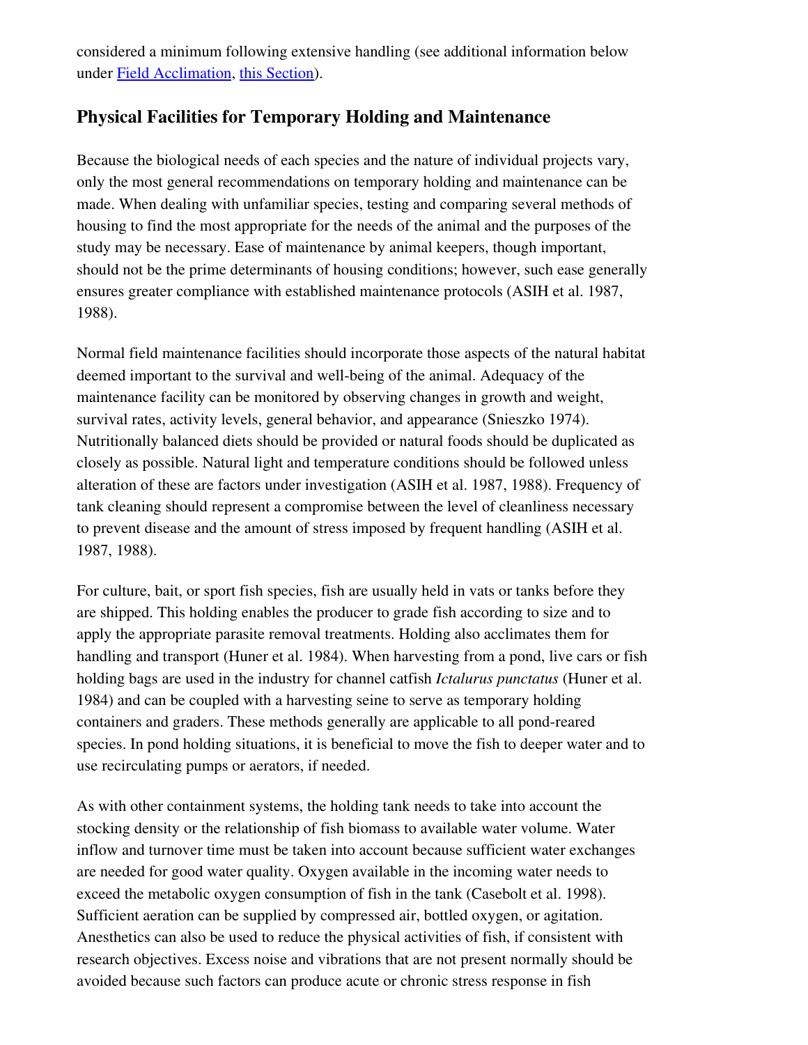considered a minimum following extensive handling (see additional information below under [Field Acclimation](), [this Section]()).

## Physical Facilities for Temporary Holding and Maintenance

Because the biological needs of each species and the nature of individual projects vary, only the most general recommendations on temporary holding and maintenance can be made. When dealing with unfamiliar species, testing and comparing several methods of housing to find the most appropriate for the needs of the animal and the purposes of the study may be necessary. Ease of maintenance by animal keepers, though important, should not be the prime determinants of housing conditions; however, such ease generally ensures greater compliance with established maintenance protocols (ASIH et al. 1987, 1988).

Normal field maintenance facilities should incorporate those aspects of the natural habitat deemed important to the survival and well-being of the animal. Adequacy of the maintenance facility can be monitored by observing changes in growth and weight, survival rates, activity levels, general behavior, and appearance (Snieszko 1974). Nutritionally balanced diets should be provided or natural foods should be duplicated as closely as possible. Natural light and temperature conditions should be followed unless alteration of these are factors under investigation (ASIH et al. 1987, 1988). Frequency of tank cleaning should represent a compromise between the level of cleanliness necessary to prevent disease and the amount of stress imposed by frequent handling (ASIH et al. 1987, 1988).

For culture, bait, or sport fish species, fish are usually held in vats or tanks before they are shipped. This holding enables the producer to grade fish according to size and to apply the appropriate parasite removal treatments. Holding also acclimates them for handling and transport (Huner et al. 1984). When harvesting from a pond, live cars or fish holding bags are used in the industry for channel catfish *Ictalurus punctatus* (Huner et al. 1984) and can be coupled with a harvesting seine to serve as temporary holding containers and graders. These methods generally are applicable to all pond-reared species. In pond holding situations, it is beneficial to move the fish to deeper water and to use recirculating pumps or aerators, if needed.

As with other containment systems, the holding tank needs to take into account the stocking density or the relationship of fish biomass to available water volume. Water inflow and turnover time must be taken into account because sufficient water exchanges are needed for good water quality. Oxygen available in the incoming water needs to exceed the metabolic oxygen consumption of fish in the tank (Casebolt et al. 1998). Sufficient aeration can be supplied by compressed air, bottled oxygen, or agitation. Anesthetics can also be used to reduce the physical activities of fish, if consistent with research objectives. Excess noise and vibrations that are not present normally should be avoided because such factors can produce acute or chronic stress response in fish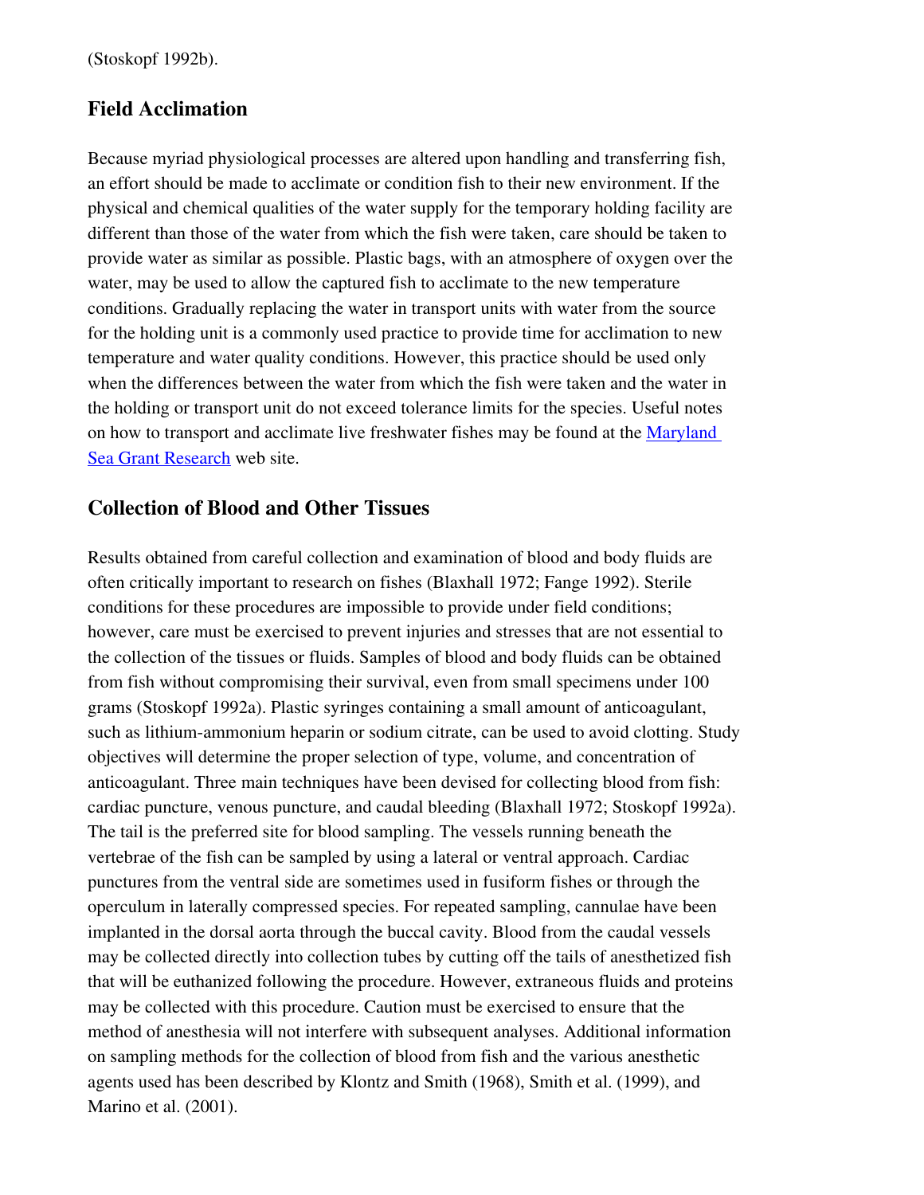(Stoskopf 1992b).

## Field Acclimation

Because myriad physiological processes are altered upon handling and transferring fish, an effort should be made to acclimate or condition fish to their new environment. If the physical and chemical qualities of the water supply for the temporary holding facility are different than those of the water from which the fish were taken, care should be taken to provide water as similar as possible. Plastic bags, with an atmosphere of oxygen over the water, may be used to allow the captured fish to acclimate to the new temperature conditions. Gradually replacing the water in transport units with water from the source for the holding unit is a commonly used practice to provide time for acclimation to new temperature and water quality conditions. However, this practice should be used only when the differences between the water from which the fish were taken and the water in the holding or transport unit do not exceed tolerance limits for the species. Useful notes on how to transport and acclimate live freshwater fishes may be found at the Maryland Sea Grant Research web site.

## Collection of Blood and Other Tissues

Results obtained from careful collection and examination of blood and body fluids are often critically important to research on fishes (Blaxhall 1972; Fange 1992). Sterile conditions for these procedures are impossible to provide under field conditions; however, care must be exercised to prevent injuries and stresses that are not essential to the collection of the tissues or fluids. Samples of blood and body fluids can be obtained from fish without compromising their survival, even from small specimens under 100 grams (Stoskopf 1992a). Plastic syringes containing a small amount of anticoagulant, such as lithium-ammonium heparin or sodium citrate, can be used to avoid clotting. Study objectives will determine the proper selection of type, volume, and concentration of anticoagulant. Three main techniques have been devised for collecting blood from fish: cardiac puncture, venous puncture, and caudal bleeding (Blaxhall 1972; Stoskopf 1992a). The tail is the preferred site for blood sampling. The vessels running beneath the vertebrae of the fish can be sampled by using a lateral or ventral approach. Cardiac punctures from the ventral side are sometimes used in fusiform fishes or through the operculum in laterally compressed species. For repeated sampling, cannulae have been implanted in the dorsal aorta through the buccal cavity. Blood from the caudal vessels may be collected directly into collection tubes by cutting off the tails of anesthetized fish that will be euthanized following the procedure. However, extraneous fluids and proteins may be collected with this procedure. Caution must be exercised to ensure that the method of anesthesia will not interfere with subsequent analyses. Additional information on sampling methods for the collection of blood from fish and the various anesthetic agents used has been described by Klontz and Smith (1968), Smith et al. (1999), and Marino et al. (2001).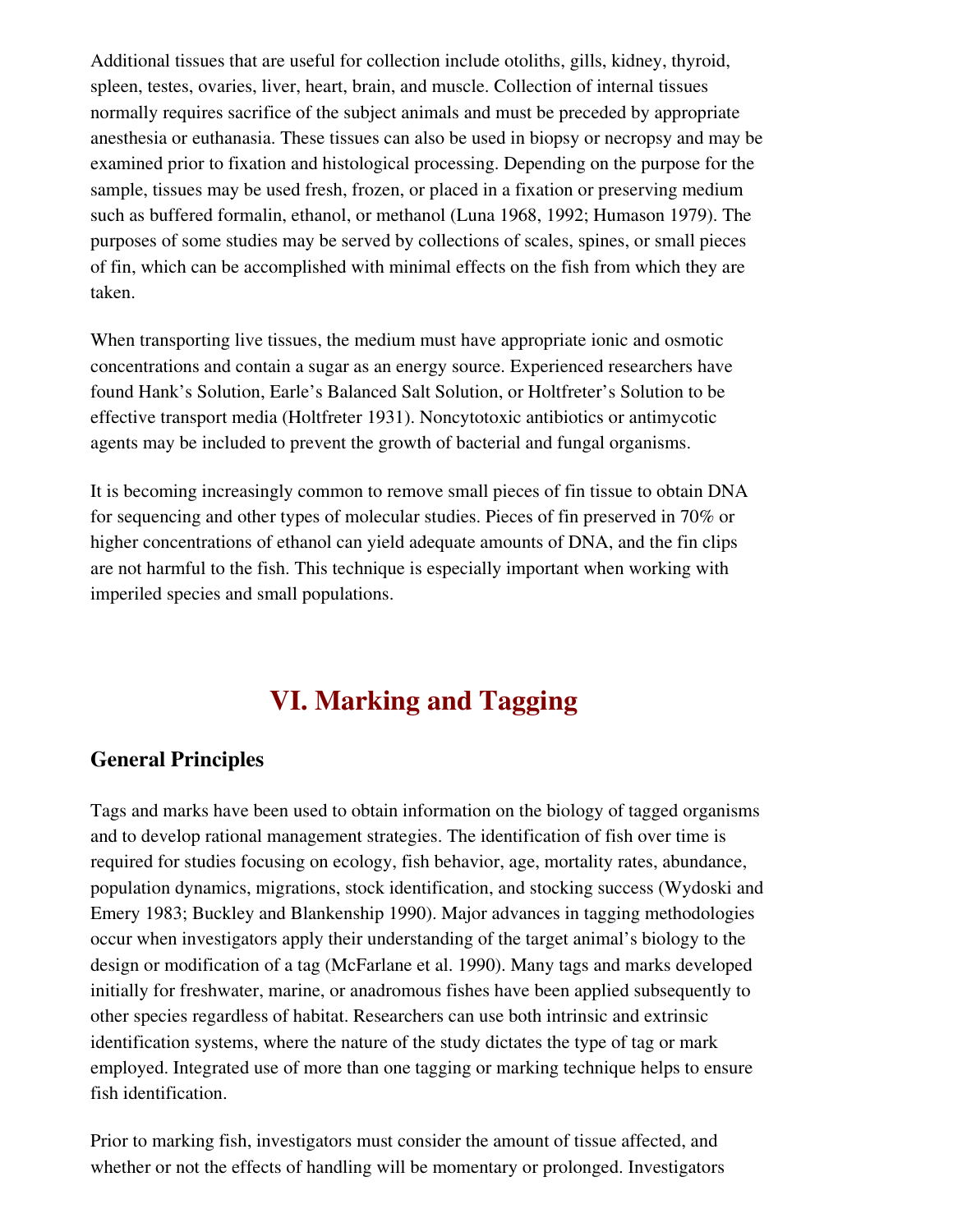Additional tissues that are useful for collection include otoliths, gills, kidney, thyroid, spleen, testes, ovaries, liver, heart, brain, and muscle. Collection of internal tissues normally requires sacrifice of the subject animals and must be preceded by appropriate anesthesia or euthanasia. These tissues can also be used in biopsy or necropsy and may be examined prior to fixation and histological processing. Depending on the purpose for the sample, tissues may be used fresh, frozen, or placed in a fixation or preserving medium such as buffered formalin, ethanol, or methanol (Luna 1968, 1992; Humason 1979). The purposes of some studies may be served by collections of scales, spines, or small pieces of fin, which can be accomplished with minimal effects on the fish from which they are taken.

When transporting live tissues, the medium must have appropriate ionic and osmotic concentrations and contain a sugar as an energy source. Experienced researchers have found Hank's Solution, Earle's Balanced Salt Solution, or Holtfreter's Solution to be effective transport media (Holtfreter 1931). Noncytotoxic antibiotics or antimycotic agents may be included to prevent the growth of bacterial and fungal organisms.

It is becoming increasingly common to remove small pieces of fin tissue to obtain DNA for sequencing and other types of molecular studies. Pieces of fin preserved in 70% or higher concentrations of ethanol can yield adequate amounts of DNA, and the fin clips are not harmful to the fish. This technique is especially important when working with imperiled species and small populations.

# VI. Marking and Tagging

## General Principles

Tags and marks have been used to obtain information on the biology of tagged organisms and to develop rational management strategies. The identification of fish over time is required for studies focusing on ecology, fish behavior, age, mortality rates, abundance, population dynamics, migrations, stock identification, and stocking success (Wydoski and Emery 1983; Buckley and Blankenship 1990). Major advances in tagging methodologies occur when investigators apply their understanding of the target animal's biology to the design or modification of a tag (McFarlane et al. 1990). Many tags and marks developed initially for freshwater, marine, or anadromous fishes have been applied subsequently to other species regardless of habitat. Researchers can use both intrinsic and extrinsic identification systems, where the nature of the study dictates the type of tag or mark employed. Integrated use of more than one tagging or marking technique helps to ensure fish identification.

Prior to marking fish, investigators must consider the amount of tissue affected, and whether or not the effects of handling will be momentary or prolonged. Investigators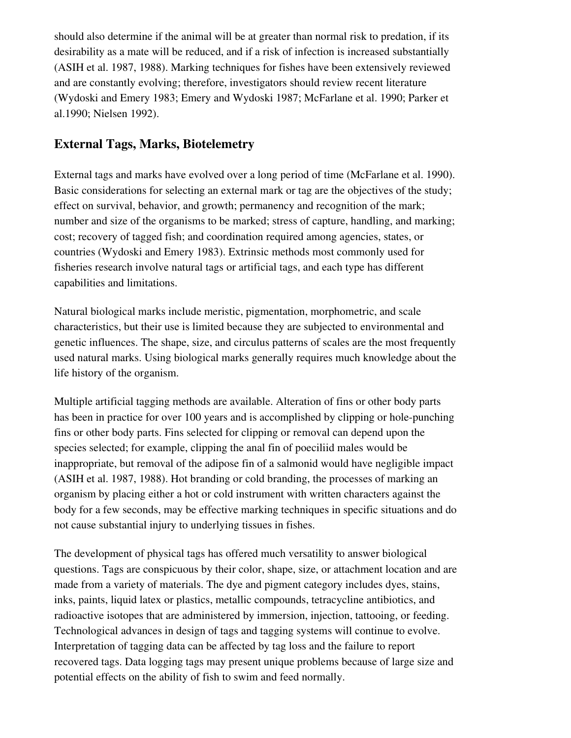should also determine if the animal will be at greater than normal risk to predation, if its desirability as a mate will be reduced, and if a risk of infection is increased substantially (ASIH et al. 1987, 1988). Marking techniques for fishes have been extensively reviewed and are constantly evolving; therefore, investigators should review recent literature (Wydoski and Emery 1983; Emery and Wydoski 1987; McFarlane et al. 1990; Parker et al.1990; Nielsen 1992).

## External Tags, Marks, Biotelemetry

External tags and marks have evolved over a long period of time (McFarlane et al. 1990). Basic considerations for selecting an external mark or tag are the objectives of the study; effect on survival, behavior, and growth; permanency and recognition of the mark; number and size of the organisms to be marked; stress of capture, handling, and marking; cost; recovery of tagged fish; and coordination required among agencies, states, or countries (Wydoski and Emery 1983). Extrinsic methods most commonly used for fisheries research involve natural tags or artificial tags, and each type has different capabilities and limitations.

Natural biological marks include meristic, pigmentation, morphometric, and scale characteristics, but their use is limited because they are subjected to environmental and genetic influences. The shape, size, and circulus patterns of scales are the most frequently used natural marks. Using biological marks generally requires much knowledge about the life history of the organism.

Multiple artificial tagging methods are available. Alteration of fins or other body parts has been in practice for over 100 years and is accomplished by clipping or hole-punching fins or other body parts. Fins selected for clipping or removal can depend upon the species selected; for example, clipping the anal fin of poeciliid males would be inappropriate, but removal of the adipose fin of a salmonid would have negligible impact (ASIH et al. 1987, 1988). Hot branding or cold branding, the processes of marking an organism by placing either a hot or cold instrument with written characters against the body for a few seconds, may be effective marking techniques in specific situations and do not cause substantial injury to underlying tissues in fishes.

The development of physical tags has offered much versatility to answer biological questions. Tags are conspicuous by their color, shape, size, or attachment location and are made from a variety of materials. The dye and pigment category includes dyes, stains, inks, paints, liquid latex or plastics, metallic compounds, tetracycline antibiotics, and radioactive isotopes that are administered by immersion, injection, tattooing, or feeding. Technological advances in design of tags and tagging systems will continue to evolve. Interpretation of tagging data can be affected by tag loss and the failure to report recovered tags. Data logging tags may present unique problems because of large size and potential effects on the ability of fish to swim and feed normally.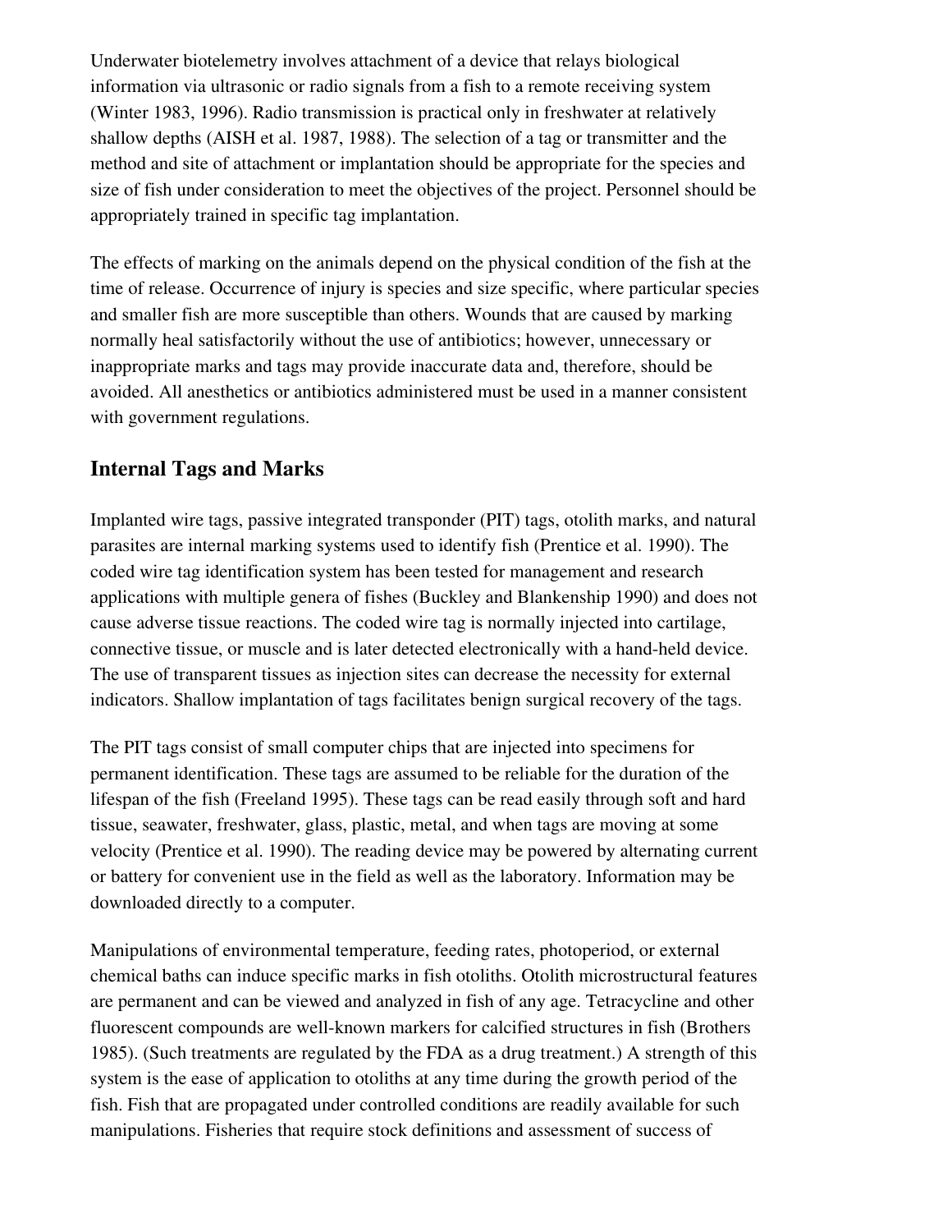Underwater biotelemetry involves attachment of a device that relays biological information via ultrasonic or radio signals from a fish to a remote receiving system (Winter 1983, 1996). Radio transmission is practical only in freshwater at relatively shallow depths (AISH et al. 1987, 1988). The selection of a tag or transmitter and the method and site of attachment or implantation should be appropriate for the species and size of fish under consideration to meet the objectives of the project. Personnel should be appropriately trained in specific tag implantation.

The effects of marking on the animals depend on the physical condition of the fish at the time of release. Occurrence of injury is species and size specific, where particular species and smaller fish are more susceptible than others. Wounds that are caused by marking normally heal satisfactorily without the use of antibiotics; however, unnecessary or inappropriate marks and tags may provide inaccurate data and, therefore, should be avoided. All anesthetics or antibiotics administered must be used in a manner consistent with government regulations.

## Internal Tags and Marks

Implanted wire tags, passive integrated transponder (PIT) tags, otolith marks, and natural parasites are internal marking systems used to identify fish (Prentice et al. 1990). The coded wire tag identification system has been tested for management and research applications with multiple genera of fishes (Buckley and Blankenship 1990) and does not cause adverse tissue reactions. The coded wire tag is normally injected into cartilage, connective tissue, or muscle and is later detected electronically with a hand-held device. The use of transparent tissues as injection sites can decrease the necessity for external indicators. Shallow implantation of tags facilitates benign surgical recovery of the tags.

The PIT tags consist of small computer chips that are injected into specimens for permanent identification. These tags are assumed to be reliable for the duration of the lifespan of the fish (Freeland 1995). These tags can be read easily through soft and hard tissue, seawater, freshwater, glass, plastic, metal, and when tags are moving at some velocity (Prentice et al. 1990). The reading device may be powered by alternating current or battery for convenient use in the field as well as the laboratory. Information may be downloaded directly to a computer.

Manipulations of environmental temperature, feeding rates, photoperiod, or external chemical baths can induce specific marks in fish otoliths. Otolith microstructural features are permanent and can be viewed and analyzed in fish of any age. Tetracycline and other fluorescent compounds are well-known markers for calcified structures in fish (Brothers 1985). (Such treatments are regulated by the FDA as a drug treatment.) A strength of this system is the ease of application to otoliths at any time during the growth period of the fish. Fish that are propagated under controlled conditions are readily available for such manipulations. Fisheries that require stock definitions and assessment of success of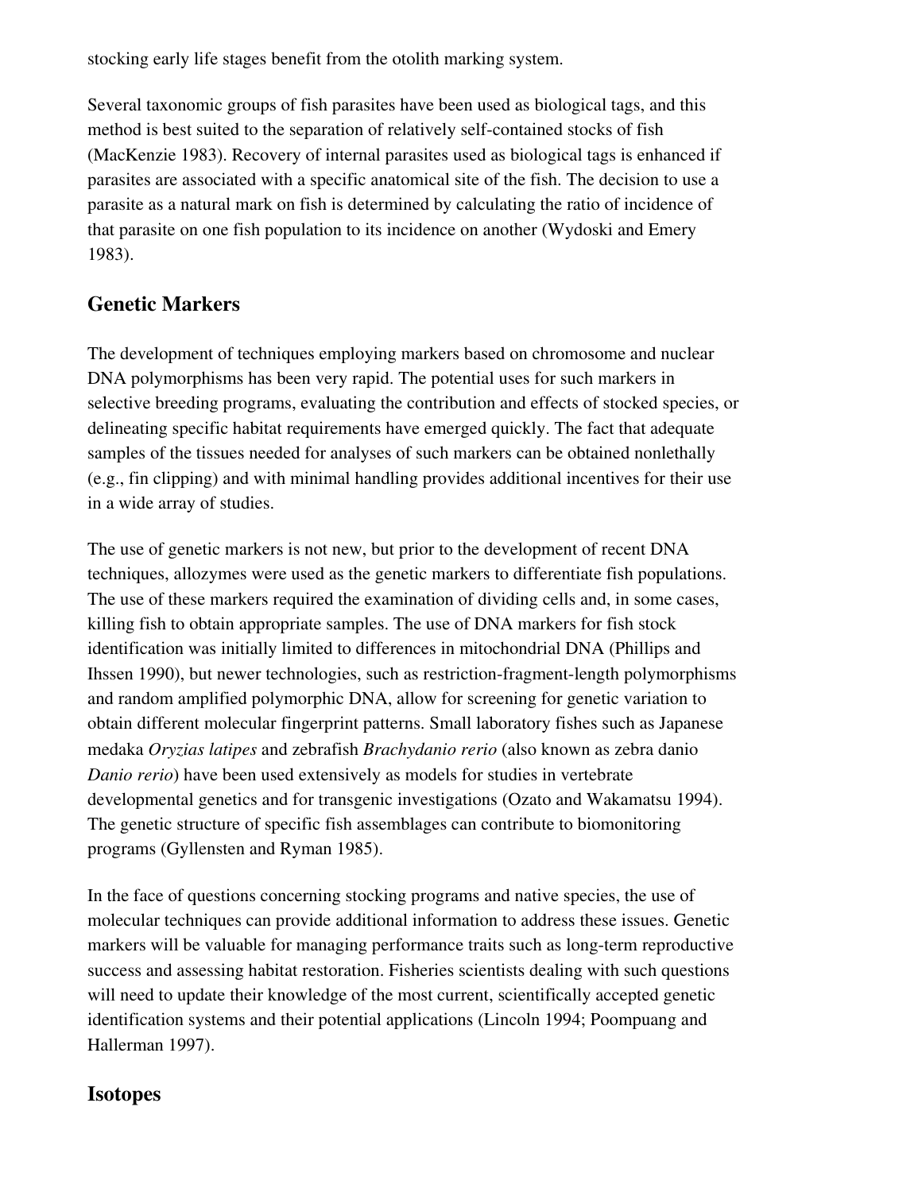stocking early life stages benefit from the otolith marking system.

Several taxonomic groups of fish parasites have been used as biological tags, and this method is best suited to the separation of relatively self-contained stocks of fish (MacKenzie 1983). Recovery of internal parasites used as biological tags is enhanced if parasites are associated with a specific anatomical site of the fish. The decision to use a parasite as a natural mark on fish is determined by calculating the ratio of incidence of that parasite on one fish population to its incidence on another (Wydoski and Emery 1983).

## Genetic Markers

The development of techniques employing markers based on chromosome and nuclear DNA polymorphisms has been very rapid. The potential uses for such markers in selective breeding programs, evaluating the contribution and effects of stocked species, or delineating specific habitat requirements have emerged quickly. The fact that adequate samples of the tissues needed for analyses of such markers can be obtained nonlethally (e.g., fin clipping) and with minimal handling provides additional incentives for their use in a wide array of studies.

The use of genetic markers is not new, but prior to the development of recent DNA techniques, allozymes were used as the genetic markers to differentiate fish populations. The use of these markers required the examination of dividing cells and, in some cases, killing fish to obtain appropriate samples. The use of DNA markers for fish stock identification was initially limited to differences in mitochondrial DNA (Phillips and Ihssen 1990), but newer technologies, such as restriction-fragment-length polymorphisms and random amplified polymorphic DNA, allow for screening for genetic variation to obtain different molecular fingerprint patterns. Small laboratory fishes such as Japanese medaka *Oryzias latipes* and zebrafish *Brachydanio rerio* (also known as zebra danio *Danio rerio*) have been used extensively as models for studies in vertebrate developmental genetics and for transgenic investigations (Ozato and Wakamatsu 1994). The genetic structure of specific fish assemblages can contribute to biomonitoring programs (Gyllensten and Ryman 1985).

In the face of questions concerning stocking programs and native species, the use of molecular techniques can provide additional information to address these issues. Genetic markers will be valuable for managing performance traits such as long-term reproductive success and assessing habitat restoration. Fisheries scientists dealing with such questions will need to update their knowledge of the most current, scientifically accepted genetic identification systems and their potential applications (Lincoln 1994; Poompuang and Hallerman 1997).

## Isotopes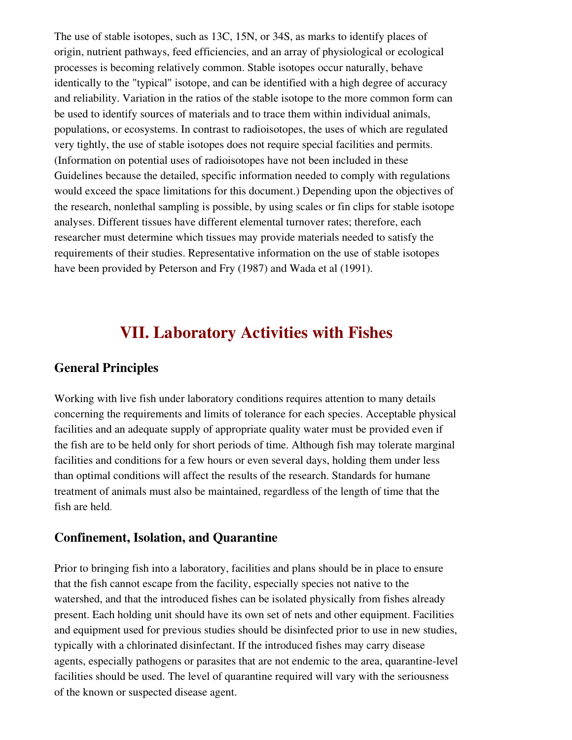The use of stable isotopes, such as 13C, 15N, or 34S, as marks to identify places of origin, nutrient pathways, feed efficiencies, and an array of physiological or ecological processes is becoming relatively common. Stable isotopes occur naturally, behave identically to the "typical" isotope, and can be identified with a high degree of accuracy and reliability. Variation in the ratios of the stable isotope to the more common form can be used to identify sources of materials and to trace them within individual animals, populations, or ecosystems. In contrast to radioisotopes, the uses of which are regulated very tightly, the use of stable isotopes does not require special facilities and permits. (Information on potential uses of radioisotopes have not been included in these Guidelines because the detailed, specific information needed to comply with regulations would exceed the space limitations for this document.) Depending upon the objectives of the research, nonlethal sampling is possible, by using scales or fin clips for stable isotope analyses. Different tissues have different elemental turnover rates; therefore, each researcher must determine which tissues may provide materials needed to satisfy the requirements of their studies. Representative information on the use of stable isotopes have been provided by Peterson and Fry (1987) and Wada et al (1991).

# VII. Laboratory Activities with Fishes

### General Principles

Working with live fish under laboratory conditions requires attention to many details concerning the requirements and limits of tolerance for each species. Acceptable physical facilities and an adequate supply of appropriate quality water must be provided even if the fish are to be held only for short periods of time. Although fish may tolerate marginal facilities and conditions for a few hours or even several days, holding them under less than optimal conditions will affect the results of the research. Standards for humane treatment of animals must also be maintained, regardless of the length of time that the fish are held.

### Confinement, Isolation, and Quarantine

Prior to bringing fish into a laboratory, facilities and plans should be in place to ensure that the fish cannot escape from the facility, especially species not native to the watershed, and that the introduced fishes can be isolated physically from fishes already present. Each holding unit should have its own set of nets and other equipment. Facilities and equipment used for previous studies should be disinfected prior to use in new studies, typically with a chlorinated disinfectant. If the introduced fishes may carry disease agents, especially pathogens or parasites that are not endemic to the area, quarantine-level facilities should be used. The level of quarantine required will vary with the seriousness of the known or suspected disease agent.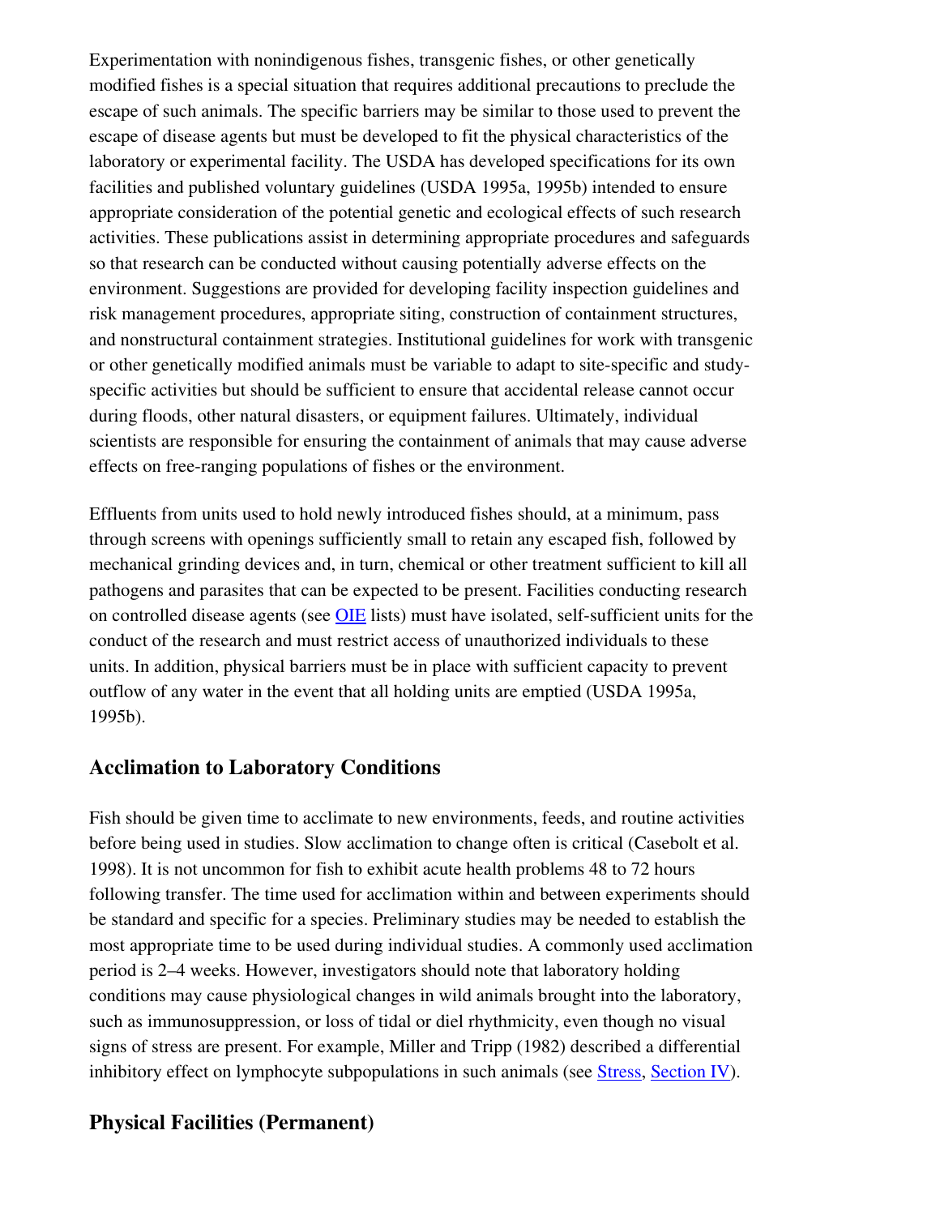Experimentation with nonindigenous fishes, transgenic fishes, or other genetically modified fishes is a special situation that requires additional precautions to preclude the escape of such animals. The specific barriers may be similar to those used to prevent the escape of disease agents but must be developed to fit the physical characteristics of the laboratory or experimental facility. The USDA has developed specifications for its own facilities and published voluntary guidelines (USDA 1995a, 1995b) intended to ensure appropriate consideration of the potential genetic and ecological effects of such research activities. These publications assist in determining appropriate procedures and safeguards so that research can be conducted without causing potentially adverse effects on the environment. Suggestions are provided for developing facility inspection guidelines and risk management procedures, appropriate siting, construction of containment structures, and nonstructural containment strategies. Institutional guidelines for work with transgenic or other genetically modified animals must be variable to adapt to site-specific and study-specific activities but should be sufficient to ensure that accidental release cannot occur during floods, other natural disasters, or equipment failures. Ultimately, individual scientists are responsible for ensuring the containment of animals that may cause adverse effects on free-ranging populations of fishes or the environment.

Effluents from units used to hold newly introduced fishes should, at a minimum, pass through screens with openings sufficiently small to retain any escaped fish, followed by mechanical grinding devices and, in turn, chemical or other treatment sufficient to kill all pathogens and parasites that can be expected to be present. Facilities conducting research on controlled disease agents (see OIE lists) must have isolated, self-sufficient units for the conduct of the research and must restrict access of unauthorized individuals to these units. In addition, physical barriers must be in place with sufficient capacity to prevent outflow of any water in the event that all holding units are emptied (USDA 1995a, 1995b).

## Acclimation to Laboratory Conditions

Fish should be given time to acclimate to new environments, feeds, and routine activities before being used in studies. Slow acclimation to change often is critical (Casebolt et al. 1998). It is not uncommon for fish to exhibit acute health problems 48 to 72 hours following transfer. The time used for acclimation within and between experiments should be standard and specific for a species. Preliminary studies may be needed to establish the most appropriate time to be used during individual studies. A commonly used acclimation period is 2–4 weeks. However, investigators should note that laboratory holding conditions may cause physiological changes in wild animals brought into the laboratory, such as immunosuppression, or loss of tidal or diel rhythmicity, even though no visual signs of stress are present. For example, Miller and Tripp (1982) described a differential inhibitory effect on lymphocyte subpopulations in such animals (see Stress, Section IV).

## Physical Facilities (Permanent)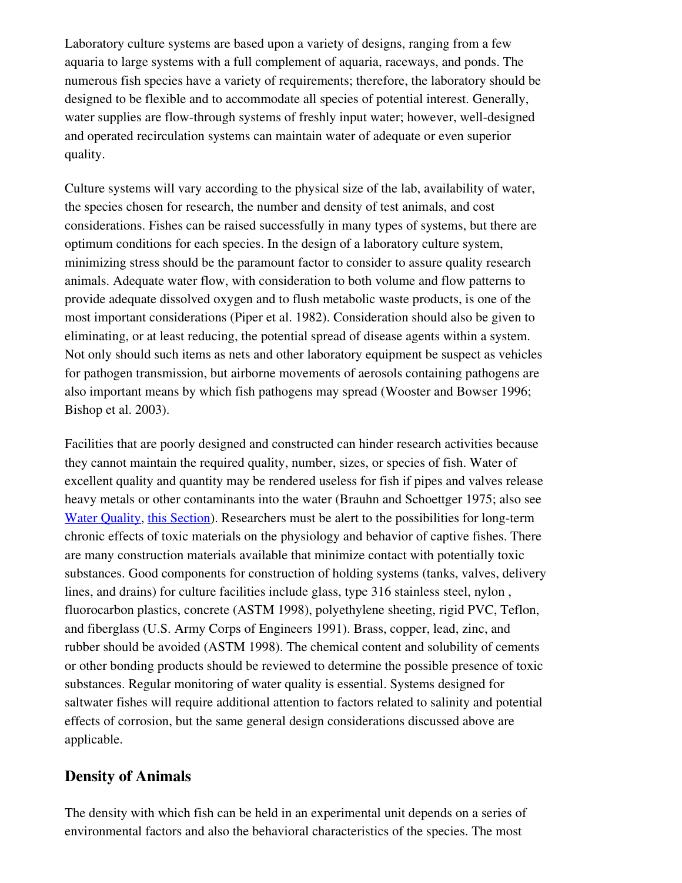Laboratory culture systems are based upon a variety of designs, ranging from a few aquaria to large systems with a full complement of aquaria, raceways, and ponds. The numerous fish species have a variety of requirements; therefore, the laboratory should be designed to be flexible and to accommodate all species of potential interest. Generally, water supplies are flow-through systems of freshly input water; however, well-designed and operated recirculation systems can maintain water of adequate or even superior quality.

Culture systems will vary according to the physical size of the lab, availability of water, the species chosen for research, the number and density of test animals, and cost considerations. Fishes can be raised successfully in many types of systems, but there are optimum conditions for each species. In the design of a laboratory culture system, minimizing stress should be the paramount factor to consider to assure quality research animals. Adequate water flow, with consideration to both volume and flow patterns to provide adequate dissolved oxygen and to flush metabolic waste products, is one of the most important considerations (Piper et al. 1982). Consideration should also be given to eliminating, or at least reducing, the potential spread of disease agents within a system. Not only should such items as nets and other laboratory equipment be suspect as vehicles for pathogen transmission, but airborne movements of aerosols containing pathogens are also important means by which fish pathogens may spread (Wooster and Bowser 1996; Bishop et al. 2003).

Facilities that are poorly designed and constructed can hinder research activities because they cannot maintain the required quality, number, sizes, or species of fish. Water of excellent quality and quantity may be rendered useless for fish if pipes and valves release heavy metals or other contaminants into the water (Brauhn and Schoettger 1975; also see Water Quality, this Section). Researchers must be alert to the possibilities for long-term chronic effects of toxic materials on the physiology and behavior of captive fishes. There are many construction materials available that minimize contact with potentially toxic substances. Good components for construction of holding systems (tanks, valves, delivery lines, and drains) for culture facilities include glass, type 316 stainless steel, nylon , fluorocarbon plastics, concrete (ASTM 1998), polyethylene sheeting, rigid PVC, Teflon, and fiberglass (U.S. Army Corps of Engineers 1991). Brass, copper, lead, zinc, and rubber should be avoided (ASTM 1998). The chemical content and solubility of cements or other bonding products should be reviewed to determine the possible presence of toxic substances. Regular monitoring of water quality is essential. Systems designed for saltwater fishes will require additional attention to factors related to salinity and potential effects of corrosion, but the same general design considerations discussed above are applicable.

## Density of Animals

The density with which fish can be held in an experimental unit depends on a series of environmental factors and also the behavioral characteristics of the species. The most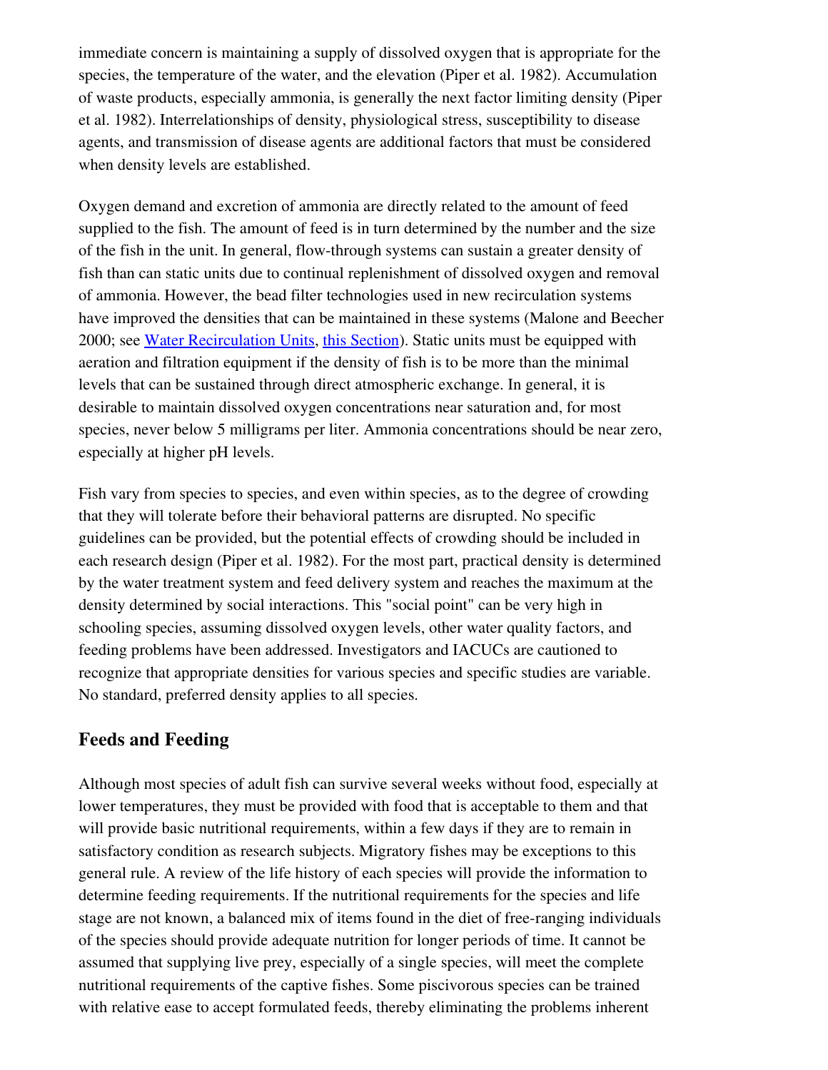immediate concern is maintaining a supply of dissolved oxygen that is appropriate for the species, the temperature of the water, and the elevation (Piper et al. 1982). Accumulation of waste products, especially ammonia, is generally the next factor limiting density (Piper et al. 1982). Interrelationships of density, physiological stress, susceptibility to disease agents, and transmission of disease agents are additional factors that must be considered when density levels are established.

Oxygen demand and excretion of ammonia are directly related to the amount of feed supplied to the fish. The amount of feed is in turn determined by the number and the size of the fish in the unit. In general, flow-through systems can sustain a greater density of fish than can static units due to continual replenishment of dissolved oxygen and removal of ammonia. However, the bead filter technologies used in new recirculation systems have improved the densities that can be maintained in these systems (Malone and Beecher 2000; see [Water Recirculation Units](), [this Section]()). Static units must be equipped with aeration and filtration equipment if the density of fish is to be more than the minimal levels that can be sustained through direct atmospheric exchange. In general, it is desirable to maintain dissolved oxygen concentrations near saturation and, for most species, never below 5 milligrams per liter. Ammonia concentrations should be near zero, especially at higher pH levels.

Fish vary from species to species, and even within species, as to the degree of crowding that they will tolerate before their behavioral patterns are disrupted. No specific guidelines can be provided, but the potential effects of crowding should be included in each research design (Piper et al. 1982). For the most part, practical density is determined by the water treatment system and feed delivery system and reaches the maximum at the density determined by social interactions. This "social point" can be very high in schooling species, assuming dissolved oxygen levels, other water quality factors, and feeding problems have been addressed. Investigators and IACUCs are cautioned to recognize that appropriate densities for various species and specific studies are variable. No standard, preferred density applies to all species.

## Feeds and Feeding

Although most species of adult fish can survive several weeks without food, especially at lower temperatures, they must be provided with food that is acceptable to them and that will provide basic nutritional requirements, within a few days if they are to remain in satisfactory condition as research subjects. Migratory fishes may be exceptions to this general rule. A review of the life history of each species will provide the information to determine feeding requirements. If the nutritional requirements for the species and life stage are not known, a balanced mix of items found in the diet of free-ranging individuals of the species should provide adequate nutrition for longer periods of time. It cannot be assumed that supplying live prey, especially of a single species, will meet the complete nutritional requirements of the captive fishes. Some piscivorous species can be trained with relative ease to accept formulated feeds, thereby eliminating the problems inherent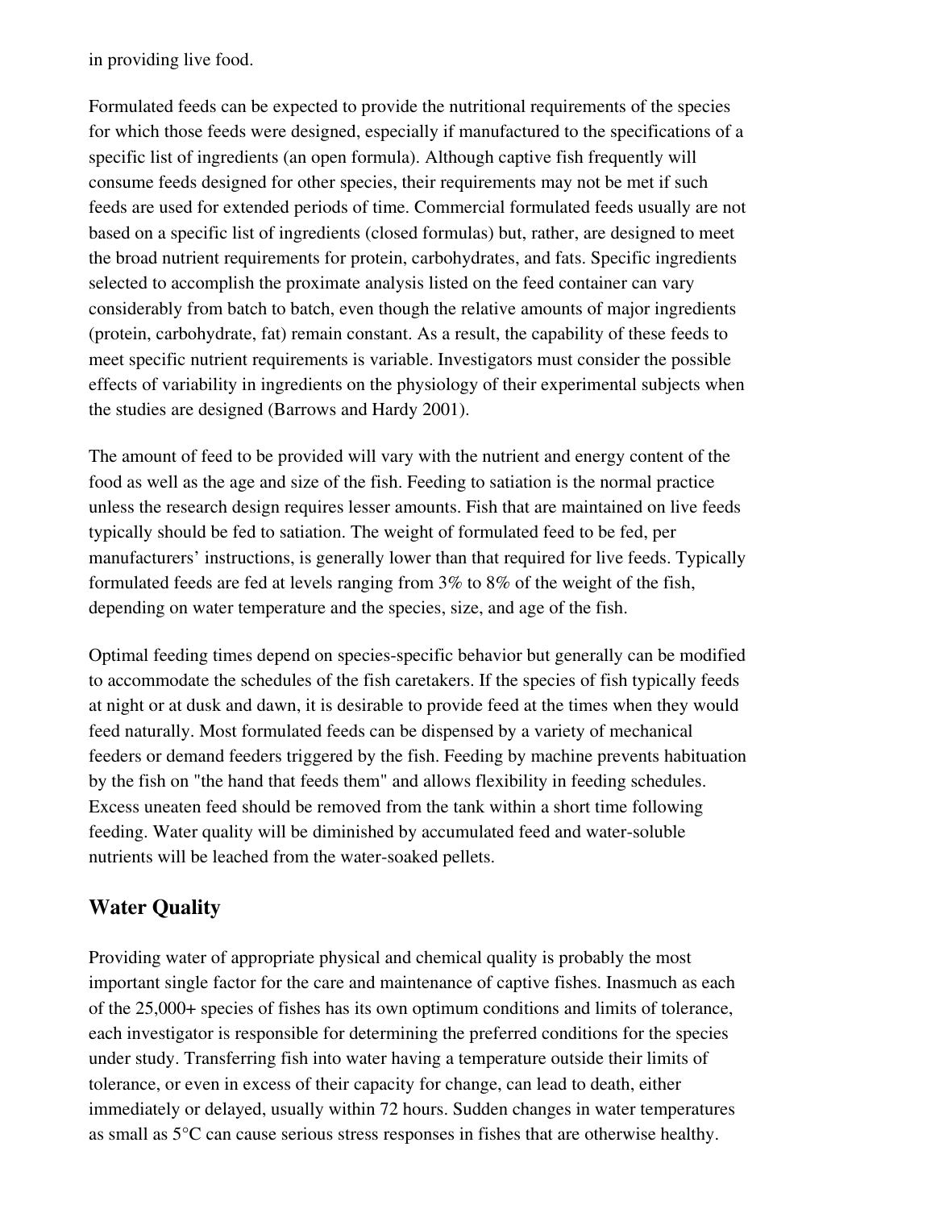in providing live food.

Formulated feeds can be expected to provide the nutritional requirements of the species for which those feeds were designed, especially if manufactured to the specifications of a specific list of ingredients (an open formula). Although captive fish frequently will consume feeds designed for other species, their requirements may not be met if such feeds are used for extended periods of time. Commercial formulated feeds usually are not based on a specific list of ingredients (closed formulas) but, rather, are designed to meet the broad nutrient requirements for protein, carbohydrates, and fats. Specific ingredients selected to accomplish the proximate analysis listed on the feed container can vary considerably from batch to batch, even though the relative amounts of major ingredients (protein, carbohydrate, fat) remain constant. As a result, the capability of these feeds to meet specific nutrient requirements is variable. Investigators must consider the possible effects of variability in ingredients on the physiology of their experimental subjects when the studies are designed (Barrows and Hardy 2001).

The amount of feed to be provided will vary with the nutrient and energy content of the food as well as the age and size of the fish. Feeding to satiation is the normal practice unless the research design requires lesser amounts. Fish that are maintained on live feeds typically should be fed to satiation. The weight of formulated feed to be fed, per manufacturers' instructions, is generally lower than that required for live feeds. Typically formulated feeds are fed at levels ranging from 3% to 8% of the weight of the fish, depending on water temperature and the species, size, and age of the fish.

Optimal feeding times depend on species-specific behavior but generally can be modified to accommodate the schedules of the fish caretakers. If the species of fish typically feeds at night or at dusk and dawn, it is desirable to provide feed at the times when they would feed naturally. Most formulated feeds can be dispensed by a variety of mechanical feeders or demand feeders triggered by the fish. Feeding by machine prevents habituation by the fish on "the hand that feeds them" and allows flexibility in feeding schedules. Excess uneaten feed should be removed from the tank within a short time following feeding. Water quality will be diminished by accumulated feed and water-soluble nutrients will be leached from the water-soaked pellets.

## Water Quality

Providing water of appropriate physical and chemical quality is probably the most important single factor for the care and maintenance of captive fishes. Inasmuch as each of the 25,000+ species of fishes has its own optimum conditions and limits of tolerance, each investigator is responsible for determining the preferred conditions for the species under study. Transferring fish into water having a temperature outside their limits of tolerance, or even in excess of their capacity for change, can lead to death, either immediately or delayed, usually within 72 hours. Sudden changes in water temperatures as small as 5°C can cause serious stress responses in fishes that are otherwise healthy.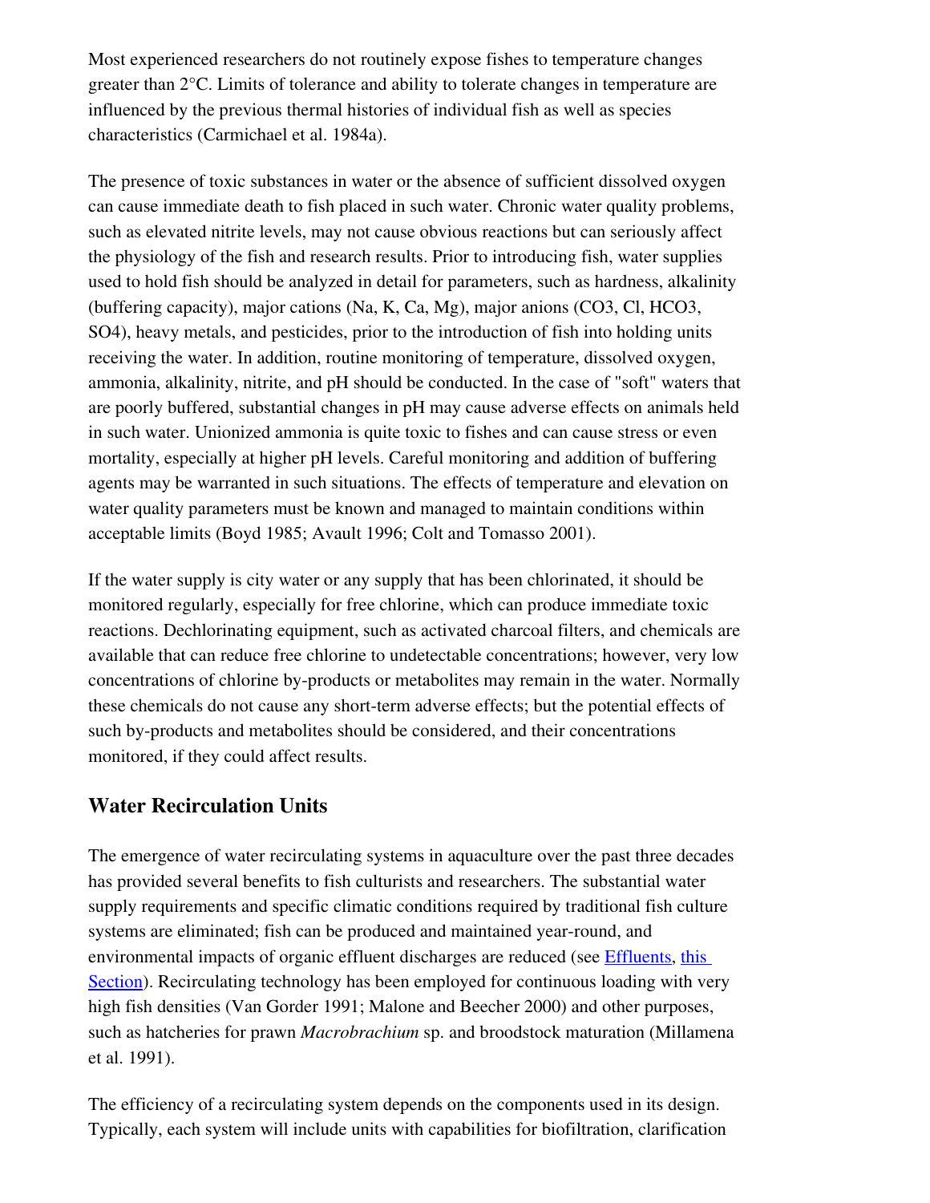Most experienced researchers do not routinely expose fishes to temperature changes greater than 2°C. Limits of tolerance and ability to tolerate changes in temperature are influenced by the previous thermal histories of individual fish as well as species characteristics (Carmichael et al. 1984a).

The presence of toxic substances in water or the absence of sufficient dissolved oxygen can cause immediate death to fish placed in such water. Chronic water quality problems, such as elevated nitrite levels, may not cause obvious reactions but can seriously affect the physiology of the fish and research results. Prior to introducing fish, water supplies used to hold fish should be analyzed in detail for parameters, such as hardness, alkalinity (buffering capacity), major cations (Na, K, Ca, Mg), major anions ($CO_3$, Cl, $HCO_3$, $SO_4$), heavy metals, and pesticides, prior to the introduction of fish into holding units receiving the water. In addition, routine monitoring of temperature, dissolved oxygen, ammonia, alkalinity, nitrite, and pH should be conducted. In the case of "soft" waters that are poorly buffered, substantial changes in pH may cause adverse effects on animals held in such water. Unionized ammonia is quite toxic to fishes and can cause stress or even mortality, especially at higher pH levels. Careful monitoring and addition of buffering agents may be warranted in such situations. The effects of temperature and elevation on water quality parameters must be known and managed to maintain conditions within acceptable limits (Boyd 1985; Avault 1996; Colt and Tomasso 2001).

If the water supply is city water or any supply that has been chlorinated, it should be monitored regularly, especially for free chlorine, which can produce immediate toxic reactions. Dechlorinating equipment, such as activated charcoal filters, and chemicals are available that can reduce free chlorine to undetectable concentrations; however, very low concentrations of chlorine by-products or metabolites may remain in the water. Normally these chemicals do not cause any short-term adverse effects; but the potential effects of such by-products and metabolites should be considered, and their concentrations monitored, if they could affect results.

## Water Recirculation Units

The emergence of water recirculating systems in aquaculture over the past three decades has provided several benefits to fish culturists and researchers. The substantial water supply requirements and specific climatic conditions required by traditional fish culture systems are eliminated; fish can be produced and maintained year-round, and environmental impacts of organic effluent discharges are reduced (see Effluents, this Section). Recirculating technology has been employed for continuous loading with very high fish densities (Van Gorder 1991; Malone and Beecher 2000) and other purposes, such as hatcheries for prawn *Macrobrachium* sp. and broodstock maturation (Millamena et al. 1991).

The efficiency of a recirculating system depends on the components used in its design. Typically, each system will include units with capabilities for biofiltration, clarification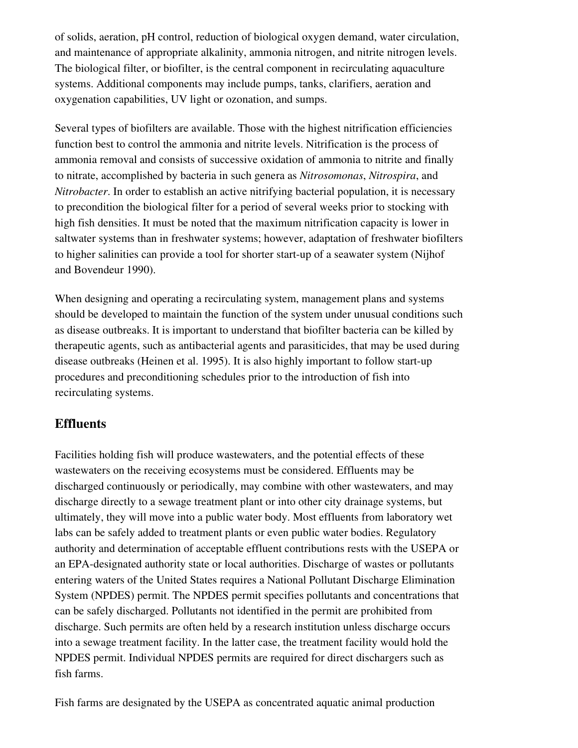of solids, aeration, pH control, reduction of biological oxygen demand, water circulation, and maintenance of appropriate alkalinity, ammonia nitrogen, and nitrite nitrogen levels. The biological filter, or biofilter, is the central component in recirculating aquaculture systems. Additional components may include pumps, tanks, clarifiers, aeration and oxygenation capabilities, UV light or ozonation, and sumps.

Several types of biofilters are available. Those with the highest nitrification efficiencies function best to control the ammonia and nitrite levels. Nitrification is the process of ammonia removal and consists of successive oxidation of ammonia to nitrite and finally to nitrate, accomplished by bacteria in such genera as *Nitrosomonas*, *Nitrospira*, and *Nitrobacter*. In order to establish an active nitrifying bacterial population, it is necessary to precondition the biological filter for a period of several weeks prior to stocking with high fish densities. It must be noted that the maximum nitrification capacity is lower in saltwater systems than in freshwater systems; however, adaptation of freshwater biofilters to higher salinities can provide a tool for shorter start-up of a seawater system (Nijhof and Bovendeur 1990).

When designing and operating a recirculating system, management plans and systems should be developed to maintain the function of the system under unusual conditions such as disease outbreaks. It is important to understand that biofilter bacteria can be killed by therapeutic agents, such as antibacterial agents and parasiticides, that may be used during disease outbreaks (Heinen et al. 1995). It is also highly important to follow start-up procedures and preconditioning schedules prior to the introduction of fish into recirculating systems.

## Effluents

Facilities holding fish will produce wastewaters, and the potential effects of these wastewaters on the receiving ecosystems must be considered. Effluents may be discharged continuously or periodically, may combine with other wastewaters, and may discharge directly to a sewage treatment plant or into other city drainage systems, but ultimately, they will move into a public water body. Most effluents from laboratory wet labs can be safely added to treatment plants or even public water bodies. Regulatory authority and determination of acceptable effluent contributions rests with the USEPA or an EPA-designated authority state or local authorities. Discharge of wastes or pollutants entering waters of the United States requires a National Pollutant Discharge Elimination System (NPDES) permit. The NPDES permit specifies pollutants and concentrations that can be safely discharged. Pollutants not identified in the permit are prohibited from discharge. Such permits are often held by a research institution unless discharge occurs into a sewage treatment facility. In the latter case, the treatment facility would hold the NPDES permit. Individual NPDES permits are required for direct dischargers such as fish farms.

Fish farms are designated by the USEPA as concentrated aquatic animal production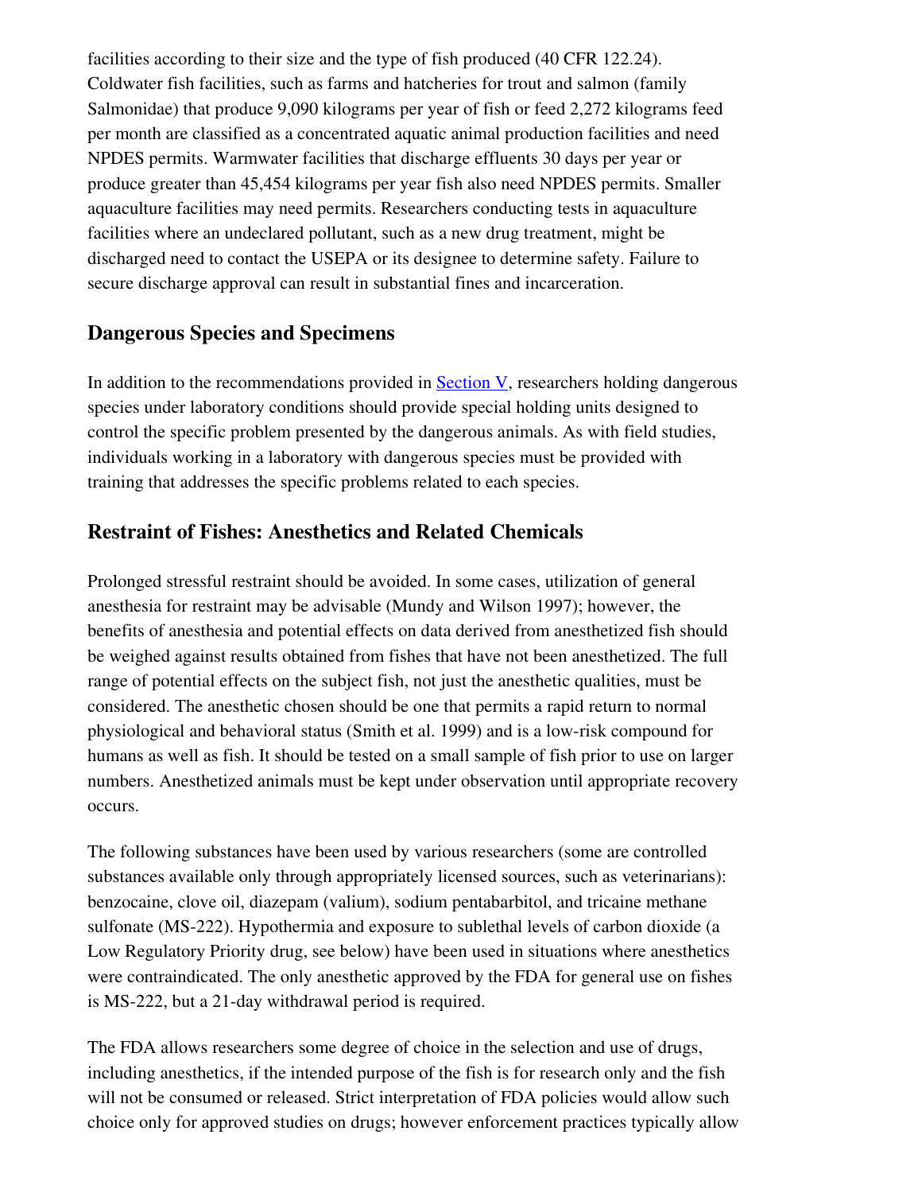facilities according to their size and the type of fish produced (40 CFR 122.24). Coldwater fish facilities, such as farms and hatcheries for trout and salmon (family Salmonidae) that produce 9,090 kilograms per year of fish or feed 2,272 kilograms feed per month are classified as a concentrated aquatic animal production facilities and need NPDES permits. Warmwater facilities that discharge effluents 30 days per year or produce greater than 45,454 kilograms per year fish also need NPDES permits. Smaller aquaculture facilities may need permits. Researchers conducting tests in aquaculture facilities where an undeclared pollutant, such as a new drug treatment, might be discharged need to contact the USEPA or its designee to determine safety. Failure to secure discharge approval can result in substantial fines and incarceration.

## Dangerous Species and Specimens

In addition to the recommendations provided in Section V, researchers holding dangerous species under laboratory conditions should provide special holding units designed to control the specific problem presented by the dangerous animals. As with field studies, individuals working in a laboratory with dangerous species must be provided with training that addresses the specific problems related to each species.

## Restraint of Fishes: Anesthetics and Related Chemicals

Prolonged stressful restraint should be avoided. In some cases, utilization of general anesthesia for restraint may be advisable (Mundy and Wilson 1997); however, the benefits of anesthesia and potential effects on data derived from anesthetized fish should be weighed against results obtained from fishes that have not been anesthetized. The full range of potential effects on the subject fish, not just the anesthetic qualities, must be considered. The anesthetic chosen should be one that permits a rapid return to normal physiological and behavioral status (Smith et al. 1999) and is a low-risk compound for humans as well as fish. It should be tested on a small sample of fish prior to use on larger numbers. Anesthetized animals must be kept under observation until appropriate recovery occurs.

The following substances have been used by various researchers (some are controlled substances available only through appropriately licensed sources, such as veterinarians): benzocaine, clove oil, diazepam (valium), sodium pentabarbitol, and tricaine methane sulfonate (MS-222). Hypothermia and exposure to sublethal levels of carbon dioxide (a Low Regulatory Priority drug, see below) have been used in situations where anesthetics were contraindicated. The only anesthetic approved by the FDA for general use on fishes is MS-222, but a 21-day withdrawal period is required.

The FDA allows researchers some degree of choice in the selection and use of drugs, including anesthetics, if the intended purpose of the fish is for research only and the fish will not be consumed or released. Strict interpretation of FDA policies would allow such choice only for approved studies on drugs; however enforcement practices typically allow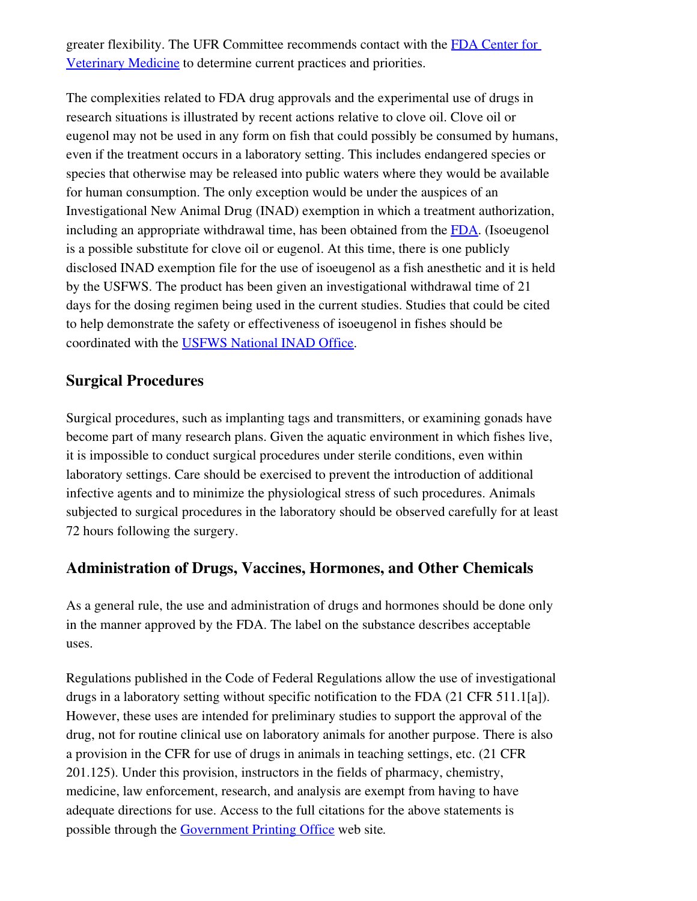greater flexibility. The UFR Committee recommends contact with the FDA Center for Veterinary Medicine to determine current practices and priorities.

The complexities related to FDA drug approvals and the experimental use of drugs in research situations is illustrated by recent actions relative to clove oil. Clove oil or eugenol may not be used in any form on fish that could possibly be consumed by humans, even if the treatment occurs in a laboratory setting. This includes endangered species or species that otherwise may be released into public waters where they would be available for human consumption. The only exception would be under the auspices of an Investigational New Animal Drug (INAD) exemption in which a treatment authorization, including an appropriate withdrawal time, has been obtained from the FDA. (Isoeugenol is a possible substitute for clove oil or eugenol. At this time, there is one publicly disclosed INAD exemption file for the use of isoeugenol as a fish anesthetic and it is held by the USFWS. The product has been given an investigational withdrawal time of 21 days for the dosing regimen being used in the current studies. Studies that could be cited to help demonstrate the safety or effectiveness of isoeugenol in fishes should be coordinated with the USFWS National INAD Office.

## Surgical Procedures

Surgical procedures, such as implanting tags and transmitters, or examining gonads have become part of many research plans. Given the aquatic environment in which fishes live, it is impossible to conduct surgical procedures under sterile conditions, even within laboratory settings. Care should be exercised to prevent the introduction of additional infective agents and to minimize the physiological stress of such procedures. Animals subjected to surgical procedures in the laboratory should be observed carefully for at least 72 hours following the surgery.

## Administration of Drugs, Vaccines, Hormones, and Other Chemicals

As a general rule, the use and administration of drugs and hormones should be done only in the manner approved by the FDA. The label on the substance describes acceptable uses.

Regulations published in the Code of Federal Regulations allow the use of investigational drugs in a laboratory setting without specific notification to the FDA (21 CFR 511.1[a]). However, these uses are intended for preliminary studies to support the approval of the drug, not for routine clinical use on laboratory animals for another purpose. There is also a provision in the CFR for use of drugs in animals in teaching settings, etc. (21 CFR 201.125). Under this provision, instructors in the fields of pharmacy, chemistry, medicine, law enforcement, research, and analysis are exempt from having to have adequate directions for use. Access to the full citations for the above statements is possible through the Government Printing Office web site.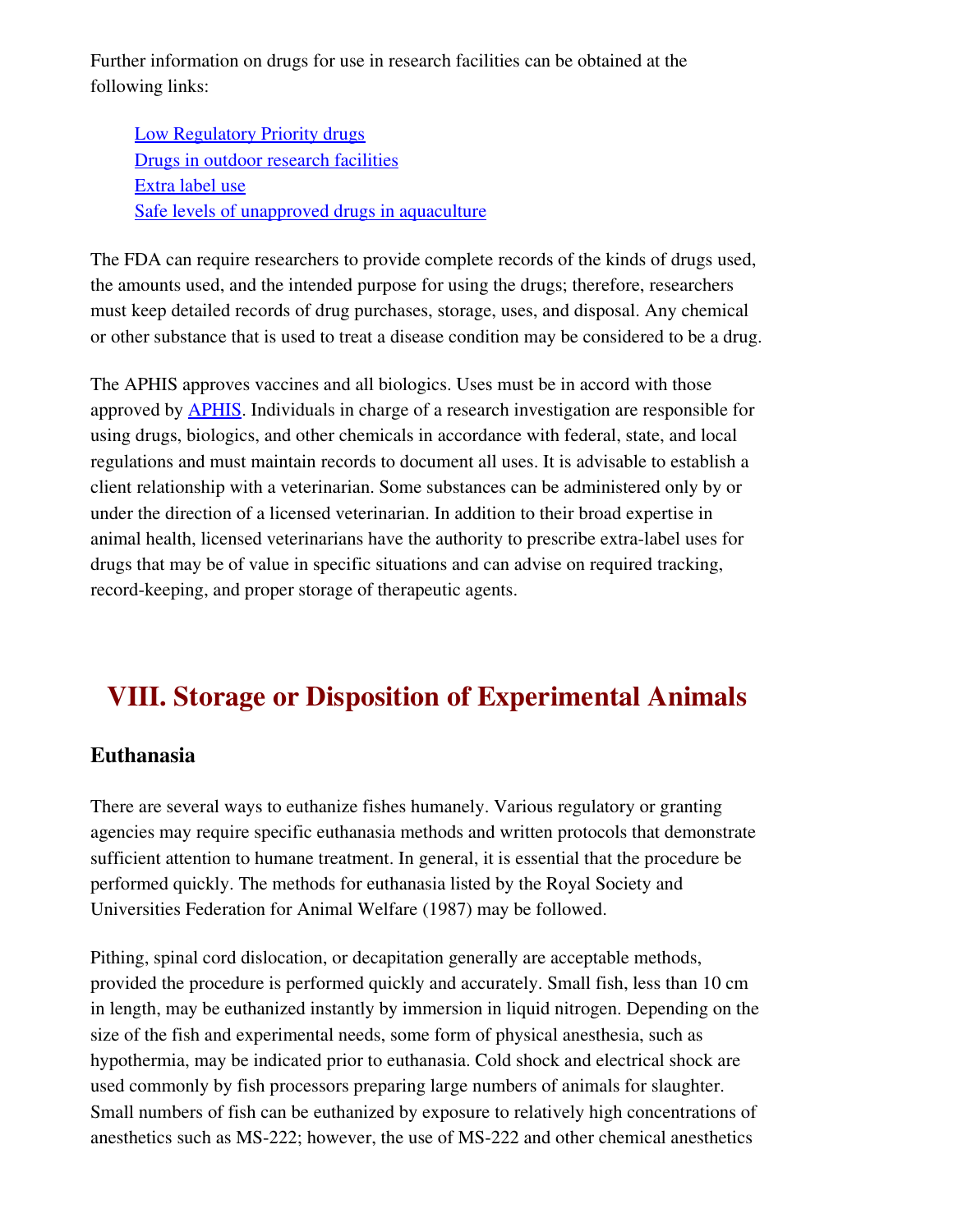Further information on drugs for use in research facilities can be obtained at the following links:

- Low Regulatory Priority drugs
- Drugs in outdoor research facilities
- Extra label use
- Safe levels of unapproved drugs in aquaculture

The FDA can require researchers to provide complete records of the kinds of drugs used, the amounts used, and the intended purpose for using the drugs; therefore, researchers must keep detailed records of drug purchases, storage, uses, and disposal. Any chemical or other substance that is used to treat a disease condition may be considered to be a drug.

The APHIS approves vaccines and all biologics. Uses must be in accord with those approved by APHIS. Individuals in charge of a research investigation are responsible for using drugs, biologics, and other chemicals in accordance with federal, state, and local regulations and must maintain records to document all uses. It is advisable to establish a client relationship with a veterinarian. Some substances can be administered only by or under the direction of a licensed veterinarian. In addition to their broad expertise in animal health, licensed veterinarians have the authority to prescribe extra-label uses for drugs that may be of value in specific situations and can advise on required tracking, record-keeping, and proper storage of therapeutic agents.

# VIII. Storage or Disposition of Experimental Animals

### Euthanasia

There are several ways to euthanize fishes humanely. Various regulatory or granting agencies may require specific euthanasia methods and written protocols that demonstrate sufficient attention to humane treatment. In general, it is essential that the procedure be performed quickly. The methods for euthanasia listed by the Royal Society and Universities Federation for Animal Welfare (1987) may be followed.

Pithing, spinal cord dislocation, or decapitation generally are acceptable methods, provided the procedure is performed quickly and accurately. Small fish, less than 10 cm in length, may be euthanized instantly by immersion in liquid nitrogen. Depending on the size of the fish and experimental needs, some form of physical anesthesia, such as hypothermia, may be indicated prior to euthanasia. Cold shock and electrical shock are used commonly by fish processors preparing large numbers of animals for slaughter. Small numbers of fish can be euthanized by exposure to relatively high concentrations of anesthetics such as MS-222; however, the use of MS-222 and other chemical anesthetics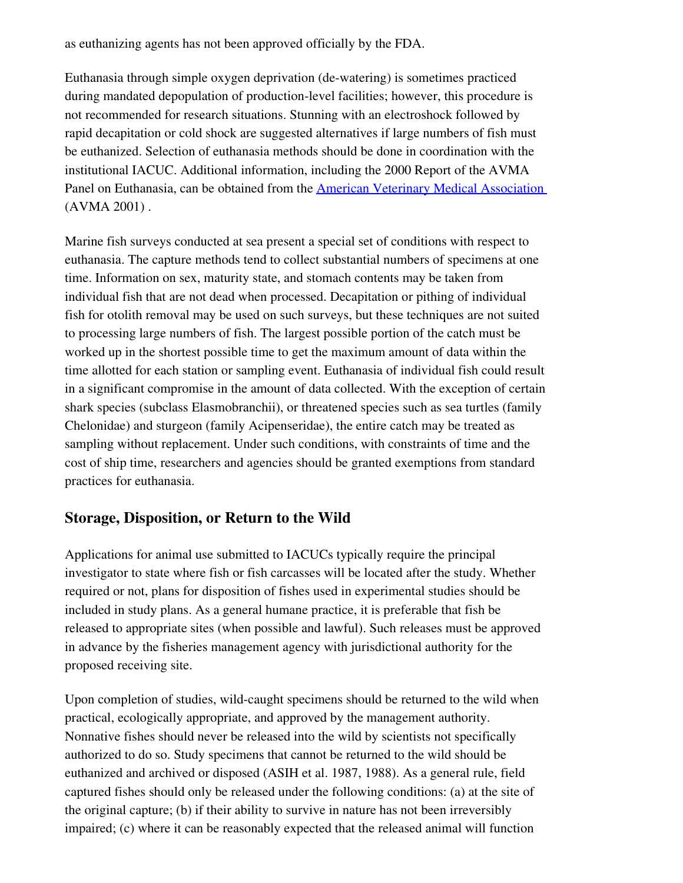as euthanizing agents has not been approved officially by the FDA.

Euthanasia through simple oxygen deprivation (de-watering) is sometimes practiced during mandated depopulation of production-level facilities; however, this procedure is not recommended for research situations. Stunning with an electroshock followed by rapid decapitation or cold shock are suggested alternatives if large numbers of fish must be euthanized. Selection of euthanasia methods should be done in coordination with the institutional IACUC. Additional information, including the 2000 Report of the AVMA Panel on Euthanasia, can be obtained from the [American Veterinary Medical Association](#) (AVMA 2001) .

Marine fish surveys conducted at sea present a special set of conditions with respect to euthanasia. The capture methods tend to collect substantial numbers of specimens at one time. Information on sex, maturity state, and stomach contents may be taken from individual fish that are not dead when processed. Decapitation or pithing of individual fish for otolith removal may be used on such surveys, but these techniques are not suited to processing large numbers of fish. The largest possible portion of the catch must be worked up in the shortest possible time to get the maximum amount of data within the time allotted for each station or sampling event. Euthanasia of individual fish could result in a significant compromise in the amount of data collected. With the exception of certain shark species (subclass Elasmobranchii), or threatened species such as sea turtles (family Chelonidae) and sturgeon (family Acipenseridae), the entire catch may be treated as sampling without replacement. Under such conditions, with constraints of time and the cost of ship time, researchers and agencies should be granted exemptions from standard practices for euthanasia.

## Storage, Disposition, or Return to the Wild

Applications for animal use submitted to IACUCs typically require the principal investigator to state where fish or fish carcasses will be located after the study. Whether required or not, plans for disposition of fishes used in experimental studies should be included in study plans. As a general humane practice, it is preferable that fish be released to appropriate sites (when possible and lawful). Such releases must be approved in advance by the fisheries management agency with jurisdictional authority for the proposed receiving site.

Upon completion of studies, wild-caught specimens should be returned to the wild when practical, ecologically appropriate, and approved by the management authority. Nonnative fishes should never be released into the wild by scientists not specifically authorized to do so. Study specimens that cannot be returned to the wild should be euthanized and archived or disposed (ASIH et al. 1987, 1988). As a general rule, field captured fishes should only be released under the following conditions: (a) at the site of the original capture; (b) if their ability to survive in nature has not been irreversibly impaired; (c) where it can be reasonably expected that the released animal will function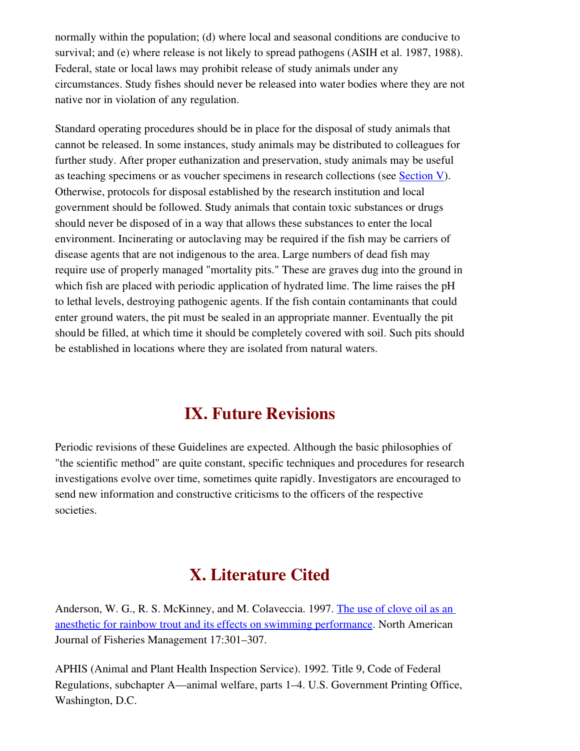normally within the population; (d) where local and seasonal conditions are conducive to survival; and (e) where release is not likely to spread pathogens (ASIH et al. 1987, 1988). Federal, state or local laws may prohibit release of study animals under any circumstances. Study fishes should never be released into water bodies where they are not native nor in violation of any regulation.

Standard operating procedures should be in place for the disposal of study animals that cannot be released. In some instances, study animals may be distributed to colleagues for further study. After proper euthanization and preservation, study animals may be useful as teaching specimens or as voucher specimens in research collections (see Section V). Otherwise, protocols for disposal established by the research institution and local government should be followed. Study animals that contain toxic substances or drugs should never be disposed of in a way that allows these substances to enter the local environment. Incinerating or autoclaving may be required if the fish may be carriers of disease agents that are not indigenous to the area. Large numbers of dead fish may require use of properly managed "mortality pits." These are graves dug into the ground in which fish are placed with periodic application of hydrated lime. The lime raises the pH to lethal levels, destroying pathogenic agents. If the fish contain contaminants that could enter ground waters, the pit must be sealed in an appropriate manner. Eventually the pit should be filled, at which time it should be completely covered with soil. Such pits should be established in locations where they are isolated from natural waters.

# IX. Future Revisions

Periodic revisions of these Guidelines are expected. Although the basic philosophies of "the scientific method" are quite constant, specific techniques and procedures for research investigations evolve over time, sometimes quite rapidly. Investigators are encouraged to send new information and constructive criticisms to the officers of the respective societies.

# X. Literature Cited

Anderson, W. G., R. S. McKinney, and M. Colaveccia. 1997. The use of clove oil as an anesthetic for rainbow trout and its effects on swimming performance. North American Journal of Fisheries Management 17:301–307.

APHIS (Animal and Plant Health Inspection Service). 1992. Title 9, Code of Federal Regulations, subchapter A—animal welfare, parts 1–4. U.S. Government Printing Office, Washington, D.C.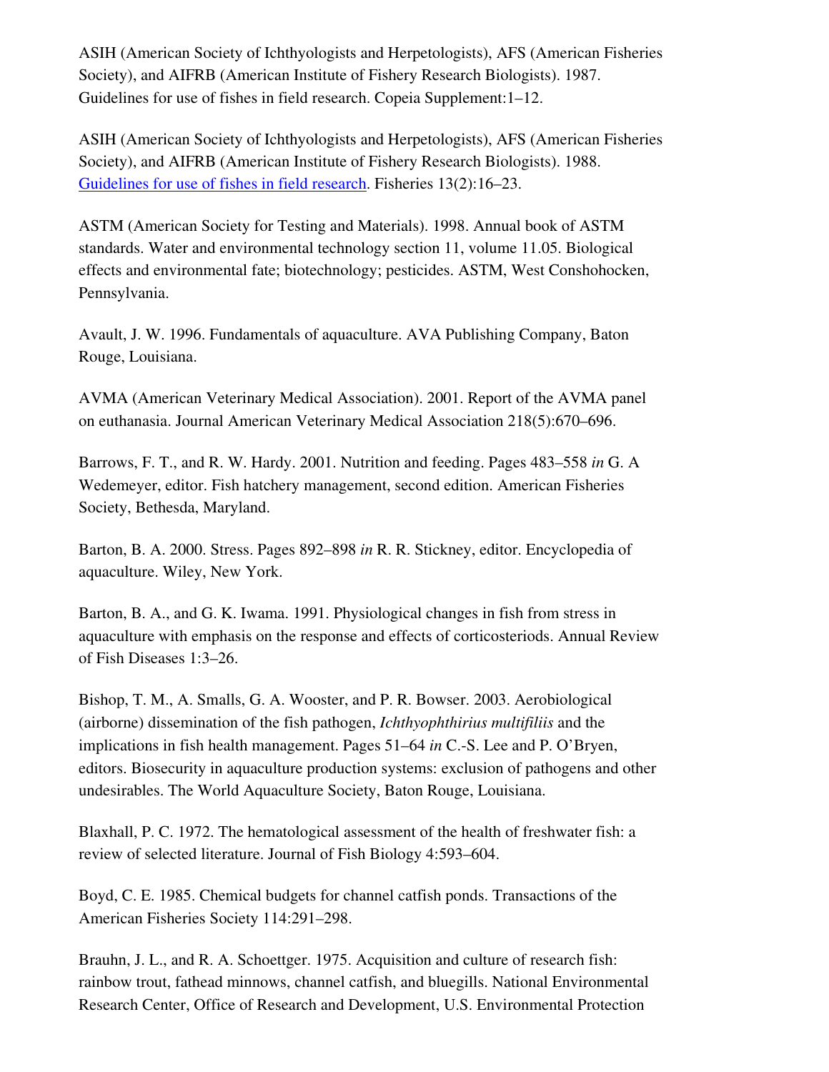ASIH (American Society of Ichthyologists and Herpetologists), AFS (American Fisheries Society), and AIFRB (American Institute of Fishery Research Biologists). 1987. Guidelines for use of fishes in field research. Copeia Supplement:1–12.

ASIH (American Society of Ichthyologists and Herpetologists), AFS (American Fisheries Society), and AIFRB (American Institute of Fishery Research Biologists). 1988. Guidelines for use of fishes in field research. Fisheries 13(2):16–23.

ASTM (American Society for Testing and Materials). 1998. Annual book of ASTM standards. Water and environmental technology section 11, volume 11.05. Biological effects and environmental fate; biotechnology; pesticides. ASTM, West Conshohocken, Pennsylvania.

Avault, J. W. 1996. Fundamentals of aquaculture. AVA Publishing Company, Baton Rouge, Louisiana.

AVMA (American Veterinary Medical Association). 2001. Report of the AVMA panel on euthanasia. Journal American Veterinary Medical Association 218(5):670–696.

Barrows, F. T., and R. W. Hardy. 2001. Nutrition and feeding. Pages 483–558 *in* G. A Wedemeyer, editor. Fish hatchery management, second edition. American Fisheries Society, Bethesda, Maryland.

Barton, B. A. 2000. Stress. Pages 892–898 *in* R. R. Stickney, editor. Encyclopedia of aquaculture. Wiley, New York.

Barton, B. A., and G. K. Iwama. 1991. Physiological changes in fish from stress in aquaculture with emphasis on the response and effects of corticosteriods. Annual Review of Fish Diseases 1:3–26.

Bishop, T. M., A. Smalls, G. A. Wooster, and P. R. Bowser. 2003. Aerobiological (airborne) dissemination of the fish pathogen, *Ichthyophthirius multifiliis* and the implications in fish health management. Pages 51–64 *in* C.-S. Lee and P. O'Bryen, editors. Biosecurity in aquaculture production systems: exclusion of pathogens and other undesirables. The World Aquaculture Society, Baton Rouge, Louisiana.

Blaxhall, P. C. 1972. The hematological assessment of the health of freshwater fish: a review of selected literature. Journal of Fish Biology 4:593–604.

Boyd, C. E. 1985. Chemical budgets for channel catfish ponds. Transactions of the American Fisheries Society 114:291–298.

Brauhn, J. L., and R. A. Schoettger. 1975. Acquisition and culture of research fish: rainbow trout, fathead minnows, channel catfish, and bluegills. National Environmental Research Center, Office of Research and Development, U.S. Environmental Protection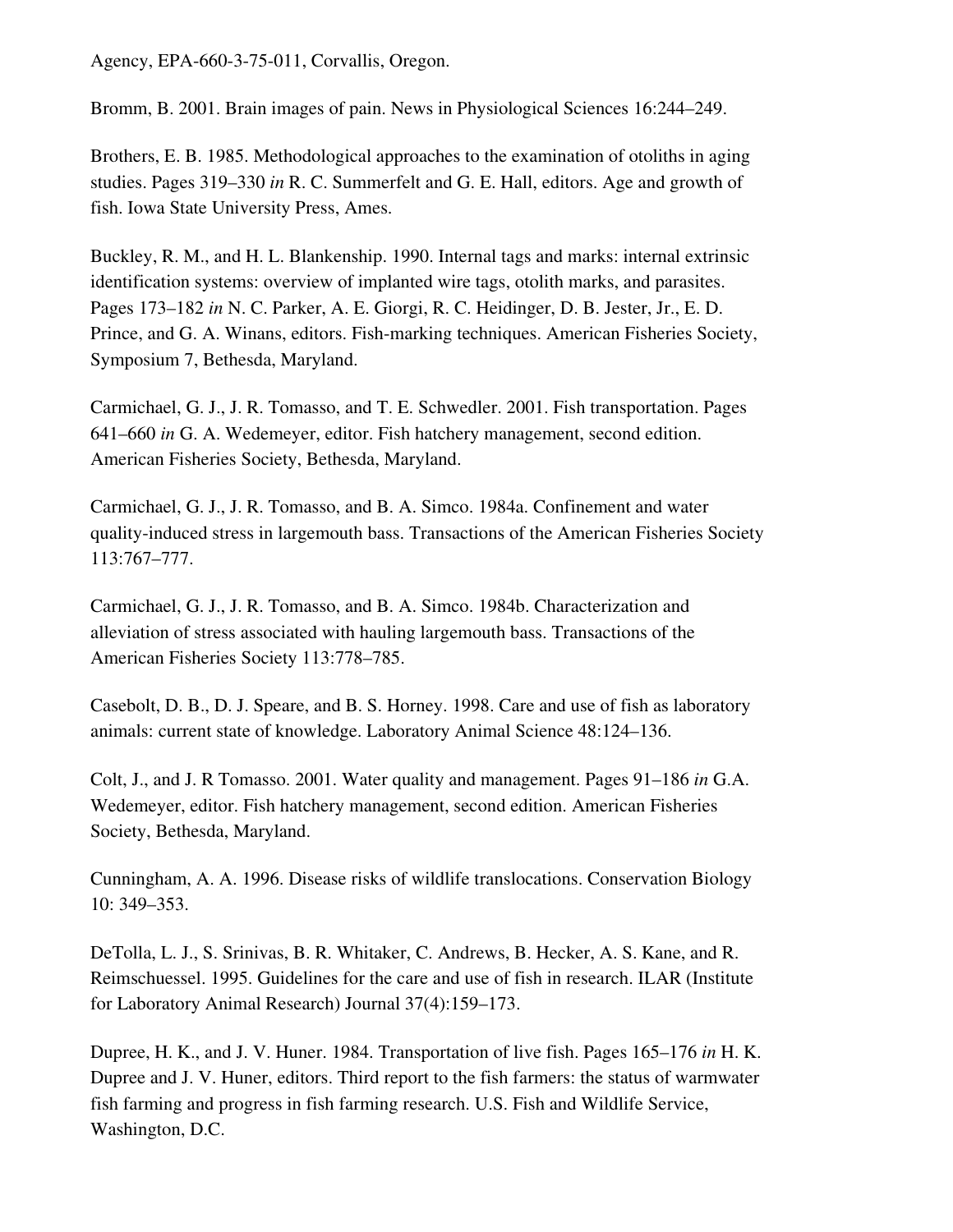Agency, EPA-660-3-75-011, Corvallis, Oregon.

Bromm, B. 2001. Brain images of pain. News in Physiological Sciences 16:244–249.

Brothers, E. B. 1985. Methodological approaches to the examination of otoliths in aging studies. Pages 319–330 *in* R. C. Summerfelt and G. E. Hall, editors. Age and growth of fish. Iowa State University Press, Ames.

Buckley, R. M., and H. L. Blankenship. 1990. Internal tags and marks: internal extrinsic identification systems: overview of implanted wire tags, otolith marks, and parasites. Pages 173–182 *in* N. C. Parker, A. E. Giorgi, R. C. Heidinger, D. B. Jester, Jr., E. D. Prince, and G. A. Winans, editors. Fish-marking techniques. American Fisheries Society, Symposium 7, Bethesda, Maryland.

Carmichael, G. J., J. R. Tomasso, and T. E. Schwedler. 2001. Fish transportation. Pages 641–660 *in* G. A. Wedemeyer, editor. Fish hatchery management, second edition. American Fisheries Society, Bethesda, Maryland.

Carmichael, G. J., J. R. Tomasso, and B. A. Simco. 1984a. Confinement and water quality-induced stress in largemouth bass. Transactions of the American Fisheries Society 113:767–777.

Carmichael, G. J., J. R. Tomasso, and B. A. Simco. 1984b. Characterization and alleviation of stress associated with hauling largemouth bass. Transactions of the American Fisheries Society 113:778–785.

Casebolt, D. B., D. J. Speare, and B. S. Horney. 1998. Care and use of fish as laboratory animals: current state of knowledge. Laboratory Animal Science 48:124–136.

Colt, J., and J. R Tomasso. 2001. Water quality and management. Pages 91–186 *in* G.A. Wedemeyer, editor. Fish hatchery management, second edition. American Fisheries Society, Bethesda, Maryland.

Cunningham, A. A. 1996. Disease risks of wildlife translocations. Conservation Biology 10: 349–353.

DeTolla, L. J., S. Srinivas, B. R. Whitaker, C. Andrews, B. Hecker, A. S. Kane, and R. Reimschuessel. 1995. Guidelines for the care and use of fish in research. ILAR (Institute for Laboratory Animal Research) Journal 37(4):159–173.

Dupree, H. K., and J. V. Huner. 1984. Transportation of live fish. Pages 165–176 *in* H. K. Dupree and J. V. Huner, editors. Third report to the fish farmers: the status of warmwater fish farming and progress in fish farming research. U.S. Fish and Wildlife Service, Washington, D.C.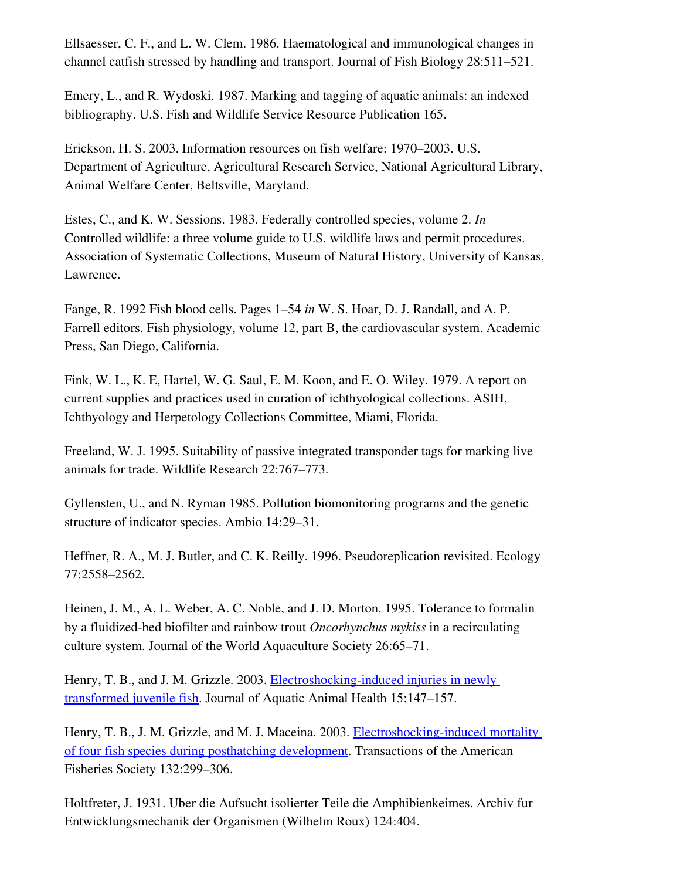Ellsaesser, C. F., and L. W. Clem. 1986. Haematological and immunological changes in channel catfish stressed by handling and transport. Journal of Fish Biology 28:511–521.

Emery, L., and R. Wydoski. 1987. Marking and tagging of aquatic animals: an indexed bibliography. U.S. Fish and Wildlife Service Resource Publication 165.

Erickson, H. S. 2003. Information resources on fish welfare: 1970–2003. U.S. Department of Agriculture, Agricultural Research Service, National Agricultural Library, Animal Welfare Center, Beltsville, Maryland.

Estes, C., and K. W. Sessions. 1983. Federally controlled species, volume 2. *In* Controlled wildlife: a three volume guide to U.S. wildlife laws and permit procedures. Association of Systematic Collections, Museum of Natural History, University of Kansas, Lawrence.

Fange, R. 1992 Fish blood cells. Pages 1–54 *in* W. S. Hoar, D. J. Randall, and A. P. Farrell editors. Fish physiology, volume 12, part B, the cardiovascular system. Academic Press, San Diego, California.

Fink, W. L., K. E, Hartel, W. G. Saul, E. M. Koon, and E. O. Wiley. 1979. A report on current supplies and practices used in curation of ichthyological collections. ASIH, Ichthyology and Herpetology Collections Committee, Miami, Florida.

Freeland, W. J. 1995. Suitability of passive integrated transponder tags for marking live animals for trade. Wildlife Research 22:767–773.

Gyllensten, U., and N. Ryman 1985. Pollution biomonitoring programs and the genetic structure of indicator species. Ambio 14:29–31.

Heffner, R. A., M. J. Butler, and C. K. Reilly. 1996. Pseudoreplication revisited. Ecology 77:2558–2562.

Heinen, J. M., A. L. Weber, A. C. Noble, and J. D. Morton. 1995. Tolerance to formalin by a fluidized-bed biofilter and rainbow trout *Oncorhynchus mykiss* in a recirculating culture system. Journal of the World Aquaculture Society 26:65–71.

Henry, T. B., and J. M. Grizzle. 2003. Electroshocking-induced injuries in newly transformed juvenile fish. Journal of Aquatic Animal Health 15:147–157.

Henry, T. B., J. M. Grizzle, and M. J. Maceina. 2003. Electroshocking-induced mortality of four fish species during posthatching development. Transactions of the American Fisheries Society 132:299–306.

Holtfreter, J. 1931. Uber die Aufsucht isolierter Teile die Amphibienkeimes. Archiv fur Entwicklungsmechanik der Organismen (Wilhelm Roux) 124:404.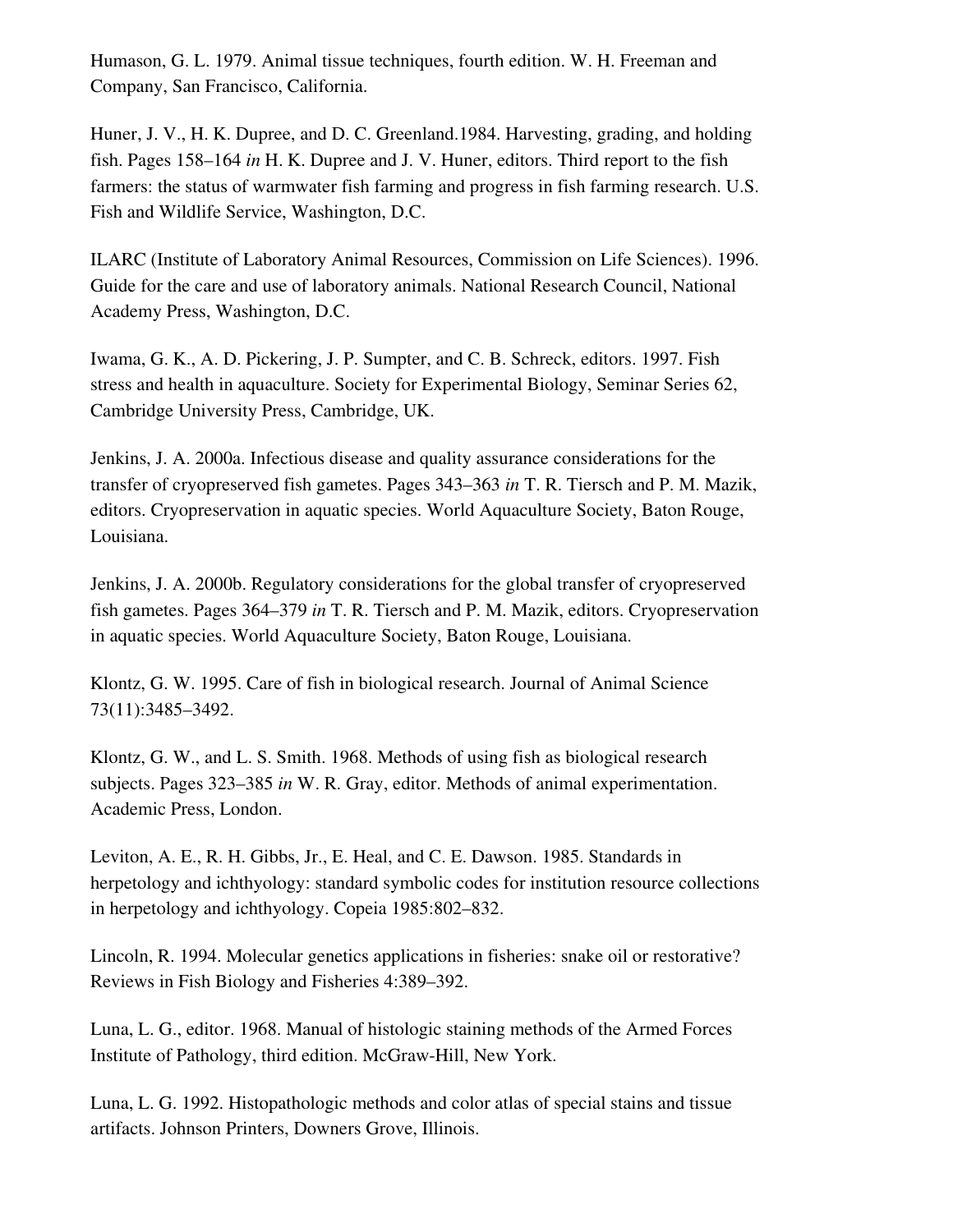Humason, G. L. 1979. Animal tissue techniques, fourth edition. W. H. Freeman and Company, San Francisco, California.

Huner, J. V., H. K. Dupree, and D. C. Greenland.1984. Harvesting, grading, and holding fish. Pages 158–164 *in* H. K. Dupree and J. V. Huner, editors. Third report to the fish farmers: the status of warmwater fish farming and progress in fish farming research. U.S. Fish and Wildlife Service, Washington, D.C.

ILARC (Institute of Laboratory Animal Resources, Commission on Life Sciences). 1996. Guide for the care and use of laboratory animals. National Research Council, National Academy Press, Washington, D.C.

Iwama, G. K., A. D. Pickering, J. P. Sumpter, and C. B. Schreck, editors. 1997. Fish stress and health in aquaculture. Society for Experimental Biology, Seminar Series 62, Cambridge University Press, Cambridge, UK.

Jenkins, J. A. 2000a. Infectious disease and quality assurance considerations for the transfer of cryopreserved fish gametes. Pages 343–363 *in* T. R. Tiersch and P. M. Mazik, editors. Cryopreservation in aquatic species. World Aquaculture Society, Baton Rouge, Louisiana.

Jenkins, J. A. 2000b. Regulatory considerations for the global transfer of cryopreserved fish gametes. Pages 364–379 *in* T. R. Tiersch and P. M. Mazik, editors. Cryopreservation in aquatic species. World Aquaculture Society, Baton Rouge, Louisiana.

Klontz, G. W. 1995. Care of fish in biological research. Journal of Animal Science 73(11):3485–3492.

Klontz, G. W., and L. S. Smith. 1968. Methods of using fish as biological research subjects. Pages 323–385 *in* W. R. Gray, editor. Methods of animal experimentation. Academic Press, London.

Leviton, A. E., R. H. Gibbs, Jr., E. Heal, and C. E. Dawson. 1985. Standards in herpetology and ichthyology: standard symbolic codes for institution resource collections in herpetology and ichthyology. Copeia 1985:802–832.

Lincoln, R. 1994. Molecular genetics applications in fisheries: snake oil or restorative? Reviews in Fish Biology and Fisheries 4:389–392.

Luna, L. G., editor. 1968. Manual of histologic staining methods of the Armed Forces Institute of Pathology, third edition. McGraw-Hill, New York.

Luna, L. G. 1992. Histopathologic methods and color atlas of special stains and tissue artifacts. Johnson Printers, Downers Grove, Illinois.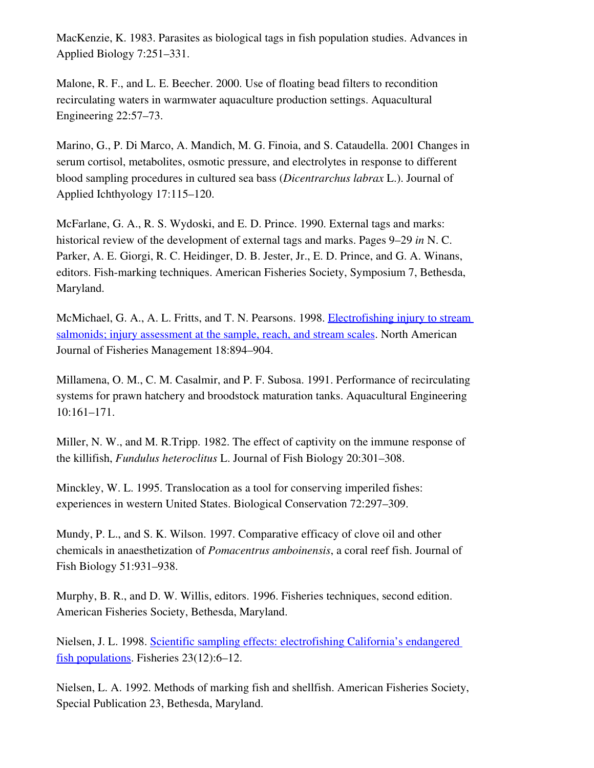MacKenzie, K. 1983. Parasites as biological tags in fish population studies. Advances in Applied Biology 7:251–331.

Malone, R. F., and L. E. Beecher. 2000. Use of floating bead filters to recondition recirculating waters in warmwater aquaculture production settings. Aquacultural Engineering 22:57–73.

Marino, G., P. Di Marco, A. Mandich, M. G. Finoia, and S. Cataudella. 2001 Changes in serum cortisol, metabolites, osmotic pressure, and electrolytes in response to different blood sampling procedures in cultured sea bass (*Dicentrarchus labrax* L.). Journal of Applied Ichthyology 17:115–120.

McFarlane, G. A., R. S. Wydoski, and E. D. Prince. 1990. External tags and marks: historical review of the development of external tags and marks. Pages 9–29 *in* N. C. Parker, A. E. Giorgi, R. C. Heidinger, D. B. Jester, Jr., E. D. Prince, and G. A. Winans, editors. Fish-marking techniques. American Fisheries Society, Symposium 7, Bethesda, Maryland.

McMichael, G. A., A. L. Fritts, and T. N. Pearsons. 1998. Electrofishing injury to stream salmonids; injury assessment at the sample, reach, and stream scales. North American Journal of Fisheries Management 18:894–904.

Millamena, O. M., C. M. Casalmir, and P. F. Subosa. 1991. Performance of recirculating systems for prawn hatchery and broodstock maturation tanks. Aquacultural Engineering 10:161–171.

Miller, N. W., and M. R.Tripp. 1982. The effect of captivity on the immune response of the killifish, *Fundulus heteroclitus* L. Journal of Fish Biology 20:301–308.

Minckley, W. L. 1995. Translocation as a tool for conserving imperiled fishes: experiences in western United States. Biological Conservation 72:297–309.

Mundy, P. L., and S. K. Wilson. 1997. Comparative efficacy of clove oil and other chemicals in anaesthetization of *Pomacentrus amboinensis*, a coral reef fish. Journal of Fish Biology 51:931–938.

Murphy, B. R., and D. W. Willis, editors. 1996. Fisheries techniques, second edition. American Fisheries Society, Bethesda, Maryland.

Nielsen, J. L. 1998. Scientific sampling effects: electrofishing California's endangered fish populations. Fisheries 23(12):6–12.

Nielsen, L. A. 1992. Methods of marking fish and shellfish. American Fisheries Society, Special Publication 23, Bethesda, Maryland.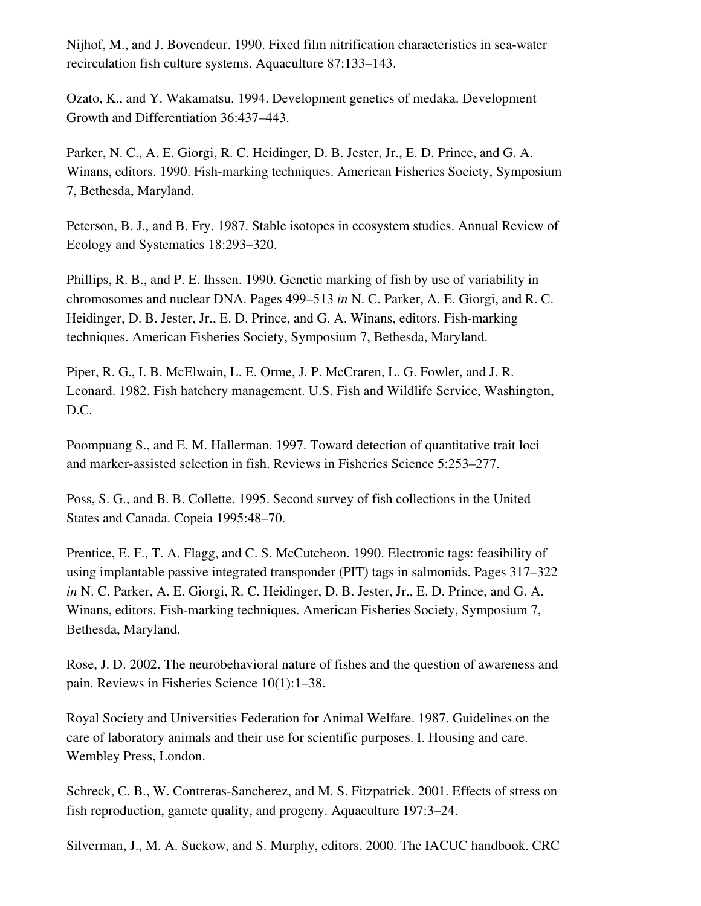Nijhof, M., and J. Bovendeur. 1990. Fixed film nitrification characteristics in sea-water recirculation fish culture systems. Aquaculture 87:133–143.

Ozato, K., and Y. Wakamatsu. 1994. Development genetics of medaka. Development Growth and Differentiation 36:437–443.

Parker, N. C., A. E. Giorgi, R. C. Heidinger, D. B. Jester, Jr., E. D. Prince, and G. A. Winans, editors. 1990. Fish-marking techniques. American Fisheries Society, Symposium 7, Bethesda, Maryland.

Peterson, B. J., and B. Fry. 1987. Stable isotopes in ecosystem studies. Annual Review of Ecology and Systematics 18:293–320.

Phillips, R. B., and P. E. Ihssen. 1990. Genetic marking of fish by use of variability in chromosomes and nuclear DNA. Pages 499–513 *in* N. C. Parker, A. E. Giorgi, and R. C. Heidinger, D. B. Jester, Jr., E. D. Prince, and G. A. Winans, editors. Fish-marking techniques. American Fisheries Society, Symposium 7, Bethesda, Maryland.

Piper, R. G., I. B. McElwain, L. E. Orme, J. P. McCraren, L. G. Fowler, and J. R. Leonard. 1982. Fish hatchery management. U.S. Fish and Wildlife Service, Washington, D.C.

Poompuang S., and E. M. Hallerman. 1997. Toward detection of quantitative trait loci and marker-assisted selection in fish. Reviews in Fisheries Science 5:253–277.

Poss, S. G., and B. B. Collette. 1995. Second survey of fish collections in the United States and Canada. Copeia 1995:48–70.

Prentice, E. F., T. A. Flagg, and C. S. McCutcheon. 1990. Electronic tags: feasibility of using implantable passive integrated transponder (PIT) tags in salmonids. Pages 317–322 *in* N. C. Parker, A. E. Giorgi, R. C. Heidinger, D. B. Jester, Jr., E. D. Prince, and G. A. Winans, editors. Fish-marking techniques. American Fisheries Society, Symposium 7, Bethesda, Maryland.

Rose, J. D. 2002. The neurobehavioral nature of fishes and the question of awareness and pain. Reviews in Fisheries Science 10(1):1–38.

Royal Society and Universities Federation for Animal Welfare. 1987. Guidelines on the care of laboratory animals and their use for scientific purposes. I. Housing and care. Wembley Press, London.

Schreck, C. B., W. Contreras-Sancherez, and M. S. Fitzpatrick. 2001. Effects of stress on fish reproduction, gamete quality, and progeny. Aquaculture 197:3–24.

Silverman, J., M. A. Suckow, and S. Murphy, editors. 2000. The IACUC handbook. CRC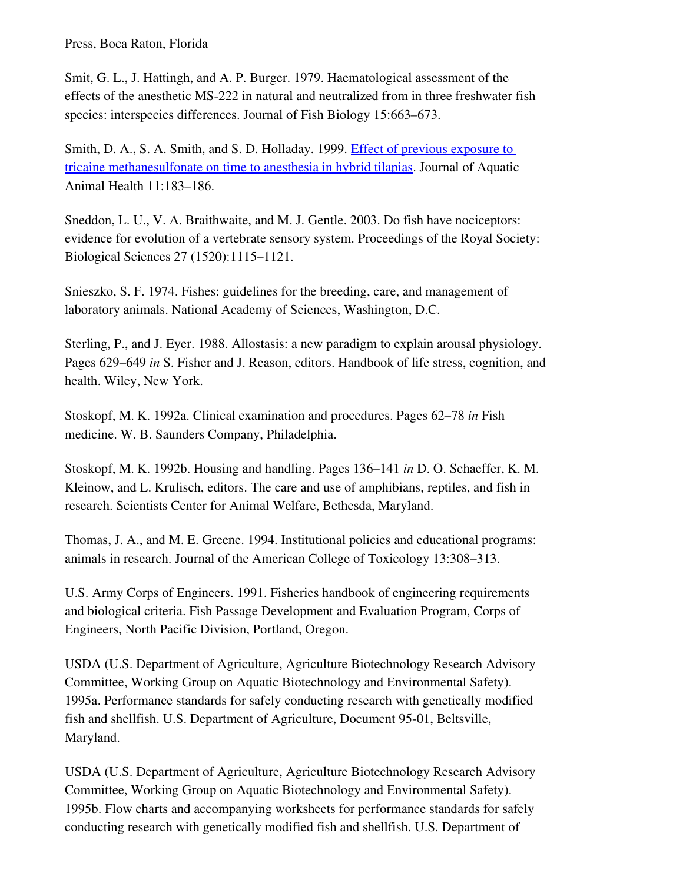Press, Boca Raton, Florida

Smit, G. L., J. Hattingh, and A. P. Burger. 1979. Haematological assessment of the effects of the anesthetic MS-222 in natural and neutralized from in three freshwater fish species: interspecies differences. Journal of Fish Biology 15:663–673.

Smith, D. A., S. A. Smith, and S. D. Holladay. 1999. Effect of previous exposure to tricaine methanesulfonate on time to anesthesia in hybrid tilapias. Journal of Aquatic Animal Health 11:183–186.

Sneddon, L. U., V. A. Braithwaite, and M. J. Gentle. 2003. Do fish have nociceptors: evidence for evolution of a vertebrate sensory system. Proceedings of the Royal Society: Biological Sciences 27 (1520):1115–1121.

Snieszko, S. F. 1974. Fishes: guidelines for the breeding, care, and management of laboratory animals. National Academy of Sciences, Washington, D.C.

Sterling, P., and J. Eyer. 1988. Allostasis: a new paradigm to explain arousal physiology. Pages 629–649 *in* S. Fisher and J. Reason, editors. Handbook of life stress, cognition, and health. Wiley, New York.

Stoskopf, M. K. 1992a. Clinical examination and procedures. Pages 62–78 *in* Fish medicine. W. B. Saunders Company, Philadelphia.

Stoskopf, M. K. 1992b. Housing and handling. Pages 136–141 *in* D. O. Schaeffer, K. M. Kleinow, and L. Krulisch, editors. The care and use of amphibians, reptiles, and fish in research. Scientists Center for Animal Welfare, Bethesda, Maryland.

Thomas, J. A., and M. E. Greene. 1994. Institutional policies and educational programs: animals in research. Journal of the American College of Toxicology 13:308–313.

U.S. Army Corps of Engineers. 1991. Fisheries handbook of engineering requirements and biological criteria. Fish Passage Development and Evaluation Program, Corps of Engineers, North Pacific Division, Portland, Oregon.

USDA (U.S. Department of Agriculture, Agriculture Biotechnology Research Advisory Committee, Working Group on Aquatic Biotechnology and Environmental Safety). 1995a. Performance standards for safely conducting research with genetically modified fish and shellfish. U.S. Department of Agriculture, Document 95-01, Beltsville, Maryland.

USDA (U.S. Department of Agriculture, Agriculture Biotechnology Research Advisory Committee, Working Group on Aquatic Biotechnology and Environmental Safety). 1995b. Flow charts and accompanying worksheets for performance standards for safely conducting research with genetically modified fish and shellfish. U.S. Department of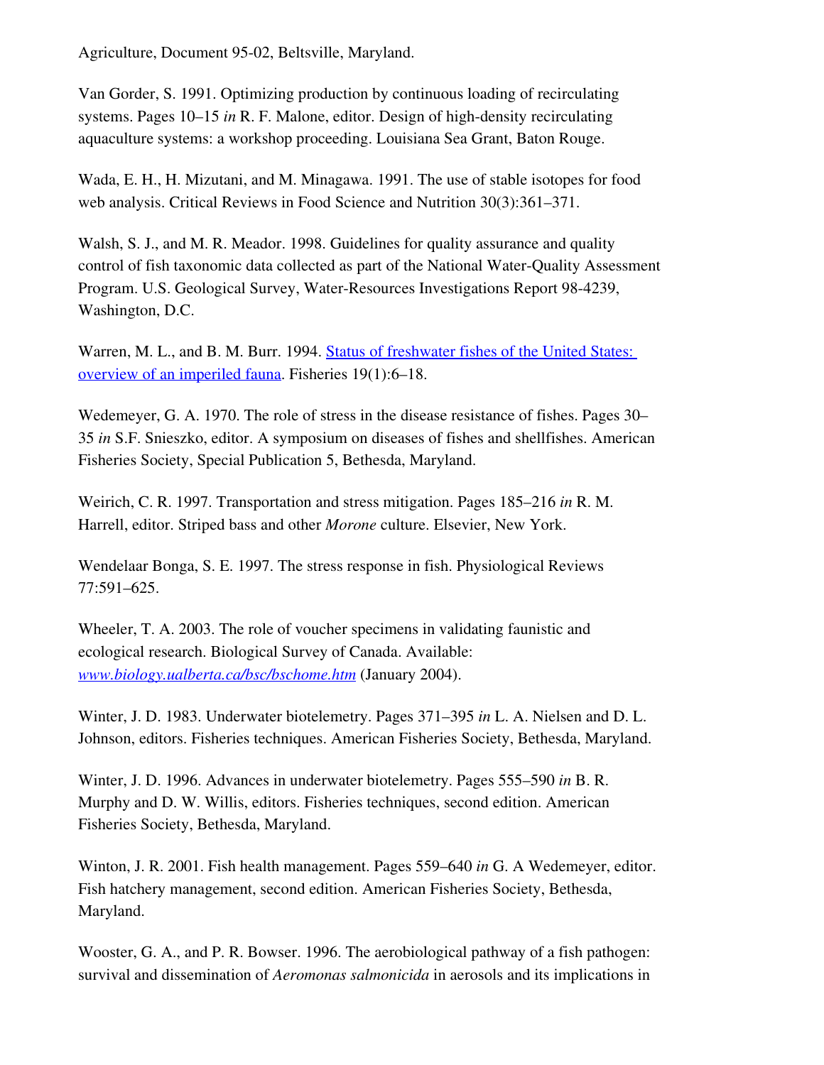Agriculture, Document 95-02, Beltsville, Maryland.

Van Gorder, S. 1991. Optimizing production by continuous loading of recirculating systems. Pages 10–15 *in* R. F. Malone, editor. Design of high-density recirculating aquaculture systems: a workshop proceeding. Louisiana Sea Grant, Baton Rouge.

Wada, E. H., H. Mizutani, and M. Minagawa. 1991. The use of stable isotopes for food web analysis. Critical Reviews in Food Science and Nutrition 30(3):361–371.

Walsh, S. J., and M. R. Meador. 1998. Guidelines for quality assurance and quality control of fish taxonomic data collected as part of the National Water-Quality Assessment Program. U.S. Geological Survey, Water-Resources Investigations Report 98-4239, Washington, D.C.

Warren, M. L., and B. M. Burr. 1994. Status of freshwater fishes of the United States: overview of an imperiled fauna. Fisheries 19(1):6–18.

Wedemeyer, G. A. 1970. The role of stress in the disease resistance of fishes. Pages 30–35 *in* S.F. Snieszko, editor. A symposium on diseases of fishes and shellfishes. American Fisheries Society, Special Publication 5, Bethesda, Maryland.

Weirich, C. R. 1997. Transportation and stress mitigation. Pages 185–216 *in* R. M. Harrell, editor. Striped bass and other *Morone* culture. Elsevier, New York.

Wendelaar Bonga, S. E. 1997. The stress response in fish. Physiological Reviews 77:591–625.

Wheeler, T. A. 2003. The role of voucher specimens in validating faunistic and ecological research. Biological Survey of Canada. Available: *www.biology.ualberta.ca/bsc/bschome.htm* (January 2004).

Winter, J. D. 1983. Underwater biotelemetry. Pages 371–395 *in* L. A. Nielsen and D. L. Johnson, editors. Fisheries techniques. American Fisheries Society, Bethesda, Maryland.

Winter, J. D. 1996. Advances in underwater biotelemetry. Pages 555–590 *in* B. R. Murphy and D. W. Willis, editors. Fisheries techniques, second edition. American Fisheries Society, Bethesda, Maryland.

Winton, J. R. 2001. Fish health management. Pages 559–640 *in* G. A Wedemeyer, editor. Fish hatchery management, second edition. American Fisheries Society, Bethesda, Maryland.

Wooster, G. A., and P. R. Bowser. 1996. The aerobiological pathway of a fish pathogen: survival and dissemination of *Aeromonas salmonicida* in aerosols and its implications in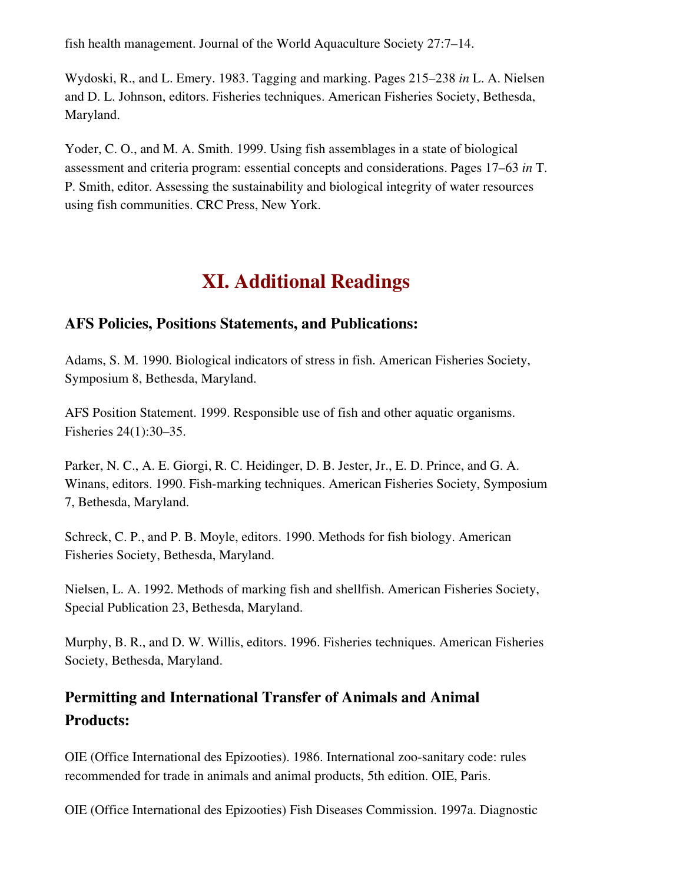fish health management. Journal of the World Aquaculture Society 27:7–14.

Wydoski, R., and L. Emery. 1983. Tagging and marking. Pages 215–238 *in* L. A. Nielsen and D. L. Johnson, editors. Fisheries techniques. American Fisheries Society, Bethesda, Maryland.

Yoder, C. O., and M. A. Smith. 1999. Using fish assemblages in a state of biological assessment and criteria program: essential concepts and considerations. Pages 17–63 *in* T. P. Smith, editor. Assessing the sustainability and biological integrity of water resources using fish communities. CRC Press, New York.

# XI. Additional Readings

### AFS Policies, Positions Statements, and Publications:

Adams, S. M. 1990. Biological indicators of stress in fish. American Fisheries Society, Symposium 8, Bethesda, Maryland.

AFS Position Statement. 1999. Responsible use of fish and other aquatic organisms. Fisheries 24(1):30–35.

Parker, N. C., A. E. Giorgi, R. C. Heidinger, D. B. Jester, Jr., E. D. Prince, and G. A. Winans, editors. 1990. Fish-marking techniques. American Fisheries Society, Symposium 7, Bethesda, Maryland.

Schreck, C. P., and P. B. Moyle, editors. 1990. Methods for fish biology. American Fisheries Society, Bethesda, Maryland.

Nielsen, L. A. 1992. Methods of marking fish and shellfish. American Fisheries Society, Special Publication 23, Bethesda, Maryland.

Murphy, B. R., and D. W. Willis, editors. 1996. Fisheries techniques. American Fisheries Society, Bethesda, Maryland.

### Permitting and International Transfer of Animals and Animal Products:

OIE (Office International des Epizooties). 1986. International zoo-sanitary code: rules recommended for trade in animals and animal products, 5th edition. OIE, Paris.

OIE (Office International des Epizooties) Fish Diseases Commission. 1997a. Diagnostic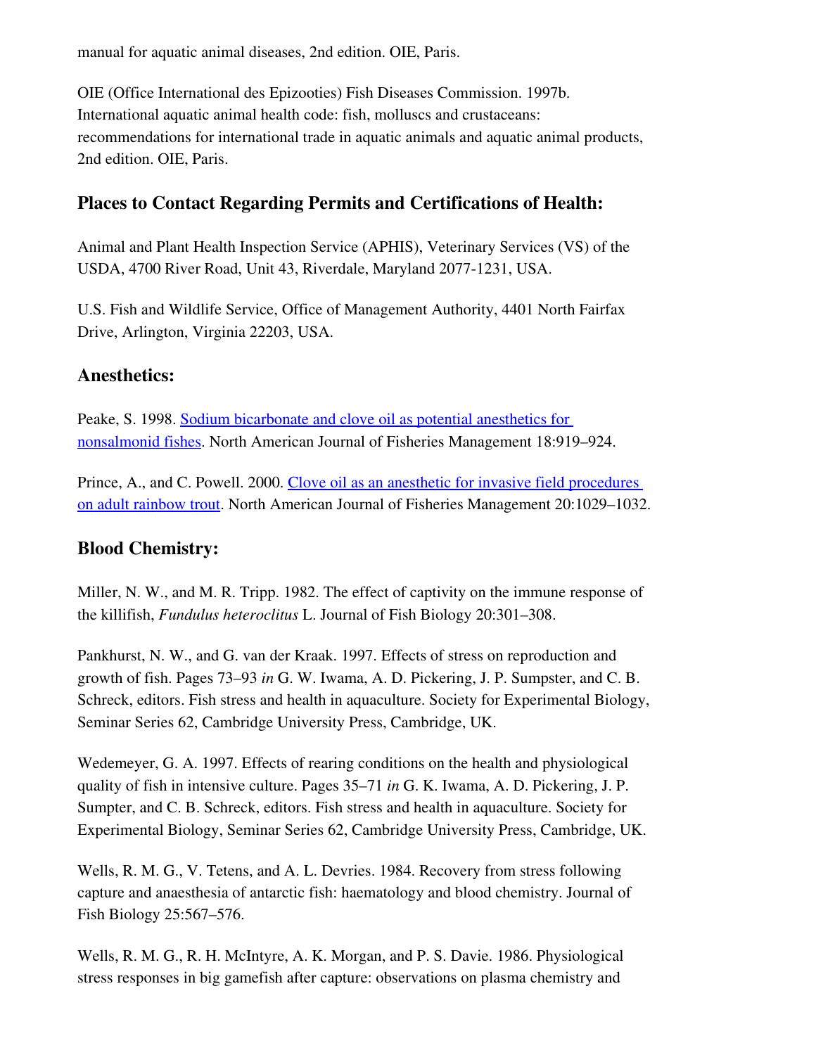manual for aquatic animal diseases, 2nd edition. OIE, Paris.

OIE (Office International des Epizooties) Fish Diseases Commission. 1997b. International aquatic animal health code: fish, molluscs and crustaceans: recommendations for international trade in aquatic animals and aquatic animal products, 2nd edition. OIE, Paris.

### Places to Contact Regarding Permits and Certifications of Health:

Animal and Plant Health Inspection Service (APHIS), Veterinary Services (VS) of the USDA, 4700 River Road, Unit 43, Riverdale, Maryland 2077-1231, USA.

U.S. Fish and Wildlife Service, Office of Management Authority, 4401 North Fairfax Drive, Arlington, Virginia 22203, USA.

### Anesthetics:

Peake, S. 1998. Sodium bicarbonate and clove oil as potential anesthetics for nonsalmonid fishes. North American Journal of Fisheries Management 18:919–924.

Prince, A., and C. Powell. 2000. Clove oil as an anesthetic for invasive field procedures on adult rainbow trout. North American Journal of Fisheries Management 20:1029–1032.

### Blood Chemistry:

Miller, N. W., and M. R. Tripp. 1982. The effect of captivity on the immune response of the killifish, *Fundulus heteroclitus* L. Journal of Fish Biology 20:301–308.

Pankhurst, N. W., and G. van der Kraak. 1997. Effects of stress on reproduction and growth of fish. Pages 73–93 *in* G. W. Iwama, A. D. Pickering, J. P. Sumpster, and C. B. Schreck, editors. Fish stress and health in aquaculture. Society for Experimental Biology, Seminar Series 62, Cambridge University Press, Cambridge, UK.

Wedemeyer, G. A. 1997. Effects of rearing conditions on the health and physiological quality of fish in intensive culture. Pages 35–71 *in* G. K. Iwama, A. D. Pickering, J. P. Sumpter, and C. B. Schreck, editors. Fish stress and health in aquaculture. Society for Experimental Biology, Seminar Series 62, Cambridge University Press, Cambridge, UK.

Wells, R. M. G., V. Tetens, and A. L. Devries. 1984. Recovery from stress following capture and anaesthesia of antarctic fish: haematology and blood chemistry. Journal of Fish Biology 25:567–576.

Wells, R. M. G., R. H. McIntyre, A. K. Morgan, and P. S. Davie. 1986. Physiological stress responses in big gamefish after capture: observations on plasma chemistry and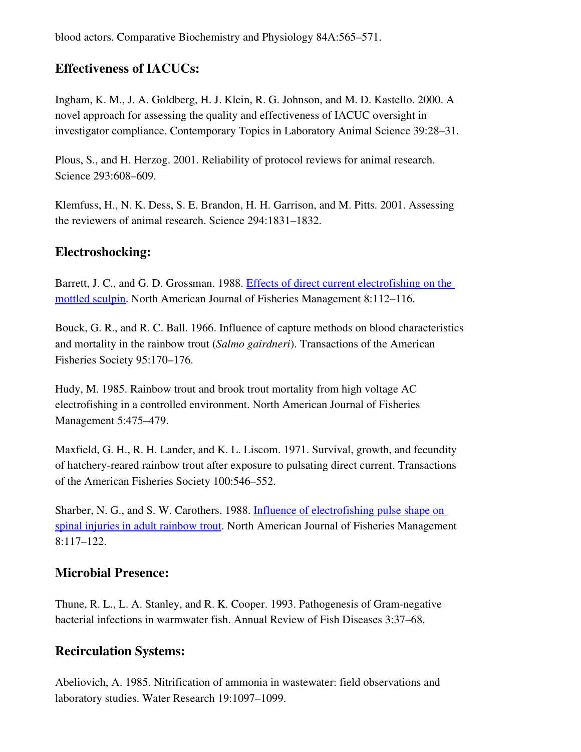blood actors. Comparative Biochemistry and Physiology 84A:565–571.

### Effectiveness of IACUCs:

Ingham, K. M., J. A. Goldberg, H. J. Klein, R. G. Johnson, and M. D. Kastello. 2000. A novel approach for assessing the quality and effectiveness of IACUC oversight in investigator compliance. Contemporary Topics in Laboratory Animal Science 39:28–31.

Plous, S., and H. Herzog. 2001. Reliability of protocol reviews for animal research. Science 293:608–609.

Klemfuss, H., N. K. Dess, S. E. Brandon, H. H. Garrison, and M. Pitts. 2001. Assessing the reviewers of animal research. Science 294:1831–1832.

### Electroshocking:

Barrett, J. C., and G. D. Grossman. 1988. Effects of direct current electrofishing on the mottled sculpin. North American Journal of Fisheries Management 8:112–116.

Bouck, G. R., and R. C. Ball. 1966. Influence of capture methods on blood characteristics and mortality in the rainbow trout (*Salmo gairdneri*). Transactions of the American Fisheries Society 95:170–176.

Hudy, M. 1985. Rainbow trout and brook trout mortality from high voltage AC electrofishing in a controlled environment. North American Journal of Fisheries Management 5:475–479.

Maxfield, G. H., R. H. Lander, and K. L. Liscom. 1971. Survival, growth, and fecundity of hatchery-reared rainbow trout after exposure to pulsating direct current. Transactions of the American Fisheries Society 100:546–552.

Sharber, N. G., and S. W. Carothers. 1988. Influence of electrofishing pulse shape on spinal injuries in adult rainbow trout. North American Journal of Fisheries Management 8:117–122.

### Microbial Presence:

Thune, R. L., L. A. Stanley, and R. K. Cooper. 1993. Pathogenesis of Gram-negative bacterial infections in warmwater fish. Annual Review of Fish Diseases 3:37–68.

### Recirculation Systems:

Abeliovich, A. 1985. Nitrification of ammonia in wastewater: field observations and laboratory studies. Water Research 19:1097–1099.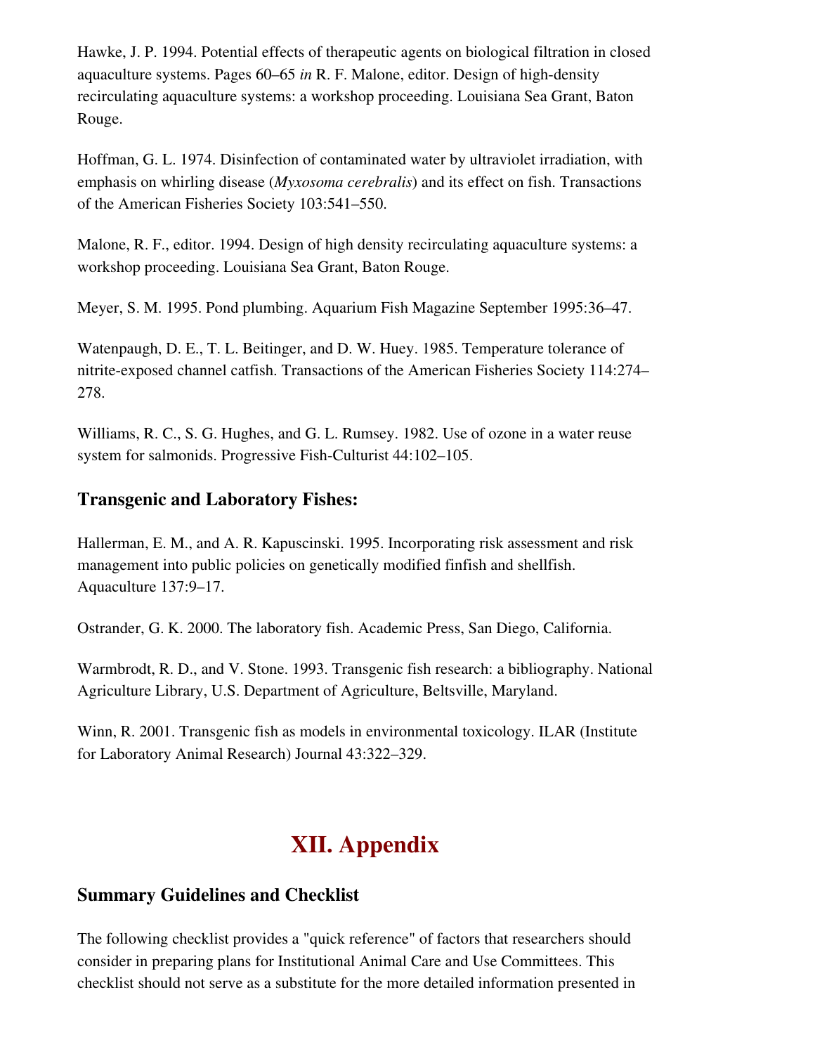Hawke, J. P. 1994. Potential effects of therapeutic agents on biological filtration in closed aquaculture systems. Pages 60–65 *in* R. F. Malone, editor. Design of high-density recirculating aquaculture systems: a workshop proceeding. Louisiana Sea Grant, Baton Rouge.

Hoffman, G. L. 1974. Disinfection of contaminated water by ultraviolet irradiation, with emphasis on whirling disease (*Myxosoma cerebralis*) and its effect on fish. Transactions of the American Fisheries Society 103:541–550.

Malone, R. F., editor. 1994. Design of high density recirculating aquaculture systems: a workshop proceeding. Louisiana Sea Grant, Baton Rouge.

Meyer, S. M. 1995. Pond plumbing. Aquarium Fish Magazine September 1995:36–47.

Watenpaugh, D. E., T. L. Beitinger, and D. W. Huey. 1985. Temperature tolerance of nitrite-exposed channel catfish. Transactions of the American Fisheries Society 114:274–278.

Williams, R. C., S. G. Hughes, and G. L. Rumsey. 1982. Use of ozone in a water reuse system for salmonids. Progressive Fish-Culturist 44:102–105.

### Transgenic and Laboratory Fishes:

Hallerman, E. M., and A. R. Kapuscinski. 1995. Incorporating risk assessment and risk management into public policies on genetically modified finfish and shellfish. Aquaculture 137:9–17.

Ostrander, G. K. 2000. The laboratory fish. Academic Press, San Diego, California.

Warmbrodt, R. D., and V. Stone. 1993. Transgenic fish research: a bibliography. National Agriculture Library, U.S. Department of Agriculture, Beltsville, Maryland.

Winn, R. 2001. Transgenic fish as models in environmental toxicology. ILAR (Institute for Laboratory Animal Research) Journal 43:322–329.

## XII. Appendix

### Summary Guidelines and Checklist

The following checklist provides a "quick reference" of factors that researchers should consider in preparing plans for Institutional Animal Care and Use Committees. This checklist should not serve as a substitute for the more detailed information presented in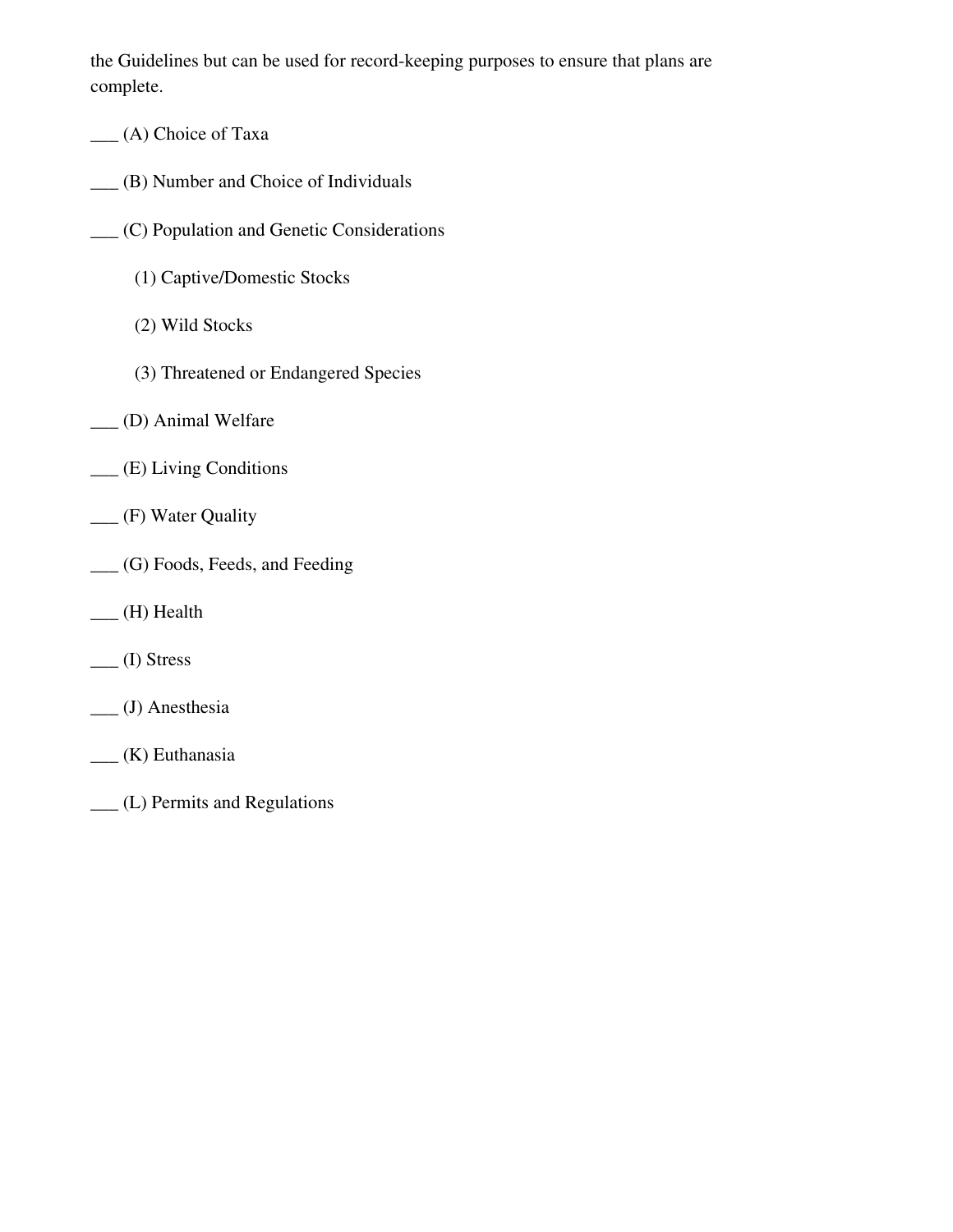the Guidelines but can be used for record-keeping purposes to ensure that plans are complete.

___ (A) Choice of Taxa

___ (B) Number and Choice of Individuals

___ (C) Population and Genetic Considerations

(1) Captive/Domestic Stocks

(2) Wild Stocks

(3) Threatened or Endangered Species

___ (D) Animal Welfare

___ (E) Living Conditions

___ (F) Water Quality

___ (G) Foods, Feeds, and Feeding

___ (H) Health

___ (I) Stress

___ (J) Anesthesia

___ (K) Euthanasia

___ (L) Permits and Regulations